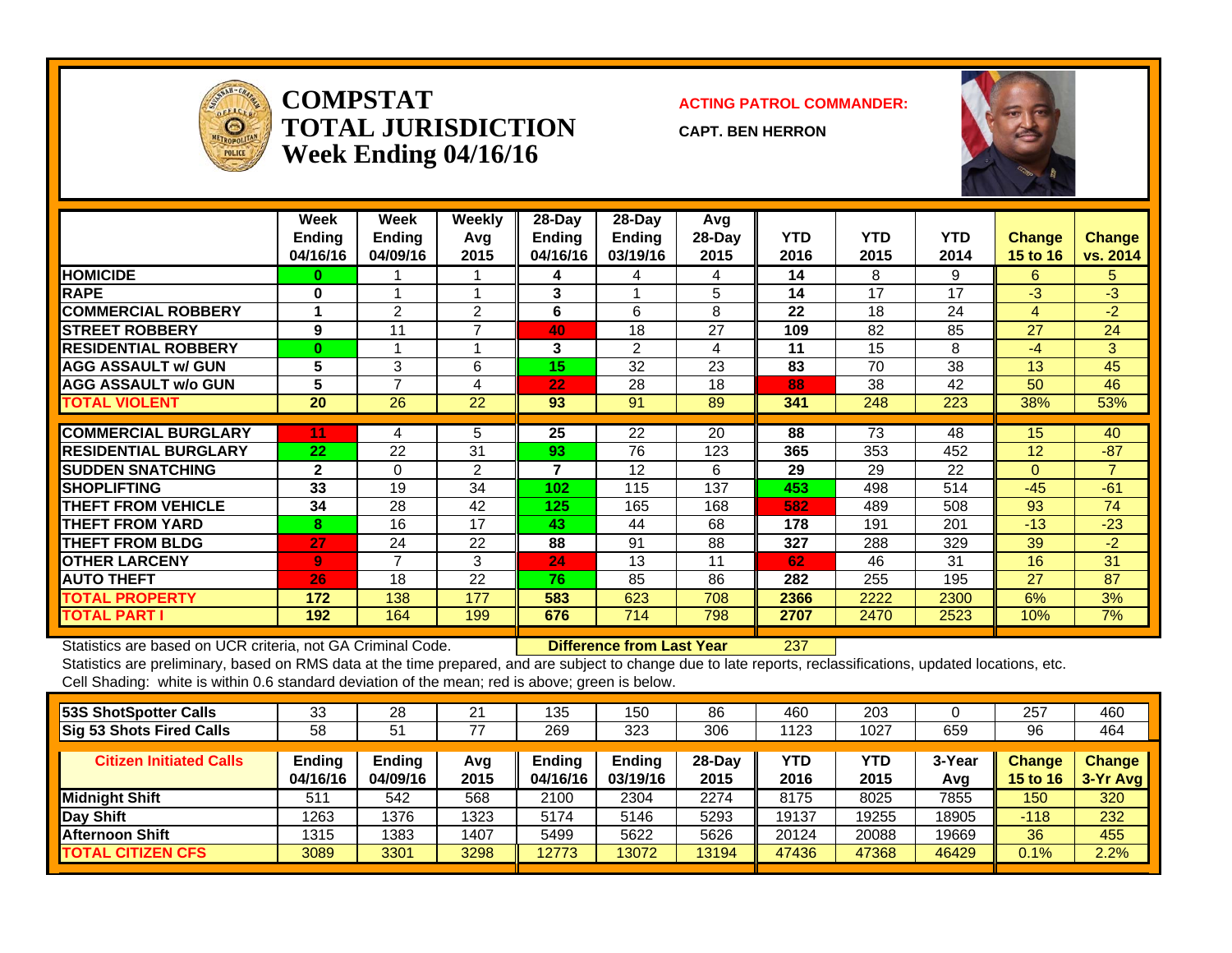# COMPSTAT TOTAL JURISDICTION Week Ending 04/16/16

**ACTING PATROL COMMANDER:**

**CAPT. BEN HERRON**

| | Week Ending 04/16/16 | Week Ending 04/09/16 | Weekly Avg 2015 | 28-Day Ending 04/16/16 | 28-Day Ending 03/19/16 | Avg 28-Day 2015 | YTD 2016 | YTD 2015 | YTD 2014 | Change 15 to 16 | Change vs. 2014 |
|---|---|---|---|---|---|---|---|---|---|---|---|
| **HOMICIDE** | 0 | 1 | 1 | 4 | 4 | 4 | 14 | 8 | 9 | 6 | 5 |
| **RAPE** | 0 | 1 | 1 | 3 | 1 | 5 | 14 | 17 | 17 | -3 | -3 |
| **COMMERCIAL ROBBERY** | 1 | 2 | 2 | 6 | 6 | 8 | 22 | 18 | 24 | 4 | -2 |
| **STREET ROBBERY** | 9 | 11 | 7 | 40 | 18 | 27 | 109 | 82 | 85 | 27 | 24 |
| **RESIDENTIAL ROBBERY** | 0 | 1 | 1 | 3 | 2 | 4 | 11 | 15 | 8 | -4 | 3 |
| **AGG ASSAULT w/ GUN** | 5 | 3 | 6 | 15 | 32 | 23 | 83 | 70 | 38 | 13 | 45 |
| **AGG ASSAULT w/o GUN** | 5 | 7 | 4 | 22 | 28 | 18 | 88 | 38 | 42 | 50 | 46 |
| **TOTAL VIOLENT** | 20 | 26 | 22 | 93 | 91 | 89 | 341 | 248 | 223 | 38% | 53% |
| **COMMERCIAL BURGLARY** | 11 | 4 | 5 | 25 | 22 | 20 | 88 | 73 | 48 | 15 | 40 |
| **RESIDENTIAL BURGLARY** | 22 | 22 | 31 | 93 | 76 | 123 | 365 | 353 | 452 | 12 | -87 |
| **SUDDEN SNATCHING** | 2 | 0 | 2 | 7 | 12 | 6 | 29 | 29 | 22 | 0 | 7 |
| **SHOPLIFTING** | 33 | 19 | 34 | 102 | 115 | 137 | 453 | 498 | 514 | -45 | -61 |
| **THEFT FROM VEHICLE** | 34 | 28 | 42 | 125 | 165 | 168 | 582 | 489 | 508 | 93 | 74 |
| **THEFT FROM YARD** | 8 | 16 | 17 | 43 | 44 | 68 | 178 | 191 | 201 | -13 | -23 |
| **THEFT FROM BLDG** | 27 | 24 | 22 | 88 | 91 | 88 | 327 | 288 | 329 | 39 | -2 |
| **OTHER LARCENY** | 9 | 7 | 3 | 24 | 13 | 11 | 62 | 46 | 31 | 16 | 31 |
| **AUTO THEFT** | 26 | 18 | 22 | 76 | 85 | 86 | 282 | 255 | 195 | 27 | 87 |
| **TOTAL PROPERTY** | 172 | 138 | 177 | 583 | 623 | 708 | 2366 | 2222 | 2300 | 6% | 3% |
| **TOTAL PART I** | 192 | 164 | 199 | 676 | 714 | 798 | 2707 | 2470 | 2523 | 10% | 7% |

Statistics are based on UCR criteria, not GA Criminal Code. **Difference from Last Year** 237

Statistics are preliminary, based on RMS data at the time prepared, and are subject to change due to late reports, reclassifications, updated locations, etc.

Cell Shading: white is within 0.6 standard deviation of the mean; red is above; green is below.

| | | | | | | | | | | | |
|---|---|---|---|---|---|---|---|---|---|---|---|
| **53S ShotSpotter Calls** | 33 | 28 | 21 | 135 | 150 | 86 | 460 | 203 | 0 | 257 | 460 |
| **Sig 53 Shots Fired Calls** | 58 | 51 | 77 | 269 | 323 | 306 | 1123 | 1027 | 659 | 96 | 464 |

| Citizen Initiated Calls | Ending 04/16/16 | Ending 04/09/16 | Avg 2015 | Ending 04/16/16 | Ending 03/19/16 | 28-Day 2015 | YTD 2016 | YTD 2015 | 3-Year Avg | Change 15 to 16 | Change 3-Yr Avg |
|---|---|---|---|---|---|---|---|---|---|---|---|
| **Midnight Shift** | 511 | 542 | 568 | 2100 | 2304 | 2274 | 8175 | 8025 | 7855 | 150 | 320 |
| **Day Shift** | 1263 | 1376 | 1323 | 5174 | 5146 | 5293 | 19137 | 19255 | 18905 | -118 | 232 |
| **Afternoon Shift** | 1315 | 1383 | 1407 | 5499 | 5622 | 5626 | 20124 | 20088 | 19669 | 36 | 455 |
| **TOTAL CITIZEN CFS** | 3089 | 3301 | 3298 | 12773 | 13072 | 13194 | 47436 | 47368 | 46429 | 0.1% | 2.2% |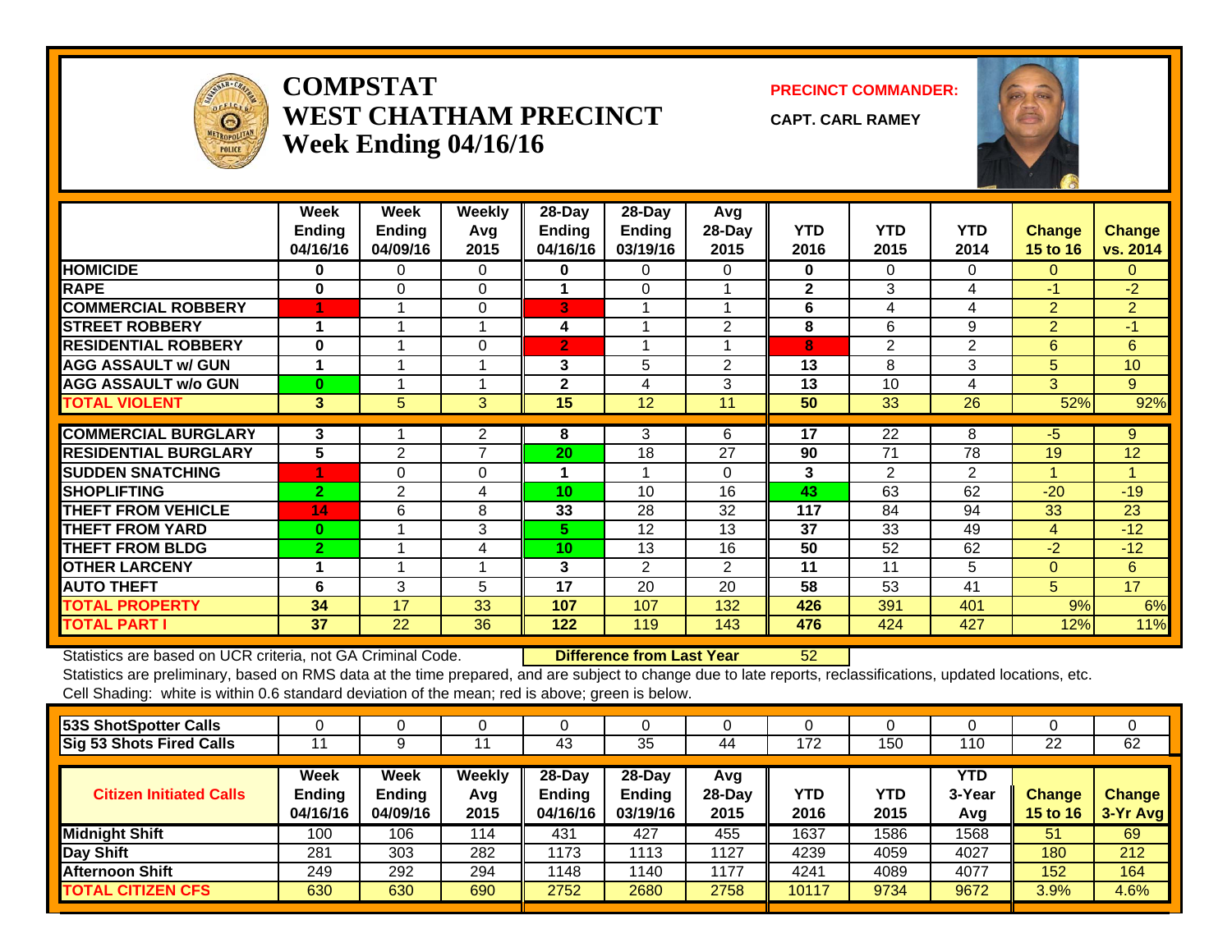# COMPSTAT
# WEST CHATHAM PRECINCT
## Week Ending 04/16/16

**PRECINCT COMMANDER:**

**CAPT. CARL RAMEY**

| | Week Ending 04/16/16 | Week Ending 04/09/16 | Weekly Avg 2015 | 28-Day Ending 04/16/16 | 28-Day Ending 03/19/16 | Avg 28-Day 2015 | YTD 2016 | YTD 2015 | YTD 2014 | Change 15 to 16 | Change vs. 2014 |
|---|---|---|---|---|---|---|---|---|---|---|---|
| HOMICIDE | 0 | 0 | 0 | 0 | 0 | 0 | 0 | 0 | 0 | 0 | 0 |
| RAPE | 0 | 0 | 0 | 1 | 0 | 1 | 2 | 3 | 4 | -1 | -2 |
| COMMERCIAL ROBBERY | 1 | 1 | 0 | 3 | 1 | 1 | 6 | 4 | 4 | 2 | 2 |
| STREET ROBBERY | 1 | 1 | 1 | 4 | 1 | 2 | 8 | 6 | 9 | 2 | -1 |
| RESIDENTIAL ROBBERY | 0 | 1 | 0 | 2 | 1 | 1 | 8 | 2 | 2 | 6 | 6 |
| AGG ASSAULT w/ GUN | 1 | 1 | 1 | 3 | 5 | 2 | 13 | 8 | 3 | 5 | 10 |
| AGG ASSAULT w/o GUN | 0 | 1 | 1 | 2 | 4 | 3 | 13 | 10 | 4 | 3 | 9 |
| TOTAL VIOLENT | 3 | 5 | 3 | 15 | 12 | 11 | 50 | 33 | 26 | 52% | 92% |
| COMMERCIAL BURGLARY | 3 | 1 | 2 | 8 | 3 | 6 | 17 | 22 | 8 | -5 | 9 |
| RESIDENTIAL BURGLARY | 5 | 2 | 7 | 20 | 18 | 27 | 90 | 71 | 78 | 19 | 12 |
| SUDDEN SNATCHING | 1 | 0 | 0 | 1 | 1 | 0 | 3 | 2 | 2 | 1 | 1 |
| SHOPLIFTING | 2 | 2 | 4 | 10 | 10 | 16 | 43 | 63 | 62 | -20 | -19 |
| THEFT FROM VEHICLE | 14 | 6 | 8 | 33 | 28 | 32 | 117 | 84 | 94 | 33 | 23 |
| THEFT FROM YARD | 0 | 1 | 3 | 5 | 12 | 13 | 37 | 33 | 49 | 4 | -12 |
| THEFT FROM BLDG | 2 | 1 | 4 | 10 | 13 | 16 | 50 | 52 | 62 | -2 | -12 |
| OTHER LARCENY | 1 | 1 | 1 | 3 | 2 | 2 | 11 | 11 | 5 | 0 | 6 |
| AUTO THEFT | 6 | 3 | 5 | 17 | 20 | 20 | 58 | 53 | 41 | 5 | 17 |
| TOTAL PROPERTY | 34 | 17 | 33 | 107 | 107 | 132 | 426 | 391 | 401 | 9% | 6% |
| TOTAL PART I | 37 | 22 | 36 | 122 | 119 | 143 | 476 | 424 | 427 | 12% | 11% |

Statistics are based on UCR criteria, not GA Criminal Code. **Difference from Last Year** 52

Statistics are preliminary, based on RMS data at the time prepared, and are subject to change due to late reports, reclassifications, updated locations, etc.

Cell Shading: white is within 0.6 standard deviation of the mean; red is above; green is below.

| | | | | | | | | | | | |
|---|---|---|---|---|---|---|---|---|---|---|---|
| 53S ShotSpotter Calls | 0 | 0 | 0 | 0 | 0 | 0 | 0 | 0 | 0 | 0 | 0 |
| Sig 53 Shots Fired Calls | 11 | 9 | 11 | 43 | 35 | 44 | 172 | 150 | 110 | 22 | 62 |

| Citizen Initiated Calls | Week Ending 04/16/16 | Week Ending 04/09/16 | Weekly Avg 2015 | 28-Day Ending 04/16/16 | 28-Day Ending 03/19/16 | Avg 28-Day 2015 | YTD 2016 | YTD 2015 | YTD 3-Year Avg | Change 15 to 16 | Change 3-Yr Avg |
|---|---|---|---|---|---|---|---|---|---|---|---|
| Midnight Shift | 100 | 106 | 114 | 431 | 427 | 455 | 1637 | 1586 | 1568 | 51 | 69 |
| Day Shift | 281 | 303 | 282 | 1173 | 1113 | 1127 | 4239 | 4059 | 4027 | 180 | 212 |
| Afternoon Shift | 249 | 292 | 294 | 1148 | 1140 | 1177 | 4241 | 4089 | 4077 | 152 | 164 |
| TOTAL CITIZEN CFS | 630 | 630 | 690 | 2752 | 2680 | 2758 | 10117 | 9734 | 9672 | 3.9% | 4.6% |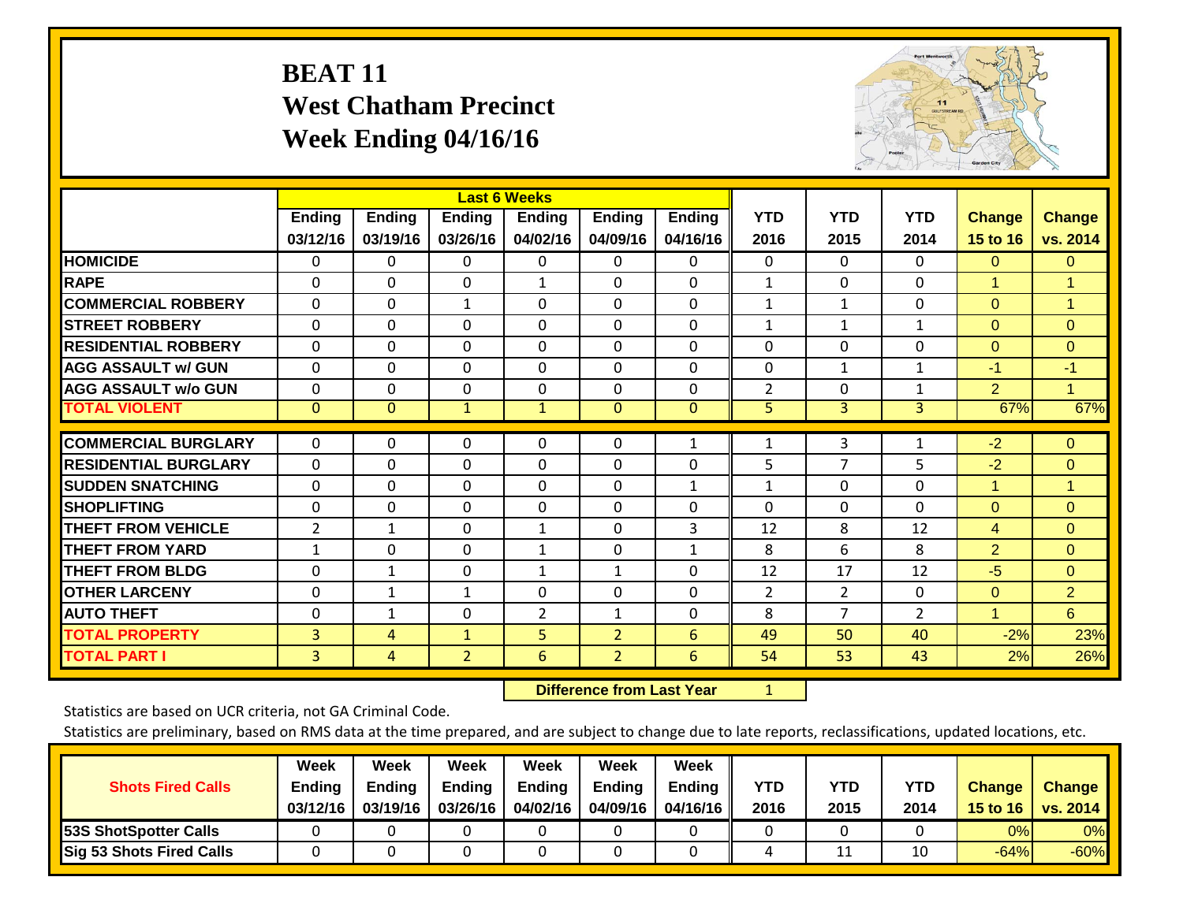# BEAT 11
## West Chatham Precinct
## Week Ending 04/16/16

| | Last 6 Weeks | | | | | | | | | | |
|---|---|---|---|---|---|---|---|---|---|---|---|
| | Ending 03/12/16 | Ending 03/19/16 | Ending 03/26/16 | Ending 04/02/16 | Ending 04/09/16 | Ending 04/16/16 | YTD 2016 | YTD 2015 | YTD 2014 | Change 15 to 16 | Change vs. 2014 |
| HOMICIDE | 0 | 0 | 0 | 0 | 0 | 0 | 0 | 0 | 0 | 0 | 0 |
| RAPE | 0 | 0 | 0 | 1 | 0 | 0 | 1 | 0 | 0 | 1 | 1 |
| COMMERCIAL ROBBERY | 0 | 0 | 1 | 0 | 0 | 0 | 1 | 1 | 0 | 0 | 1 |
| STREET ROBBERY | 0 | 0 | 0 | 0 | 0 | 0 | 1 | 1 | 1 | 0 | 0 |
| RESIDENTIAL ROBBERY | 0 | 0 | 0 | 0 | 0 | 0 | 0 | 0 | 0 | 0 | 0 |
| AGG ASSAULT w/ GUN | 0 | 0 | 0 | 0 | 0 | 0 | 0 | 1 | 1 | -1 | -1 |
| AGG ASSAULT w/o GUN | 0 | 0 | 0 | 0 | 0 | 0 | 2 | 0 | 1 | 2 | 1 |
| TOTAL VIOLENT | 0 | 0 | 1 | 1 | 0 | 0 | 5 | 3 | 3 | 67% | 67% |
| COMMERCIAL BURGLARY | 0 | 0 | 0 | 0 | 0 | 1 | 1 | 3 | 1 | -2 | 0 |
| RESIDENTIAL BURGLARY | 0 | 0 | 0 | 0 | 0 | 0 | 5 | 7 | 5 | -2 | 0 |
| SUDDEN SNATCHING | 0 | 0 | 0 | 0 | 0 | 1 | 1 | 0 | 0 | 1 | 1 |
| SHOPLIFTING | 0 | 0 | 0 | 0 | 0 | 0 | 0 | 0 | 0 | 0 | 0 |
| THEFT FROM VEHICLE | 2 | 1 | 0 | 1 | 0 | 3 | 12 | 8 | 12 | 4 | 0 |
| THEFT FROM YARD | 1 | 0 | 0 | 1 | 0 | 1 | 8 | 6 | 8 | 2 | 0 |
| THEFT FROM BLDG | 0 | 1 | 0 | 1 | 1 | 0 | 12 | 17 | 12 | -5 | 0 |
| OTHER LARCENY | 0 | 1 | 1 | 0 | 0 | 0 | 2 | 2 | 0 | 0 | 2 |
| AUTO THEFT | 0 | 1 | 0 | 2 | 1 | 0 | 8 | 7 | 2 | 1 | 6 |
| TOTAL PROPERTY | 3 | 4 | 1 | 5 | 2 | 6 | 49 | 50 | 40 | -2% | 23% |
| TOTAL PART I | 3 | 4 | 2 | 6 | 2 | 6 | 54 | 53 | 43 | 2% | 26% |

**Difference from Last Year** 1

Statistics are based on UCR criteria, not GA Criminal Code.

Statistics are preliminary, based on RMS data at the time prepared, and are subject to change due to late reports, reclassifications, updated locations, etc.

| Shots Fired Calls | Week Ending 03/12/16 | Week Ending 03/19/16 | Week Ending 03/26/16 | Week Ending 04/02/16 | Week Ending 04/09/16 | Week Ending 04/16/16 | YTD 2016 | YTD 2015 | YTD 2014 | Change 15 to 16 | Change vs. 2014 |
|---|---|---|---|---|---|---|---|---|---|---|---|
| 53S ShotSpotter Calls | 0 | 0 | 0 | 0 | 0 | 0 | 0 | 0 | 0 | 0% | 0% |
| Sig 53 Shots Fired Calls | 0 | 0 | 0 | 0 | 0 | 0 | 4 | 11 | 10 | -64% | -60% |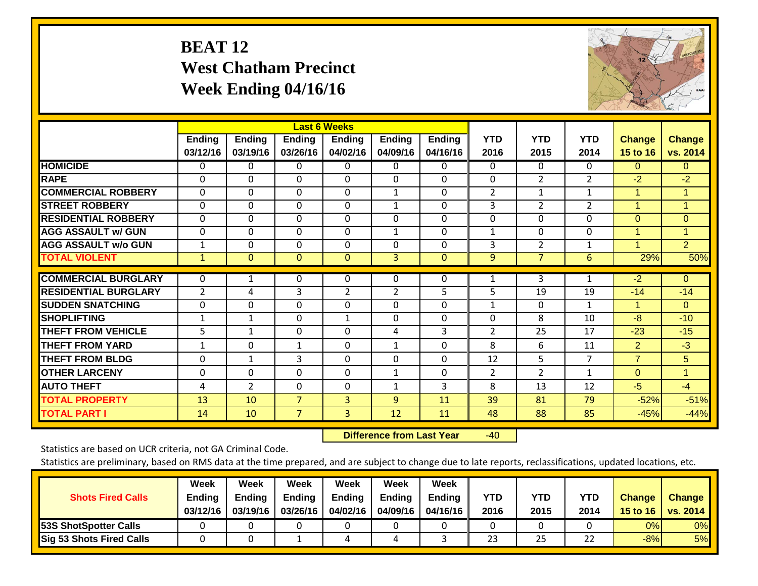# BEAT 12
## West Chatham Precinct
## Week Ending 04/16/16

| | Last 6 Weeks | | | | | | | | | | |
|---|---|---|---|---|---|---|---|---|---|---|---|
| | Ending 03/12/16 | Ending 03/19/16 | Ending 03/26/16 | Ending 04/02/16 | Ending 04/09/16 | Ending 04/16/16 | YTD 2016 | YTD 2015 | YTD 2014 | Change 15 to 16 | Change vs. 2014 |
| HOMICIDE | 0 | 0 | 0 | 0 | 0 | 0 | 0 | 0 | 0 | 0 | 0 |
| RAPE | 0 | 0 | 0 | 0 | 0 | 0 | 0 | 2 | 2 | -2 | -2 |
| COMMERCIAL ROBBERY | 0 | 0 | 0 | 0 | 1 | 0 | 2 | 1 | 1 | 1 | 1 |
| STREET ROBBERY | 0 | 0 | 0 | 0 | 1 | 0 | 3 | 2 | 2 | 1 | 1 |
| RESIDENTIAL ROBBERY | 0 | 0 | 0 | 0 | 0 | 0 | 0 | 0 | 0 | 0 | 0 |
| AGG ASSAULT w/ GUN | 0 | 0 | 0 | 0 | 1 | 0 | 1 | 0 | 0 | 1 | 1 |
| AGG ASSAULT w/o GUN | 1 | 0 | 0 | 0 | 0 | 0 | 3 | 2 | 1 | 1 | 2 |
| TOTAL VIOLENT | 1 | 0 | 0 | 0 | 3 | 0 | 9 | 7 | 6 | 29% | 50% |
| COMMERCIAL BURGLARY | 0 | 1 | 0 | 0 | 0 | 0 | 1 | 3 | 1 | -2 | 0 |
| RESIDENTIAL BURGLARY | 2 | 4 | 3 | 2 | 2 | 5 | 5 | 19 | 19 | -14 | -14 |
| SUDDEN SNATCHING | 0 | 0 | 0 | 0 | 0 | 0 | 1 | 0 | 1 | 1 | 0 |
| SHOPLIFTING | 1 | 1 | 0 | 1 | 0 | 0 | 0 | 8 | 10 | -8 | -10 |
| THEFT FROM VEHICLE | 5 | 1 | 0 | 0 | 4 | 3 | 2 | 25 | 17 | -23 | -15 |
| THEFT FROM YARD | 1 | 0 | 1 | 0 | 1 | 0 | 8 | 6 | 11 | 2 | -3 |
| THEFT FROM BLDG | 0 | 1 | 3 | 0 | 0 | 0 | 12 | 5 | 7 | 7 | 5 |
| OTHER LARCENY | 0 | 0 | 0 | 0 | 1 | 0 | 2 | 2 | 1 | 0 | 1 |
| AUTO THEFT | 4 | 2 | 0 | 0 | 1 | 3 | 8 | 13 | 12 | -5 | -4 |
| TOTAL PROPERTY | 13 | 10 | 7 | 3 | 9 | 11 | 39 | 81 | 79 | -52% | -51% |
| TOTAL PART I | 14 | 10 | 7 | 3 | 12 | 11 | 48 | 88 | 85 | -45% | -44% |

**Difference from Last Year** -40

Statistics are based on UCR criteria, not GA Criminal Code.

Statistics are preliminary, based on RMS data at the time prepared, and are subject to change due to late reports, reclassifications, updated locations, etc.

| Shots Fired Calls | Week Ending 03/12/16 | Week Ending 03/19/16 | Week Ending 03/26/16 | Week Ending 04/02/16 | Week Ending 04/09/16 | Week Ending 04/16/16 | YTD 2016 | YTD 2015 | YTD 2014 | Change 15 to 16 | Change vs. 2014 |
|---|---|---|---|---|---|---|---|---|---|---|---|
| 53S ShotSpotter Calls | 0 | 0 | 0 | 0 | 0 | 0 | 0 | 0 | 0 | 0% | 0% |
| Sig 53 Shots Fired Calls | 0 | 0 | 1 | 4 | 4 | 3 | 23 | 25 | 22 | -8% | 5% |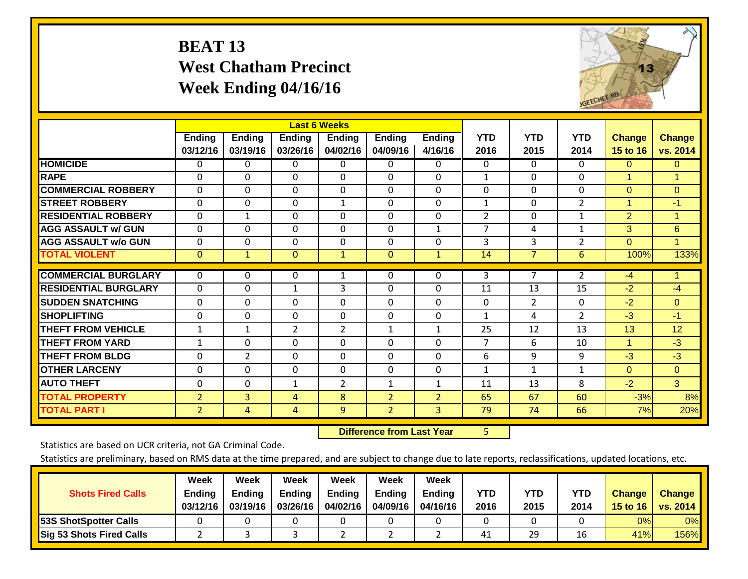# BEAT 13
# West Chatham Precinct
# Week Ending 04/16/16

| | Last 6 Weeks | | | | | | | | | | |
|---|---|---|---|---|---|---|---|---|---|---|---|
| | Ending 03/12/16 | Ending 03/19/16 | Ending 03/26/16 | Ending 04/02/16 | Ending 04/09/16 | Ending 4/16/16 | YTD 2016 | YTD 2015 | YTD 2014 | Change 15 to 16 | Change vs. 2014 |
| **HOMICIDE** | 0 | 0 | 0 | 0 | 0 | 0 | 0 | 0 | 0 | 0 | 0 |
| **RAPE** | 0 | 0 | 0 | 0 | 0 | 0 | 1 | 0 | 0 | 1 | 1 |
| **COMMERCIAL ROBBERY** | 0 | 0 | 0 | 0 | 0 | 0 | 0 | 0 | 0 | 0 | 0 |
| **STREET ROBBERY** | 0 | 0 | 0 | 1 | 0 | 0 | 1 | 0 | 2 | 1 | -1 |
| **RESIDENTIAL ROBBERY** | 0 | 1 | 0 | 0 | 0 | 0 | 2 | 0 | 1 | 2 | 1 |
| **AGG ASSAULT w/ GUN** | 0 | 0 | 0 | 0 | 0 | 1 | 7 | 4 | 1 | 3 | 6 |
| **AGG ASSAULT w/o GUN** | 0 | 0 | 0 | 0 | 0 | 0 | 3 | 3 | 2 | 0 | 1 |
| **TOTAL VIOLENT** | 0 | 1 | 0 | 1 | 0 | 1 | 14 | 7 | 6 | 100% | 133% |
| **COMMERCIAL BURGLARY** | 0 | 0 | 0 | 1 | 0 | 0 | 3 | 7 | 2 | -4 | 1 |
| **RESIDENTIAL BURGLARY** | 0 | 0 | 1 | 3 | 0 | 0 | 11 | 13 | 15 | -2 | -4 |
| **SUDDEN SNATCHING** | 0 | 0 | 0 | 0 | 0 | 0 | 0 | 2 | 0 | -2 | 0 |
| **SHOPLIFTING** | 0 | 0 | 0 | 0 | 0 | 0 | 1 | 4 | 2 | -3 | -1 |
| **THEFT FROM VEHICLE** | 1 | 1 | 2 | 2 | 1 | 1 | 25 | 12 | 13 | 13 | 12 |
| **THEFT FROM YARD** | 1 | 0 | 0 | 0 | 0 | 0 | 7 | 6 | 10 | 1 | -3 |
| **THEFT FROM BLDG** | 0 | 2 | 0 | 0 | 0 | 0 | 6 | 9 | 9 | -3 | -3 |
| **OTHER LARCENY** | 0 | 0 | 0 | 0 | 0 | 0 | 1 | 1 | 1 | 0 | 0 |
| **AUTO THEFT** | 0 | 0 | 1 | 2 | 1 | 1 | 11 | 13 | 8 | -2 | 3 |
| **TOTAL PROPERTY** | 2 | 3 | 4 | 8 | 2 | 2 | 65 | 67 | 60 | -3% | 8% |
| **TOTAL PART I** | 2 | 4 | 4 | 9 | 2 | 3 | 79 | 74 | 66 | 7% | 20% |

**Difference from Last Year** 5

Statistics are based on UCR criteria, not GA Criminal Code.

Statistics are preliminary, based on RMS data at the time prepared, and are subject to change due to late reports, reclassifications, updated locations, etc.

| Shots Fired Calls | Week Ending 03/12/16 | Week Ending 03/19/16 | Week Ending 03/26/16 | Week Ending 04/02/16 | Week Ending 04/09/16 | Week Ending 04/16/16 | YTD 2016 | YTD 2015 | YTD 2014 | Change 15 to 16 | Change vs. 2014 |
|---|---|---|---|---|---|---|---|---|---|---|---|
| **53S ShotSpotter Calls** | 0 | 0 | 0 | 0 | 0 | 0 | 0 | 0 | 0 | 0% | 0% |
| **Sig 53 Shots Fired Calls** | 2 | 3 | 3 | 2 | 2 | 2 | 41 | 29 | 16 | 41% | 156% |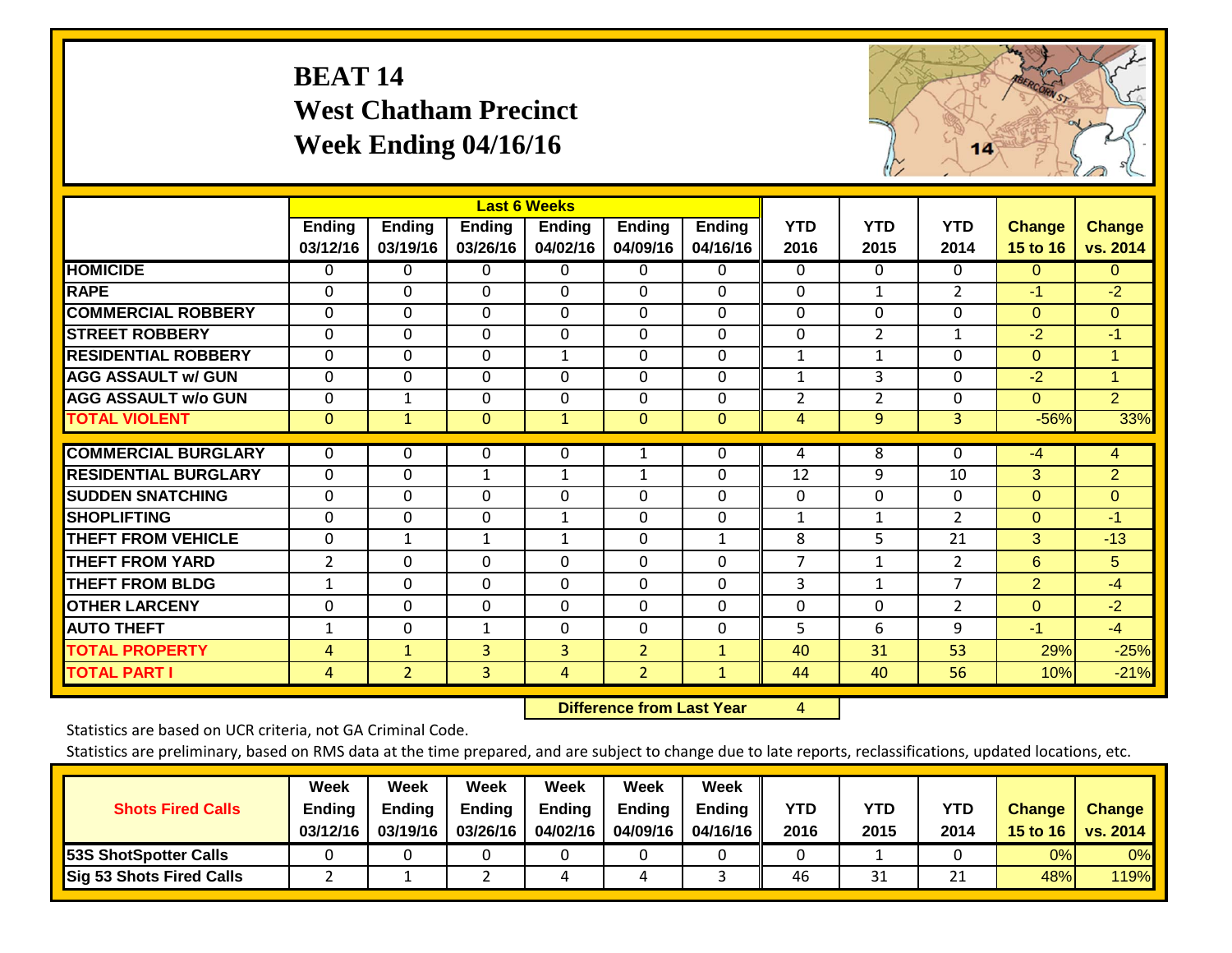# BEAT 14
## West Chatham Precinct
## Week Ending 04/16/16

| | Last 6 Weeks | | | | | | | | | | |
|---|---|---|---|---|---|---|---|---|---|---|---|
| | Ending 03/12/16 | Ending 03/19/16 | Ending 03/26/16 | Ending 04/02/16 | Ending 04/09/16 | Ending 04/16/16 | YTD 2016 | YTD 2015 | YTD 2014 | Change 15 to 16 | Change vs. 2014 |
| HOMICIDE | 0 | 0 | 0 | 0 | 0 | 0 | 0 | 0 | 0 | 0 | 0 |
| RAPE | 0 | 0 | 0 | 0 | 0 | 0 | 0 | 1 | 2 | -1 | -2 |
| COMMERCIAL ROBBERY | 0 | 0 | 0 | 0 | 0 | 0 | 0 | 0 | 0 | 0 | 0 |
| STREET ROBBERY | 0 | 0 | 0 | 0 | 0 | 0 | 0 | 2 | 1 | -2 | -1 |
| RESIDENTIAL ROBBERY | 0 | 0 | 0 | 1 | 0 | 0 | 1 | 1 | 0 | 0 | 1 |
| AGG ASSAULT w/ GUN | 0 | 0 | 0 | 0 | 0 | 0 | 1 | 3 | 0 | -2 | 1 |
| AGG ASSAULT w/o GUN | 0 | 1 | 0 | 0 | 0 | 0 | 2 | 2 | 0 | 0 | 2 |
| TOTAL VIOLENT | 0 | 1 | 0 | 1 | 0 | 0 | 4 | 9 | 3 | -56% | 33% |
| COMMERCIAL BURGLARY | 0 | 0 | 0 | 0 | 1 | 0 | 4 | 8 | 0 | -4 | 4 |
| RESIDENTIAL BURGLARY | 0 | 0 | 1 | 1 | 1 | 0 | 12 | 9 | 10 | 3 | 2 |
| SUDDEN SNATCHING | 0 | 0 | 0 | 0 | 0 | 0 | 0 | 0 | 0 | 0 | 0 |
| SHOPLIFTING | 0 | 0 | 0 | 1 | 0 | 0 | 1 | 1 | 2 | 0 | -1 |
| THEFT FROM VEHICLE | 0 | 1 | 1 | 1 | 0 | 1 | 8 | 5 | 21 | 3 | -13 |
| THEFT FROM YARD | 2 | 0 | 0 | 0 | 0 | 0 | 7 | 1 | 2 | 6 | 5 |
| THEFT FROM BLDG | 1 | 0 | 0 | 0 | 0 | 0 | 3 | 1 | 7 | 2 | -4 |
| OTHER LARCENY | 0 | 0 | 0 | 0 | 0 | 0 | 0 | 0 | 2 | 0 | -2 |
| AUTO THEFT | 1 | 0 | 1 | 0 | 0 | 0 | 5 | 6 | 9 | -1 | -4 |
| TOTAL PROPERTY | 4 | 1 | 3 | 3 | 2 | 1 | 40 | 31 | 53 | 29% | -25% |
| TOTAL PART I | 4 | 2 | 3 | 4 | 2 | 1 | 44 | 40 | 56 | 10% | -21% |

**Difference from Last Year** 4

Statistics are based on UCR criteria, not GA Criminal Code.

Statistics are preliminary, based on RMS data at the time prepared, and are subject to change due to late reports, reclassifications, updated locations, etc.

| Shots Fired Calls | Week Ending 03/12/16 | Week Ending 03/19/16 | Week Ending 03/26/16 | Week Ending 04/02/16 | Week Ending 04/09/16 | Week Ending 04/16/16 | YTD 2016 | YTD 2015 | YTD 2014 | Change 15 to 16 | Change vs. 2014 |
|---|---|---|---|---|---|---|---|---|---|---|---|
| 53S ShotSpotter Calls | 0 | 0 | 0 | 0 | 0 | 0 | 0 | 1 | 0 | 0% | 0% |
| Sig 53 Shots Fired Calls | 2 | 1 | 2 | 4 | 4 | 3 | 46 | 31 | 21 | 48% | 119% |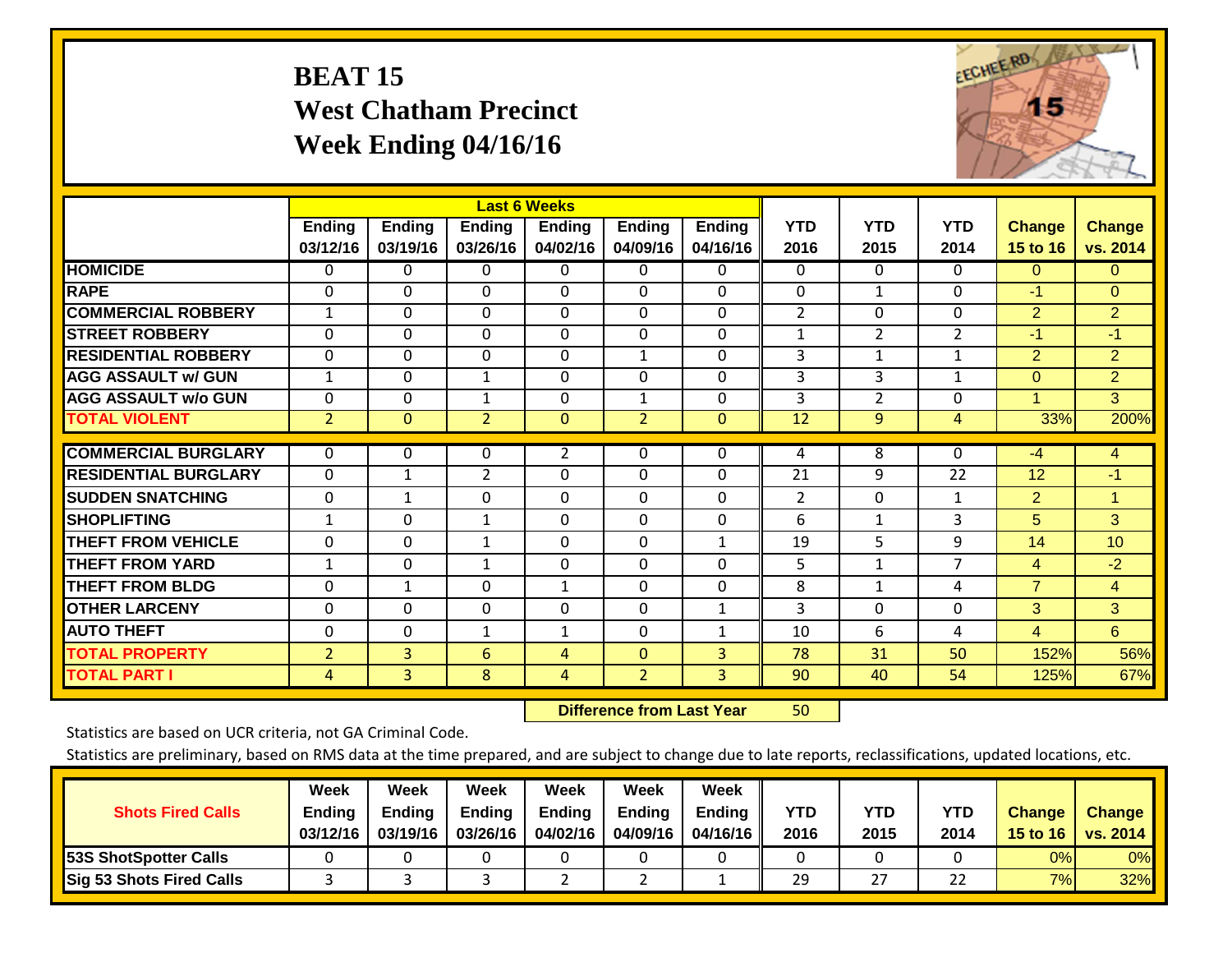# BEAT 15
## West Chatham Precinct
## Week Ending 04/16/16

| | Last 6 Weeks | | | | | | | | | | |
|---|---|---|---|---|---|---|---|---|---|---|---|
| | Ending 03/12/16 | Ending 03/19/16 | Ending 03/26/16 | Ending 04/02/16 | Ending 04/09/16 | Ending 04/16/16 | YTD 2016 | YTD 2015 | YTD 2014 | Change 15 to 16 | Change vs. 2014 |
| HOMICIDE | 0 | 0 | 0 | 0 | 0 | 0 | 0 | 0 | 0 | 0 | 0 |
| RAPE | 0 | 0 | 0 | 0 | 0 | 0 | 0 | 1 | 0 | -1 | 0 |
| COMMERCIAL ROBBERY | 1 | 0 | 0 | 0 | 0 | 0 | 2 | 0 | 0 | 2 | 2 |
| STREET ROBBERY | 0 | 0 | 0 | 0 | 0 | 0 | 1 | 2 | 2 | -1 | -1 |
| RESIDENTIAL ROBBERY | 0 | 0 | 0 | 0 | 1 | 0 | 3 | 1 | 1 | 2 | 2 |
| AGG ASSAULT w/ GUN | 1 | 0 | 1 | 0 | 0 | 0 | 3 | 3 | 1 | 0 | 2 |
| AGG ASSAULT w/o GUN | 0 | 0 | 1 | 0 | 1 | 0 | 3 | 2 | 0 | 1 | 3 |
| TOTAL VIOLENT | 2 | 0 | 2 | 0 | 2 | 0 | 12 | 9 | 4 | 33% | 200% |
| COMMERCIAL BURGLARY | 0 | 0 | 0 | 2 | 0 | 0 | 4 | 8 | 0 | -4 | 4 |
| RESIDENTIAL BURGLARY | 0 | 1 | 2 | 0 | 0 | 0 | 21 | 9 | 22 | 12 | -1 |
| SUDDEN SNATCHING | 0 | 1 | 0 | 0 | 0 | 0 | 2 | 0 | 1 | 2 | 1 |
| SHOPLIFTING | 1 | 0 | 1 | 0 | 0 | 0 | 6 | 1 | 3 | 5 | 3 |
| THEFT FROM VEHICLE | 0 | 0 | 1 | 0 | 0 | 1 | 19 | 5 | 9 | 14 | 10 |
| THEFT FROM YARD | 1 | 0 | 1 | 0 | 0 | 0 | 5 | 1 | 7 | 4 | -2 |
| THEFT FROM BLDG | 0 | 1 | 0 | 1 | 0 | 0 | 8 | 1 | 4 | 7 | 4 |
| OTHER LARCENY | 0 | 0 | 0 | 0 | 0 | 1 | 3 | 0 | 0 | 3 | 3 |
| AUTO THEFT | 0 | 0 | 1 | 1 | 0 | 1 | 10 | 6 | 4 | 4 | 6 |
| TOTAL PROPERTY | 2 | 3 | 6 | 4 | 0 | 3 | 78 | 31 | 50 | 152% | 56% |
| TOTAL PART I | 4 | 3 | 8 | 4 | 2 | 3 | 90 | 40 | 54 | 125% | 67% |

**Difference from Last Year** 50

Statistics are based on UCR criteria, not GA Criminal Code.

Statistics are preliminary, based on RMS data at the time prepared, and are subject to change due to late reports, reclassifications, updated locations, etc.

| Shots Fired Calls | Week Ending 03/12/16 | Week Ending 03/19/16 | Week Ending 03/26/16 | Week Ending 04/02/16 | Week Ending 04/09/16 | Week Ending 04/16/16 | YTD 2016 | YTD 2015 | YTD 2014 | Change 15 to 16 | Change vs. 2014 |
|---|---|---|---|---|---|---|---|---|---|---|---|
| 53S ShotSpotter Calls | 0 | 0 | 0 | 0 | 0 | 0 | 0 | 0 | 0 | 0% | 0% |
| Sig 53 Shots Fired Calls | 3 | 3 | 3 | 2 | 2 | 1 | 29 | 27 | 22 | 7% | 32% |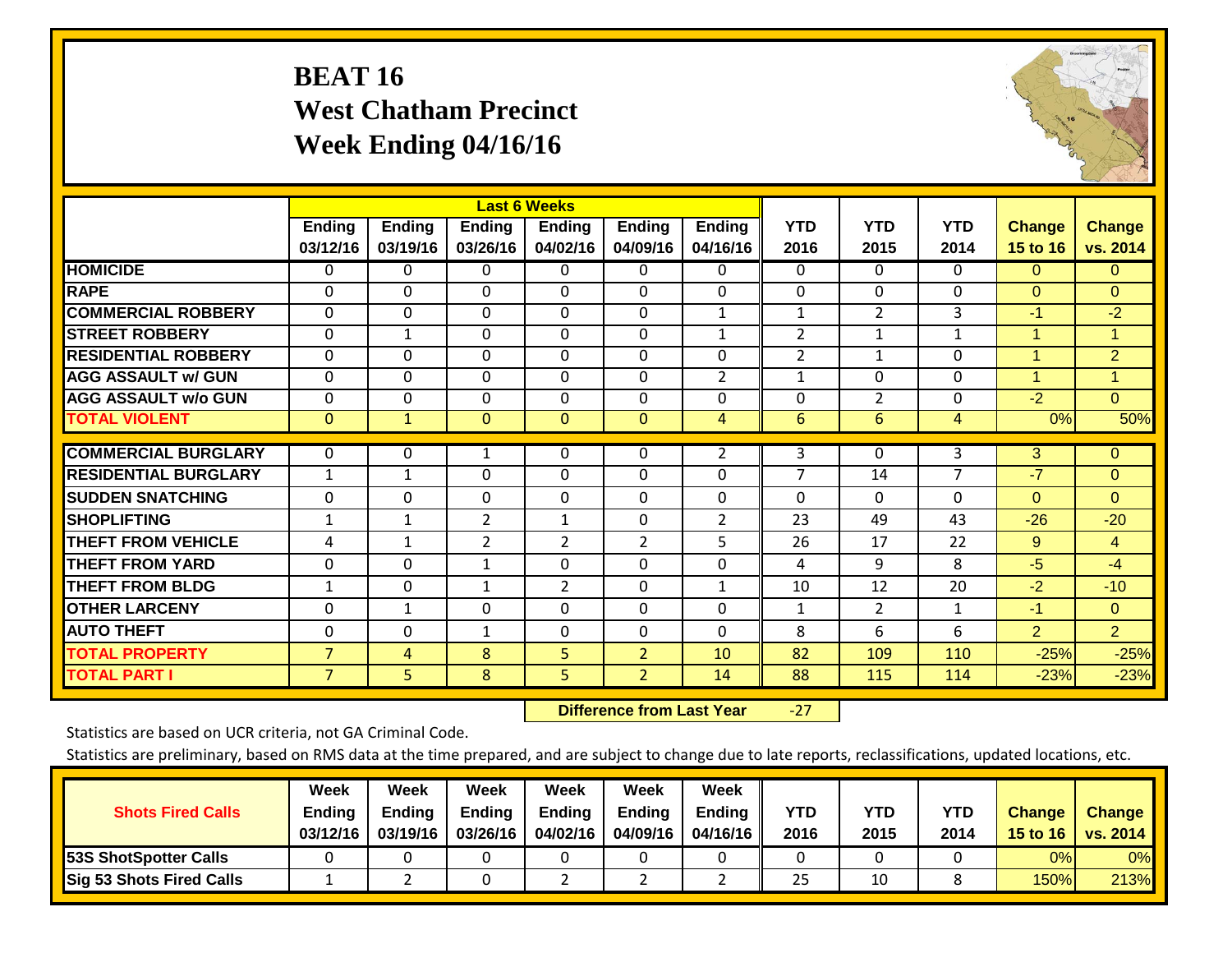# BEAT 16
# West Chatham Precinct
# Week Ending 04/16/16

| | Last 6 Weeks | | | | | | | | | | |
|---|---|---|---|---|---|---|---|---|---|---|---|
| | Ending 03/12/16 | Ending 03/19/16 | Ending 03/26/16 | Ending 04/02/16 | Ending 04/09/16 | Ending 04/16/16 | YTD 2016 | YTD 2015 | YTD 2014 | Change 15 to 16 | Change vs. 2014 |
| **HOMICIDE** | 0 | 0 | 0 | 0 | 0 | 0 | 0 | 0 | 0 | 0 | 0 |
| **RAPE** | 0 | 0 | 0 | 0 | 0 | 0 | 0 | 0 | 0 | 0 | 0 |
| **COMMERCIAL ROBBERY** | 0 | 0 | 0 | 0 | 0 | 1 | 1 | 2 | 3 | -1 | -2 |
| **STREET ROBBERY** | 0 | 1 | 0 | 0 | 0 | 1 | 2 | 1 | 1 | 1 | 1 |
| **RESIDENTIAL ROBBERY** | 0 | 0 | 0 | 0 | 0 | 0 | 2 | 1 | 0 | 1 | 2 |
| **AGG ASSAULT w/ GUN** | 0 | 0 | 0 | 0 | 0 | 2 | 1 | 0 | 0 | 1 | 1 |
| **AGG ASSAULT w/o GUN** | 0 | 0 | 0 | 0 | 0 | 0 | 0 | 2 | 0 | -2 | 0 |
| **TOTAL VIOLENT** | 0 | 1 | 0 | 0 | 0 | 4 | 6 | 6 | 4 | 0% | 50% |
| **COMMERCIAL BURGLARY** | 0 | 0 | 1 | 0 | 0 | 2 | 3 | 0 | 3 | 3 | 0 |
| **RESIDENTIAL BURGLARY** | 1 | 1 | 0 | 0 | 0 | 0 | 7 | 14 | 7 | -7 | 0 |
| **SUDDEN SNATCHING** | 0 | 0 | 0 | 0 | 0 | 0 | 0 | 0 | 0 | 0 | 0 |
| **SHOPLIFTING** | 1 | 1 | 2 | 1 | 0 | 2 | 23 | 49 | 43 | -26 | -20 |
| **THEFT FROM VEHICLE** | 4 | 1 | 2 | 2 | 2 | 5 | 26 | 17 | 22 | 9 | 4 |
| **THEFT FROM YARD** | 0 | 0 | 1 | 0 | 0 | 0 | 4 | 9 | 8 | -5 | -4 |
| **THEFT FROM BLDG** | 1 | 0 | 1 | 2 | 0 | 1 | 10 | 12 | 20 | -2 | -10 |
| **OTHER LARCENY** | 0 | 1 | 0 | 0 | 0 | 0 | 1 | 2 | 1 | -1 | 0 |
| **AUTO THEFT** | 0 | 0 | 1 | 0 | 0 | 0 | 8 | 6 | 6 | 2 | 2 |
| **TOTAL PROPERTY** | 7 | 4 | 8 | 5 | 2 | 10 | 82 | 109 | 110 | -25% | -25% |
| **TOTAL PART I** | 7 | 5 | 8 | 5 | 2 | 14 | 88 | 115 | 114 | -23% | -23% |

**Difference from Last Year** -27

Statistics are based on UCR criteria, not GA Criminal Code.

Statistics are preliminary, based on RMS data at the time prepared, and are subject to change due to late reports, reclassifications, updated locations, etc.

| Shots Fired Calls | Week Ending 03/12/16 | Week Ending 03/19/16 | Week Ending 03/26/16 | Week Ending 04/02/16 | Week Ending 04/09/16 | Week Ending 04/16/16 | YTD 2016 | YTD 2015 | YTD 2014 | Change 15 to 16 | Change vs. 2014 |
|---|---|---|---|---|---|---|---|---|---|---|---|
| **53S ShotSpotter Calls** | 0 | 0 | 0 | 0 | 0 | 0 | 0 | 0 | 0 | 0% | 0% |
| **Sig 53 Shots Fired Calls** | 1 | 2 | 0 | 2 | 2 | 2 | 25 | 10 | 8 | 150% | 213% |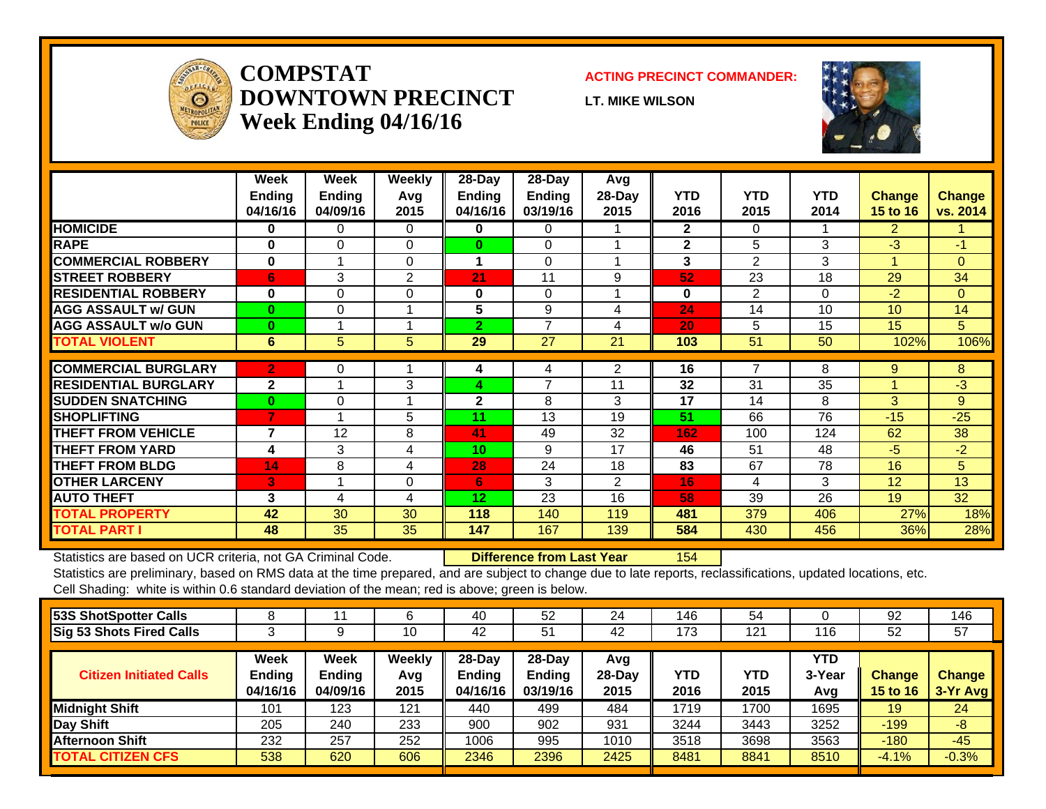# COMPSTAT
# DOWNTOWN PRECINCT
## Week Ending 04/16/16

**ACTING PRECINCT COMMANDER:**

**LT. MIKE WILSON**

| | Week Ending 04/16/16 | Week Ending 04/09/16 | Weekly Avg 2015 | 28-Day Ending 04/16/16 | 28-Day Ending 03/19/16 | Avg 28-Day 2015 | YTD 2016 | YTD 2015 | YTD 2014 | Change 15 to 16 | Change vs. 2014 |
|---|---|---|---|---|---|---|---|---|---|---|---|
| HOMICIDE | 0 | 0 | 0 | 0 | 0 | 1 | 2 | 0 | 1 | 2 | 1 |
| RAPE | 0 | 0 | 0 | 0 | 0 | 1 | 2 | 5 | 3 | -3 | -1 |
| COMMERCIAL ROBBERY | 0 | 1 | 0 | 1 | 0 | 1 | 3 | 2 | 3 | 1 | 0 |
| STREET ROBBERY | 6 | 3 | 2 | 21 | 11 | 9 | 52 | 23 | 18 | 29 | 34 |
| RESIDENTIAL ROBBERY | 0 | 0 | 0 | 0 | 0 | 1 | 0 | 2 | 0 | -2 | 0 |
| AGG ASSAULT w/ GUN | 0 | 0 | 1 | 5 | 9 | 4 | 24 | 14 | 10 | 10 | 14 |
| AGG ASSAULT w/o GUN | 0 | 1 | 1 | 2 | 7 | 4 | 20 | 5 | 15 | 15 | 5 |
| TOTAL VIOLENT | 6 | 5 | 5 | 29 | 27 | 21 | 103 | 51 | 50 | 102% | 106% |
| COMMERCIAL BURGLARY | 2 | 0 | 1 | 4 | 4 | 2 | 16 | 7 | 8 | 9 | 8 |
| RESIDENTIAL BURGLARY | 2 | 1 | 3 | 4 | 7 | 11 | 32 | 31 | 35 | 1 | -3 |
| SUDDEN SNATCHING | 0 | 0 | 1 | 2 | 8 | 3 | 17 | 14 | 8 | 3 | 9 |
| SHOPLIFTING | 7 | 1 | 5 | 11 | 13 | 19 | 51 | 66 | 76 | -15 | -25 |
| THEFT FROM VEHICLE | 7 | 12 | 8 | 41 | 49 | 32 | 162 | 100 | 124 | 62 | 38 |
| THEFT FROM YARD | 4 | 3 | 4 | 10 | 9 | 17 | 46 | 51 | 48 | -5 | -2 |
| THEFT FROM BLDG | 14 | 8 | 4 | 28 | 24 | 18 | 83 | 67 | 78 | 16 | 5 |
| OTHER LARCENY | 3 | 1 | 0 | 6 | 3 | 2 | 16 | 4 | 3 | 12 | 13 |
| AUTO THEFT | 3 | 4 | 4 | 12 | 23 | 16 | 58 | 39 | 26 | 19 | 32 |
| TOTAL PROPERTY | 42 | 30 | 30 | 118 | 140 | 119 | 481 | 379 | 406 | 27% | 18% |
| TOTAL PART I | 48 | 35 | 35 | 147 | 167 | 139 | 584 | 430 | 456 | 36% | 28% |

Statistics are based on UCR criteria, not GA Criminal Code. **Difference from Last Year** 154

Statistics are preliminary, based on RMS data at the time prepared, and are subject to change due to late reports, reclassifications, updated locations, etc.

Cell Shading: white is within 0.6 standard deviation of the mean; red is above; green is below.

| | Week Ending 04/16/16 | Week Ending 04/09/16 | Weekly Avg 2015 | 28-Day Ending 04/16/16 | 28-Day Ending 03/19/16 | Avg 28-Day 2015 | YTD 2016 | YTD 2015 | YTD 2014 | Change 15 to 16 | Change vs. 2014 |
|---|---|---|---|---|---|---|---|---|---|---|---|
| 53S ShotSpotter Calls | 8 | 11 | 6 | 40 | 52 | 24 | 146 | 54 | 0 | 92 | 146 |
| Sig 53 Shots Fired Calls | 3 | 9 | 10 | 42 | 51 | 42 | 173 | 121 | 116 | 52 | 57 |

| Citizen Initiated Calls | Week Ending 04/16/16 | Week Ending 04/09/16 | Weekly Avg 2015 | 28-Day Ending 04/16/16 | 28-Day Ending 03/19/16 | Avg 28-Day 2015 | YTD 2016 | YTD 2015 | YTD 3-Year Avg | Change 15 to 16 | Change 3-Yr Avg |
|---|---|---|---|---|---|---|---|---|---|---|---|
| Midnight Shift | 101 | 123 | 121 | 440 | 499 | 484 | 1719 | 1700 | 1695 | 19 | 24 |
| Day Shift | 205 | 240 | 233 | 900 | 902 | 931 | 3244 | 3443 | 3252 | -199 | -8 |
| Afternoon Shift | 232 | 257 | 252 | 1006 | 995 | 1010 | 3518 | 3698 | 3563 | -180 | -45 |
| TOTAL CITIZEN CFS | 538 | 620 | 606 | 2346 | 2396 | 2425 | 8481 | 8841 | 8510 | -4.1% | -0.3% |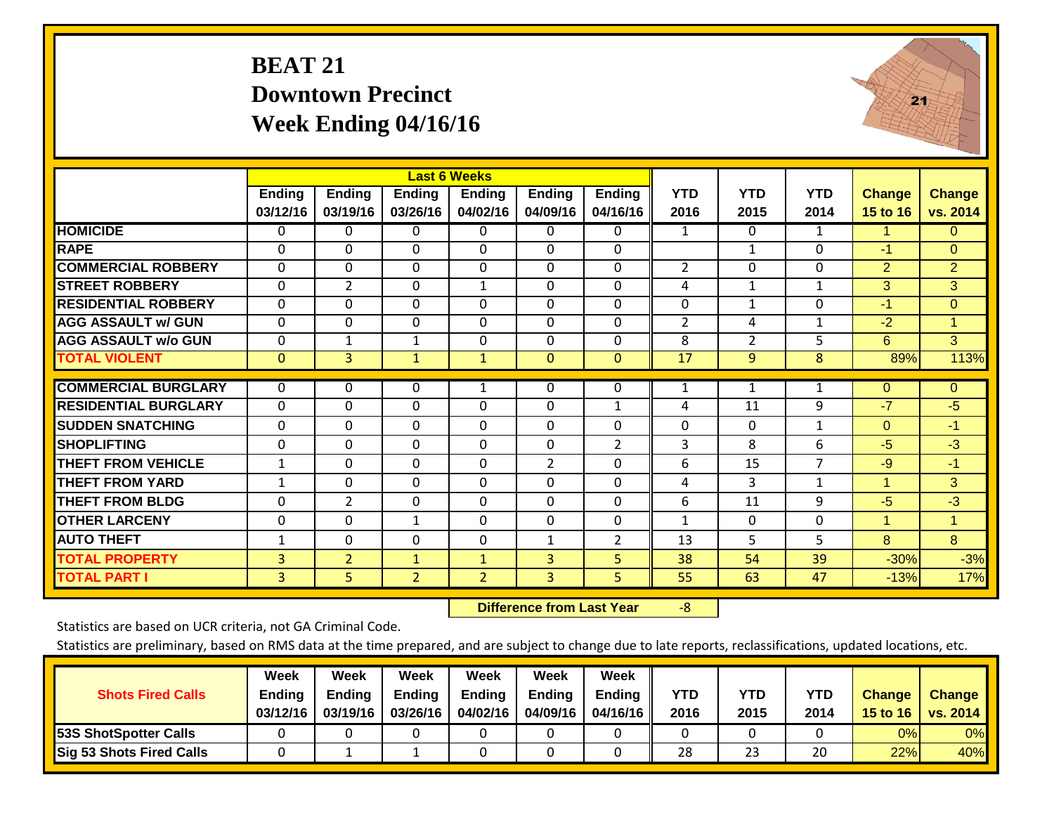# BEAT 21
## Downtown Precinct
## Week Ending 04/16/16

| | Last 6 Weeks | | | | | | | | | | |
|---|---|---|---|---|---|---|---|---|---|---|---|
| | Ending 03/12/16 | Ending 03/19/16 | Ending 03/26/16 | Ending 04/02/16 | Ending 04/09/16 | Ending 04/16/16 | YTD 2016 | YTD 2015 | YTD 2014 | Change 15 to 16 | Change vs. 2014 |
| **HOMICIDE** | 0 | 0 | 0 | 0 | 0 | 0 | 1 | 0 | 1 | 1 | 0 |
| **RAPE** | 0 | 0 | 0 | 0 | 0 | 0 | | 1 | 0 | -1 | 0 |
| **COMMERCIAL ROBBERY** | 0 | 0 | 0 | 0 | 0 | 0 | 2 | 0 | 0 | 2 | 2 |
| **STREET ROBBERY** | 0 | 2 | 0 | 1 | 0 | 0 | 4 | 1 | 1 | 3 | 3 |
| **RESIDENTIAL ROBBERY** | 0 | 0 | 0 | 0 | 0 | 0 | 0 | 1 | 0 | -1 | 0 |
| **AGG ASSAULT w/ GUN** | 0 | 0 | 0 | 0 | 0 | 0 | 2 | 4 | 1 | -2 | 1 |
| **AGG ASSAULT w/o GUN** | 0 | 1 | 1 | 0 | 0 | 0 | 8 | 2 | 5 | 6 | 3 |
| **TOTAL VIOLENT** | 0 | 3 | 1 | 1 | 0 | 0 | 17 | 9 | 8 | 89% | 113% |
| **COMMERCIAL BURGLARY** | 0 | 0 | 0 | 1 | 0 | 0 | 1 | 1 | 1 | 0 | 0 |
| **RESIDENTIAL BURGLARY** | 0 | 0 | 0 | 0 | 0 | 1 | 4 | 11 | 9 | -7 | -5 |
| **SUDDEN SNATCHING** | 0 | 0 | 0 | 0 | 0 | 0 | 0 | 0 | 1 | 0 | -1 |
| **SHOPLIFTING** | 0 | 0 | 0 | 0 | 0 | 2 | 3 | 8 | 6 | -5 | -3 |
| **THEFT FROM VEHICLE** | 1 | 0 | 0 | 0 | 2 | 0 | 6 | 15 | 7 | -9 | -1 |
| **THEFT FROM YARD** | 1 | 0 | 0 | 0 | 0 | 0 | 4 | 3 | 1 | 1 | 3 |
| **THEFT FROM BLDG** | 0 | 2 | 0 | 0 | 0 | 0 | 6 | 11 | 9 | -5 | -3 |
| **OTHER LARCENY** | 0 | 0 | 1 | 0 | 0 | 0 | 1 | 0 | 0 | 1 | 1 |
| **AUTO THEFT** | 1 | 0 | 0 | 0 | 1 | 2 | 13 | 5 | 5 | 8 | 8 |
| **TOTAL PROPERTY** | 3 | 2 | 1 | 1 | 3 | 5 | 38 | 54 | 39 | -30% | -3% |
| **TOTAL PART I** | 3 | 5 | 2 | 2 | 3 | 5 | 55 | 63 | 47 | -13% | 17% |

**Difference from Last Year** -8

Statistics are based on UCR criteria, not GA Criminal Code.

Statistics are preliminary, based on RMS data at the time prepared, and are subject to change due to late reports, reclassifications, updated locations, etc.

| Shots Fired Calls | Week Ending 03/12/16 | Week Ending 03/19/16 | Week Ending 03/26/16 | Week Ending 04/02/16 | Week Ending 04/09/16 | Week Ending 04/16/16 | YTD 2016 | YTD 2015 | YTD 2014 | Change 15 to 16 | Change vs. 2014 |
|---|---|---|---|---|---|---|---|---|---|---|---|
| **53S ShotSpotter Calls** | 0 | 0 | 0 | 0 | 0 | 0 | 0 | 0 | 0 | 0% | 0% |
| **Sig 53 Shots Fired Calls** | 0 | 1 | 1 | 0 | 0 | 0 | 28 | 23 | 20 | 22% | 40% |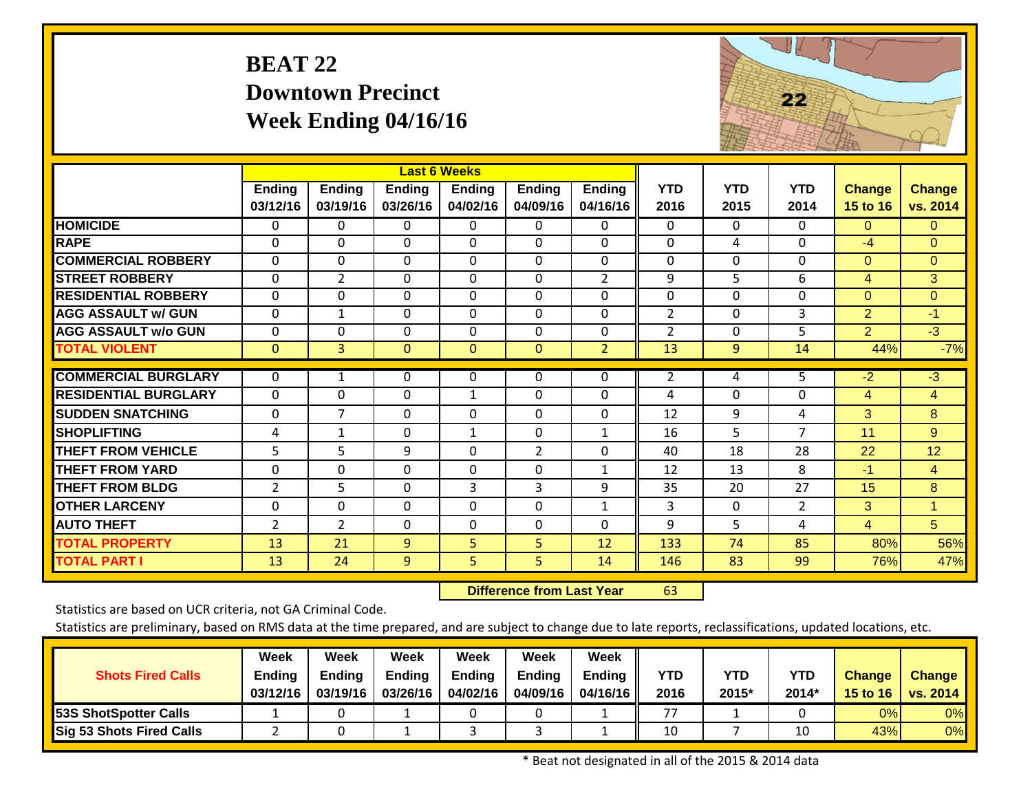# BEAT 22
## Downtown Precinct
## Week Ending 04/16/16

| | Last 6 Weeks | | | | | | | | | | |
|---|---|---|---|---|---|---|---|---|---|---|---|
| | Ending 03/12/16 | Ending 03/19/16 | Ending 03/26/16 | Ending 04/02/16 | Ending 04/09/16 | Ending 04/16/16 | YTD 2016 | YTD 2015 | YTD 2014 | Change 15 to 16 | Change vs. 2014 |
| HOMICIDE | 0 | 0 | 0 | 0 | 0 | 0 | 0 | 0 | 0 | 0 | 0 |
| RAPE | 0 | 0 | 0 | 0 | 0 | 0 | 0 | 4 | 0 | -4 | 0 |
| COMMERCIAL ROBBERY | 0 | 0 | 0 | 0 | 0 | 0 | 0 | 0 | 0 | 0 | 0 |
| STREET ROBBERY | 0 | 2 | 0 | 0 | 0 | 2 | 9 | 5 | 6 | 4 | 3 |
| RESIDENTIAL ROBBERY | 0 | 0 | 0 | 0 | 0 | 0 | 0 | 0 | 0 | 0 | 0 |
| AGG ASSAULT w/ GUN | 0 | 1 | 0 | 0 | 0 | 0 | 2 | 0 | 3 | 2 | -1 |
| AGG ASSAULT w/o GUN | 0 | 0 | 0 | 0 | 0 | 0 | 2 | 0 | 5 | 2 | -3 |
| TOTAL VIOLENT | 0 | 3 | 0 | 0 | 0 | 2 | 13 | 9 | 14 | 44% | -7% |
| COMMERCIAL BURGLARY | 0 | 1 | 0 | 0 | 0 | 0 | 2 | 4 | 5 | -2 | -3 |
| RESIDENTIAL BURGLARY | 0 | 0 | 0 | 1 | 0 | 0 | 4 | 0 | 0 | 4 | 4 |
| SUDDEN SNATCHING | 0 | 7 | 0 | 0 | 0 | 0 | 12 | 9 | 4 | 3 | 8 |
| SHOPLIFTING | 4 | 1 | 0 | 1 | 0 | 1 | 16 | 5 | 7 | 11 | 9 |
| THEFT FROM VEHICLE | 5 | 5 | 9 | 0 | 2 | 0 | 40 | 18 | 28 | 22 | 12 |
| THEFT FROM YARD | 0 | 0 | 0 | 0 | 0 | 1 | 12 | 13 | 8 | -1 | 4 |
| THEFT FROM BLDG | 2 | 5 | 0 | 3 | 3 | 9 | 35 | 20 | 27 | 15 | 8 |
| OTHER LARCENY | 0 | 0 | 0 | 0 | 0 | 1 | 3 | 0 | 2 | 3 | 1 |
| AUTO THEFT | 2 | 2 | 0 | 0 | 0 | 0 | 9 | 5 | 4 | 4 | 5 |
| TOTAL PROPERTY | 13 | 21 | 9 | 5 | 5 | 12 | 133 | 74 | 85 | 80% | 56% |
| TOTAL PART I | 13 | 24 | 9 | 5 | 5 | 14 | 146 | 83 | 99 | 76% | 47% |

**Difference from Last Year** 63

Statistics are based on UCR criteria, not GA Criminal Code.

Statistics are preliminary, based on RMS data at the time prepared, and are subject to change due to late reports, reclassifications, updated locations, etc.

| Shots Fired Calls | Week Ending 03/12/16 | Week Ending 03/19/16 | Week Ending 03/26/16 | Week Ending 04/02/16 | Week Ending 04/09/16 | Week Ending 04/16/16 | YTD 2016 | YTD 2015* | YTD 2014* | Change 15 to 16 | Change vs. 2014 |
|---|---|---|---|---|---|---|---|---|---|---|---|
| 53S ShotSpotter Calls | 1 | 0 | 1 | 0 | 0 | 1 | 77 | 1 | 0 | 0% | 0% |
| Sig 53 Shots Fired Calls | 2 | 0 | 1 | 3 | 3 | 1 | 10 | 7 | 10 | 43% | 0% |

\* Beat not designated in all of the 2015 & 2014 data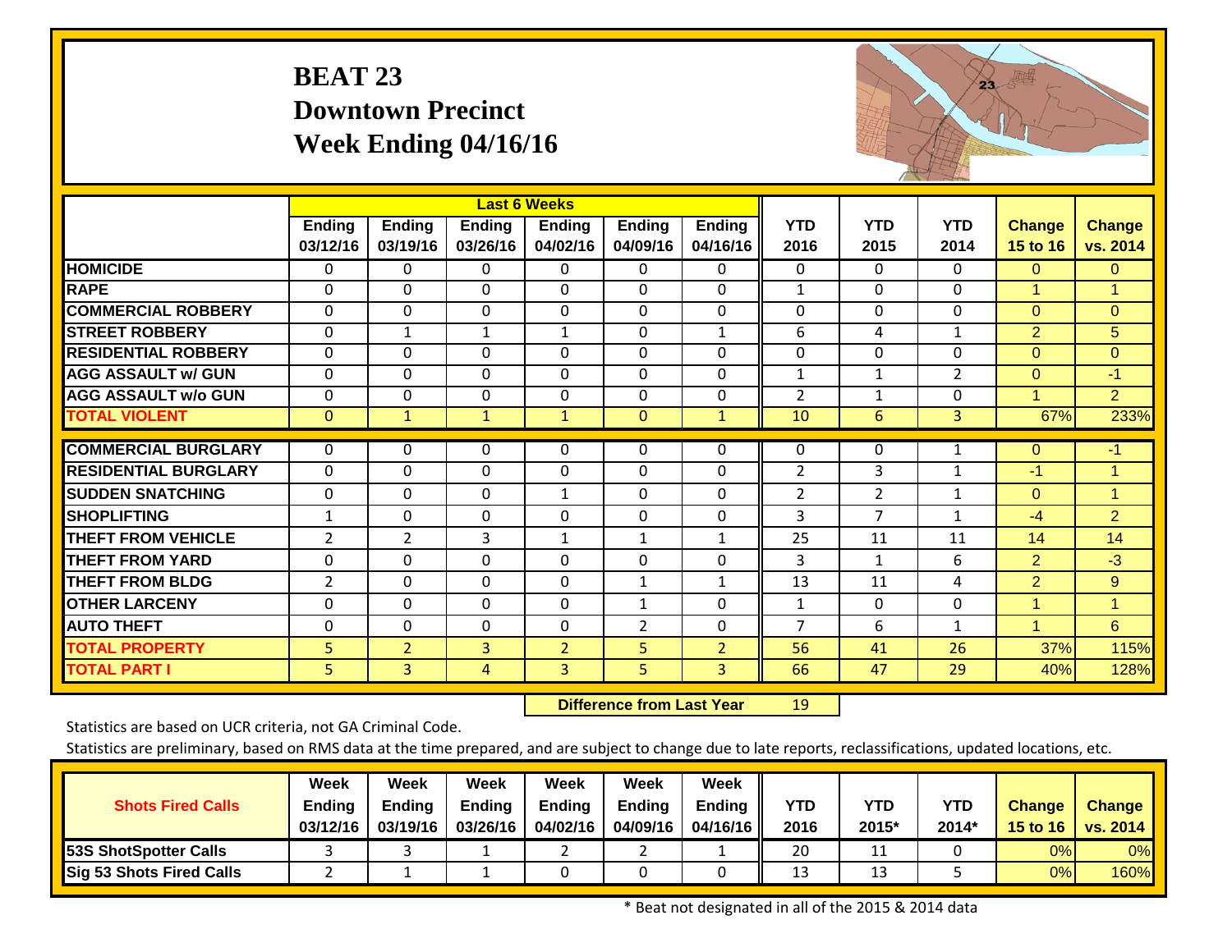# BEAT 23
## Downtown Precinct
## Week Ending 04/16/16

| | Last 6 Weeks | | | | | | | | | | |
|---|---|---|---|---|---|---|---|---|---|---|---|
| | Ending 03/12/16 | Ending 03/19/16 | Ending 03/26/16 | Ending 04/02/16 | Ending 04/09/16 | Ending 04/16/16 | YTD 2016 | YTD 2015 | YTD 2014 | Change 15 to 16 | Change vs. 2014 |
| HOMICIDE | 0 | 0 | 0 | 0 | 0 | 0 | 0 | 0 | 0 | 0 | 0 |
| RAPE | 0 | 0 | 0 | 0 | 0 | 0 | 1 | 0 | 0 | 1 | 1 |
| COMMERCIAL ROBBERY | 0 | 0 | 0 | 0 | 0 | 0 | 0 | 0 | 0 | 0 | 0 |
| STREET ROBBERY | 0 | 1 | 1 | 1 | 0 | 1 | 6 | 4 | 1 | 2 | 5 |
| RESIDENTIAL ROBBERY | 0 | 0 | 0 | 0 | 0 | 0 | 0 | 0 | 0 | 0 | 0 |
| AGG ASSAULT w/ GUN | 0 | 0 | 0 | 0 | 0 | 0 | 1 | 1 | 2 | 0 | -1 |
| AGG ASSAULT w/o GUN | 0 | 0 | 0 | 0 | 0 | 0 | 2 | 1 | 0 | 1 | 2 |
| TOTAL VIOLENT | 0 | 1 | 1 | 1 | 0 | 1 | 10 | 6 | 3 | 67% | 233% |
| COMMERCIAL BURGLARY | 0 | 0 | 0 | 0 | 0 | 0 | 0 | 0 | 1 | 0 | -1 |
| RESIDENTIAL BURGLARY | 0 | 0 | 0 | 0 | 0 | 0 | 2 | 3 | 1 | -1 | 1 |
| SUDDEN SNATCHING | 0 | 0 | 0 | 1 | 0 | 0 | 2 | 2 | 1 | 0 | 1 |
| SHOPLIFTING | 1 | 0 | 0 | 0 | 0 | 0 | 3 | 7 | 1 | -4 | 2 |
| THEFT FROM VEHICLE | 2 | 2 | 3 | 1 | 1 | 1 | 25 | 11 | 11 | 14 | 14 |
| THEFT FROM YARD | 0 | 0 | 0 | 0 | 0 | 0 | 3 | 1 | 6 | 2 | -3 |
| THEFT FROM BLDG | 2 | 0 | 0 | 0 | 1 | 1 | 13 | 11 | 4 | 2 | 9 |
| OTHER LARCENY | 0 | 0 | 0 | 0 | 1 | 0 | 1 | 0 | 0 | 1 | 1 |
| AUTO THEFT | 0 | 0 | 0 | 0 | 2 | 0 | 7 | 6 | 1 | 1 | 6 |
| TOTAL PROPERTY | 5 | 2 | 3 | 2 | 5 | 2 | 56 | 41 | 26 | 37% | 115% |
| TOTAL PART I | 5 | 3 | 4 | 3 | 5 | 3 | 66 | 47 | 29 | 40% | 128% |

**Difference from Last Year** 19

Statistics are based on UCR criteria, not GA Criminal Code.

Statistics are preliminary, based on RMS data at the time prepared, and are subject to change due to late reports, reclassifications, updated locations, etc.

| Shots Fired Calls | Week Ending 03/12/16 | Week Ending 03/19/16 | Week Ending 03/26/16 | Week Ending 04/02/16 | Week Ending 04/09/16 | Week Ending 04/16/16 | YTD 2016 | YTD 2015* | YTD 2014* | Change 15 to 16 | Change vs. 2014 |
|---|---|---|---|---|---|---|---|---|---|---|---|
| 53S ShotSpotter Calls | 3 | 3 | 1 | 2 | 2 | 1 | 20 | 11 | 0 | 0% | 0% |
| Sig 53 Shots Fired Calls | 2 | 1 | 1 | 0 | 0 | 0 | 13 | 13 | 5 | 0% | 160% |

\* Beat not designated in all of the 2015 & 2014 data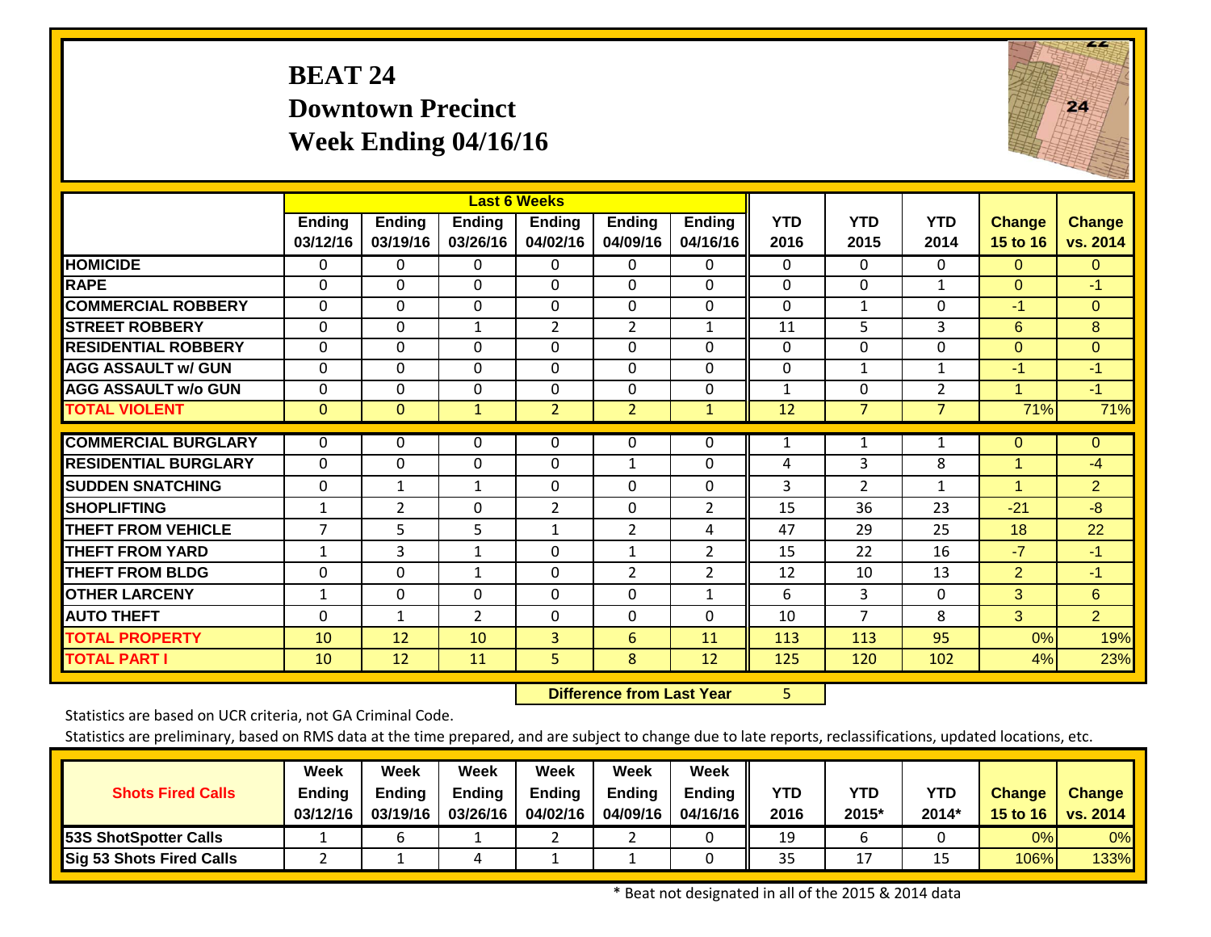# BEAT 24
## Downtown Precinct
## Week Ending 04/16/16

| | Last 6 Weeks | | | | | | | | | | |
|---|---|---|---|---|---|---|---|---|---|---|---|
| | Ending 03/12/16 | Ending 03/19/16 | Ending 03/26/16 | Ending 04/02/16 | Ending 04/09/16 | Ending 04/16/16 | YTD 2016 | YTD 2015 | YTD 2014 | Change 15 to 16 | Change vs. 2014 |
| HOMICIDE | 0 | 0 | 0 | 0 | 0 | 0 | 0 | 0 | 0 | 0 | 0 |
| RAPE | 0 | 0 | 0 | 0 | 0 | 0 | 0 | 0 | 1 | 0 | -1 |
| COMMERCIAL ROBBERY | 0 | 0 | 0 | 0 | 0 | 0 | 0 | 1 | 0 | -1 | 0 |
| STREET ROBBERY | 0 | 0 | 1 | 2 | 2 | 1 | 11 | 5 | 3 | 6 | 8 |
| RESIDENTIAL ROBBERY | 0 | 0 | 0 | 0 | 0 | 0 | 0 | 0 | 0 | 0 | 0 |
| AGG ASSAULT w/ GUN | 0 | 0 | 0 | 0 | 0 | 0 | 0 | 1 | 1 | -1 | -1 |
| AGG ASSAULT w/o GUN | 0 | 0 | 0 | 0 | 0 | 0 | 1 | 0 | 2 | 1 | -1 |
| TOTAL VIOLENT | 0 | 0 | 1 | 2 | 2 | 1 | 12 | 7 | 7 | 71% | 71% |
| COMMERCIAL BURGLARY | 0 | 0 | 0 | 0 | 0 | 0 | 1 | 1 | 1 | 0 | 0 |
| RESIDENTIAL BURGLARY | 0 | 0 | 0 | 0 | 1 | 0 | 4 | 3 | 8 | 1 | -4 |
| SUDDEN SNATCHING | 0 | 1 | 1 | 0 | 0 | 0 | 3 | 2 | 1 | 1 | 2 |
| SHOPLIFTING | 1 | 2 | 0 | 2 | 0 | 2 | 15 | 36 | 23 | -21 | -8 |
| THEFT FROM VEHICLE | 7 | 5 | 5 | 1 | 2 | 4 | 47 | 29 | 25 | 18 | 22 |
| THEFT FROM YARD | 1 | 3 | 1 | 0 | 1 | 2 | 15 | 22 | 16 | -7 | -1 |
| THEFT FROM BLDG | 0 | 0 | 1 | 0 | 2 | 2 | 12 | 10 | 13 | 2 | -1 |
| OTHER LARCENY | 1 | 0 | 0 | 0 | 0 | 1 | 6 | 3 | 0 | 3 | 6 |
| AUTO THEFT | 0 | 1 | 2 | 0 | 0 | 0 | 10 | 7 | 8 | 3 | 2 |
| TOTAL PROPERTY | 10 | 12 | 10 | 3 | 6 | 11 | 113 | 113 | 95 | 0% | 19% |
| TOTAL PART I | 10 | 12 | 11 | 5 | 8 | 12 | 125 | 120 | 102 | 4% | 23% |

**Difference from Last Year** 5

Statistics are based on UCR criteria, not GA Criminal Code.

Statistics are preliminary, based on RMS data at the time prepared, and are subject to change due to late reports, reclassifications, updated locations, etc.

| Shots Fired Calls | Week Ending 03/12/16 | Week Ending 03/19/16 | Week Ending 03/26/16 | Week Ending 04/02/16 | Week Ending 04/09/16 | Week Ending 04/16/16 | YTD 2016 | YTD 2015* | YTD 2014* | Change 15 to 16 | Change vs. 2014 |
|---|---|---|---|---|---|---|---|---|---|---|---|
| 53S ShotSpotter Calls | 1 | 6 | 1 | 2 | 2 | 0 | 19 | 6 | 0 | 0% | 0% |
| Sig 53 Shots Fired Calls | 2 | 1 | 4 | 1 | 1 | 0 | 35 | 17 | 15 | 106% | 133% |

\* Beat not designated in all of the 2015 & 2014 data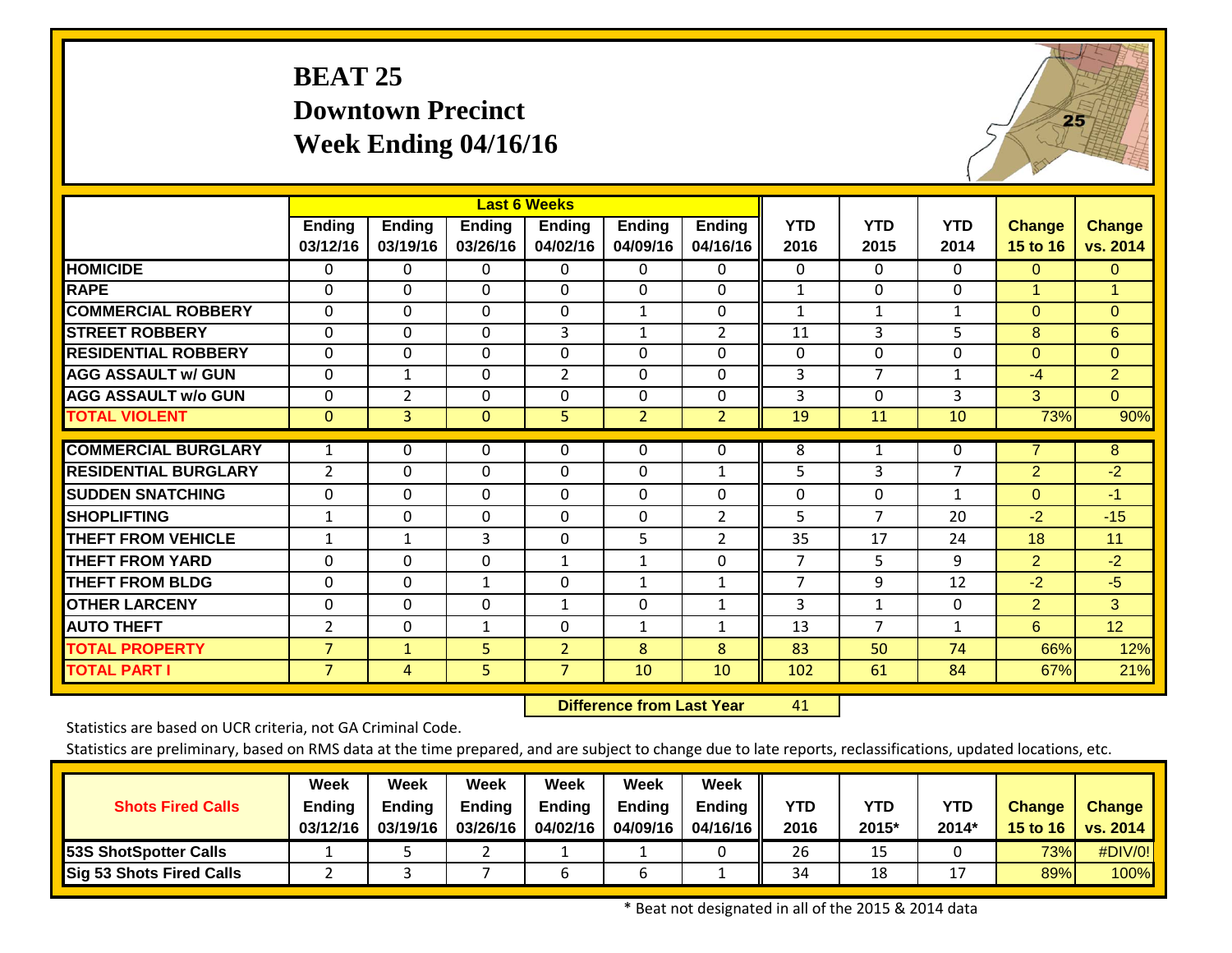# BEAT 25
## Downtown Precinct
## Week Ending 04/16/16

| | Last 6 Weeks | | | | | | | | | | |
|---|---|---|---|---|---|---|---|---|---|---|---|
| | Ending 03/12/16 | Ending 03/19/16 | Ending 03/26/16 | Ending 04/02/16 | Ending 04/09/16 | Ending 04/16/16 | YTD 2016 | YTD 2015 | YTD 2014 | Change 15 to 16 | Change vs. 2014 |
| HOMICIDE | 0 | 0 | 0 | 0 | 0 | 0 | 0 | 0 | 0 | 0 | 0 |
| RAPE | 0 | 0 | 0 | 0 | 0 | 0 | 1 | 0 | 0 | 1 | 1 |
| COMMERCIAL ROBBERY | 0 | 0 | 0 | 0 | 1 | 0 | 1 | 1 | 1 | 0 | 0 |
| STREET ROBBERY | 0 | 0 | 0 | 3 | 1 | 2 | 11 | 3 | 5 | 8 | 6 |
| RESIDENTIAL ROBBERY | 0 | 0 | 0 | 0 | 0 | 0 | 0 | 0 | 0 | 0 | 0 |
| AGG ASSAULT w/ GUN | 0 | 1 | 0 | 2 | 0 | 0 | 3 | 7 | 1 | -4 | 2 |
| AGG ASSAULT w/o GUN | 0 | 2 | 0 | 0 | 0 | 0 | 3 | 0 | 3 | 3 | 0 |
| TOTAL VIOLENT | 0 | 3 | 0 | 5 | 2 | 2 | 19 | 11 | 10 | 73% | 90% |
| COMMERCIAL BURGLARY | 1 | 0 | 0 | 0 | 0 | 0 | 8 | 1 | 0 | 7 | 8 |
| RESIDENTIAL BURGLARY | 2 | 0 | 0 | 0 | 0 | 1 | 5 | 3 | 7 | 2 | -2 |
| SUDDEN SNATCHING | 0 | 0 | 0 | 0 | 0 | 0 | 0 | 0 | 1 | 0 | -1 |
| SHOPLIFTING | 1 | 0 | 0 | 0 | 0 | 2 | 5 | 7 | 20 | -2 | -15 |
| THEFT FROM VEHICLE | 1 | 1 | 3 | 0 | 5 | 2 | 35 | 17 | 24 | 18 | 11 |
| THEFT FROM YARD | 0 | 0 | 0 | 1 | 1 | 0 | 7 | 5 | 9 | 2 | -2 |
| THEFT FROM BLDG | 0 | 0 | 1 | 0 | 1 | 1 | 7 | 9 | 12 | -2 | -5 |
| OTHER LARCENY | 0 | 0 | 0 | 1 | 0 | 1 | 3 | 1 | 0 | 2 | 3 |
| AUTO THEFT | 2 | 0 | 1 | 0 | 1 | 1 | 13 | 7 | 1 | 6 | 12 |
| TOTAL PROPERTY | 7 | 1 | 5 | 2 | 8 | 8 | 83 | 50 | 74 | 66% | 12% |
| TOTAL PART I | 7 | 4 | 5 | 7 | 10 | 10 | 102 | 61 | 84 | 67% | 21% |

**Difference from Last Year** 41

Statistics are based on UCR criteria, not GA Criminal Code.

Statistics are preliminary, based on RMS data at the time prepared, and are subject to change due to late reports, reclassifications, updated locations, etc.

| Shots Fired Calls | Week Ending 03/12/16 | Week Ending 03/19/16 | Week Ending 03/26/16 | Week Ending 04/02/16 | Week Ending 04/09/16 | Week Ending 04/16/16 | YTD 2016 | YTD 2015* | YTD 2014* | Change 15 to 16 | Change vs. 2014 |
|---|---|---|---|---|---|---|---|---|---|---|---|
| 53S ShotSpotter Calls | 1 | 5 | 2 | 1 | 1 | 0 | 26 | 15 | 0 | 73% | #DIV/0! |
| Sig 53 Shots Fired Calls | 2 | 3 | 7 | 6 | 6 | 1 | 34 | 18 | 17 | 89% | 100% |

\* Beat not designated in all of the 2015 & 2014 data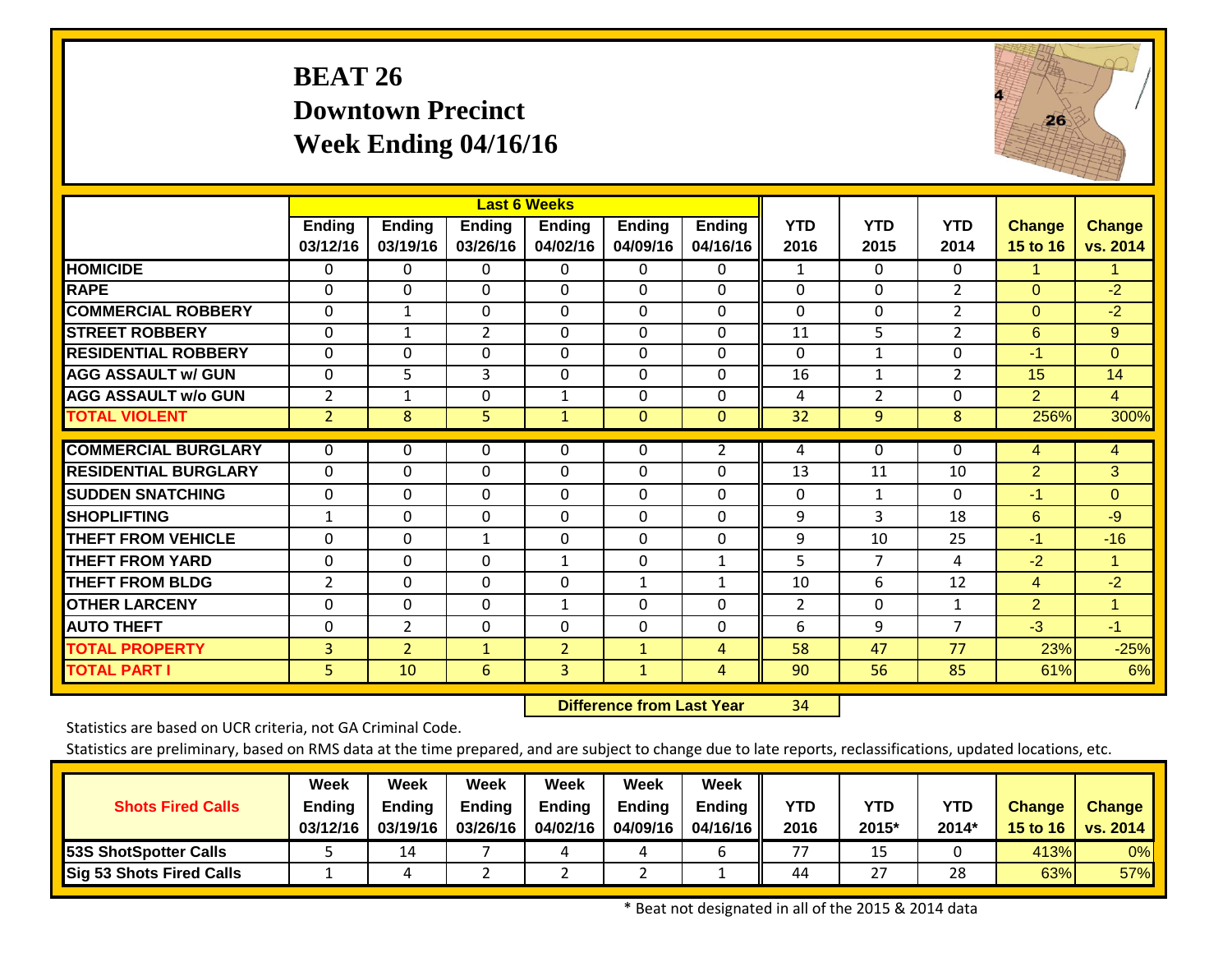# BEAT 26
## Downtown Precinct
## Week Ending 04/16/16

| | Last 6 Weeks | | | | | | | | | | |
|---|---|---|---|---|---|---|---|---|---|---|---|
| | Ending 03/12/16 | Ending 03/19/16 | Ending 03/26/16 | Ending 04/02/16 | Ending 04/09/16 | Ending 04/16/16 | YTD 2016 | YTD 2015 | YTD 2014 | Change 15 to 16 | Change vs. 2014 |
| HOMICIDE | 0 | 0 | 0 | 0 | 0 | 0 | 1 | 0 | 0 | 1 | 1 |
| RAPE | 0 | 0 | 0 | 0 | 0 | 0 | 0 | 0 | 2 | 0 | -2 |
| COMMERCIAL ROBBERY | 0 | 1 | 0 | 0 | 0 | 0 | 0 | 0 | 2 | 0 | -2 |
| STREET ROBBERY | 0 | 1 | 2 | 0 | 0 | 0 | 11 | 5 | 2 | 6 | 9 |
| RESIDENTIAL ROBBERY | 0 | 0 | 0 | 0 | 0 | 0 | 0 | 1 | 0 | -1 | 0 |
| AGG ASSAULT w/ GUN | 0 | 5 | 3 | 0 | 0 | 0 | 16 | 1 | 2 | 15 | 14 |
| AGG ASSAULT w/o GUN | 2 | 1 | 0 | 1 | 0 | 0 | 4 | 2 | 0 | 2 | 4 |
| TOTAL VIOLENT | 2 | 8 | 5 | 1 | 0 | 0 | 32 | 9 | 8 | 256% | 300% |
| COMMERCIAL BURGLARY | 0 | 0 | 0 | 0 | 0 | 2 | 4 | 0 | 0 | 4 | 4 |
| RESIDENTIAL BURGLARY | 0 | 0 | 0 | 0 | 0 | 0 | 13 | 11 | 10 | 2 | 3 |
| SUDDEN SNATCHING | 0 | 0 | 0 | 0 | 0 | 0 | 0 | 1 | 0 | -1 | 0 |
| SHOPLIFTING | 1 | 0 | 0 | 0 | 0 | 0 | 9 | 3 | 18 | 6 | -9 |
| THEFT FROM VEHICLE | 0 | 0 | 1 | 0 | 0 | 0 | 9 | 10 | 25 | -1 | -16 |
| THEFT FROM YARD | 0 | 0 | 0 | 1 | 0 | 1 | 5 | 7 | 4 | -2 | 1 |
| THEFT FROM BLDG | 2 | 0 | 0 | 0 | 1 | 1 | 10 | 6 | 12 | 4 | -2 |
| OTHER LARCENY | 0 | 0 | 0 | 1 | 0 | 0 | 2 | 0 | 1 | 2 | 1 |
| AUTO THEFT | 0 | 2 | 0 | 0 | 0 | 0 | 6 | 9 | 7 | -3 | -1 |
| TOTAL PROPERTY | 3 | 2 | 1 | 2 | 1 | 4 | 58 | 47 | 77 | 23% | -25% |
| TOTAL PART I | 5 | 10 | 6 | 3 | 1 | 4 | 90 | 56 | 85 | 61% | 6% |

**Difference from Last Year** 34

Statistics are based on UCR criteria, not GA Criminal Code.

Statistics are preliminary, based on RMS data at the time prepared, and are subject to change due to late reports, reclassifications, updated locations, etc.

| Shots Fired Calls | Week Ending 03/12/16 | Week Ending 03/19/16 | Week Ending 03/26/16 | Week Ending 04/02/16 | Week Ending 04/09/16 | Week Ending 04/16/16 | YTD 2016 | YTD 2015* | YTD 2014* | Change 15 to 16 | Change vs. 2014 |
|---|---|---|---|---|---|---|---|---|---|---|---|
| 53S ShotSpotter Calls | 5 | 14 | 7 | 4 | 4 | 6 | 77 | 15 | 0 | 413% | 0% |
| Sig 53 Shots Fired Calls | 1 | 4 | 2 | 2 | 2 | 1 | 44 | 27 | 28 | 63% | 57% |

* Beat not designated in all of the 2015 & 2014 data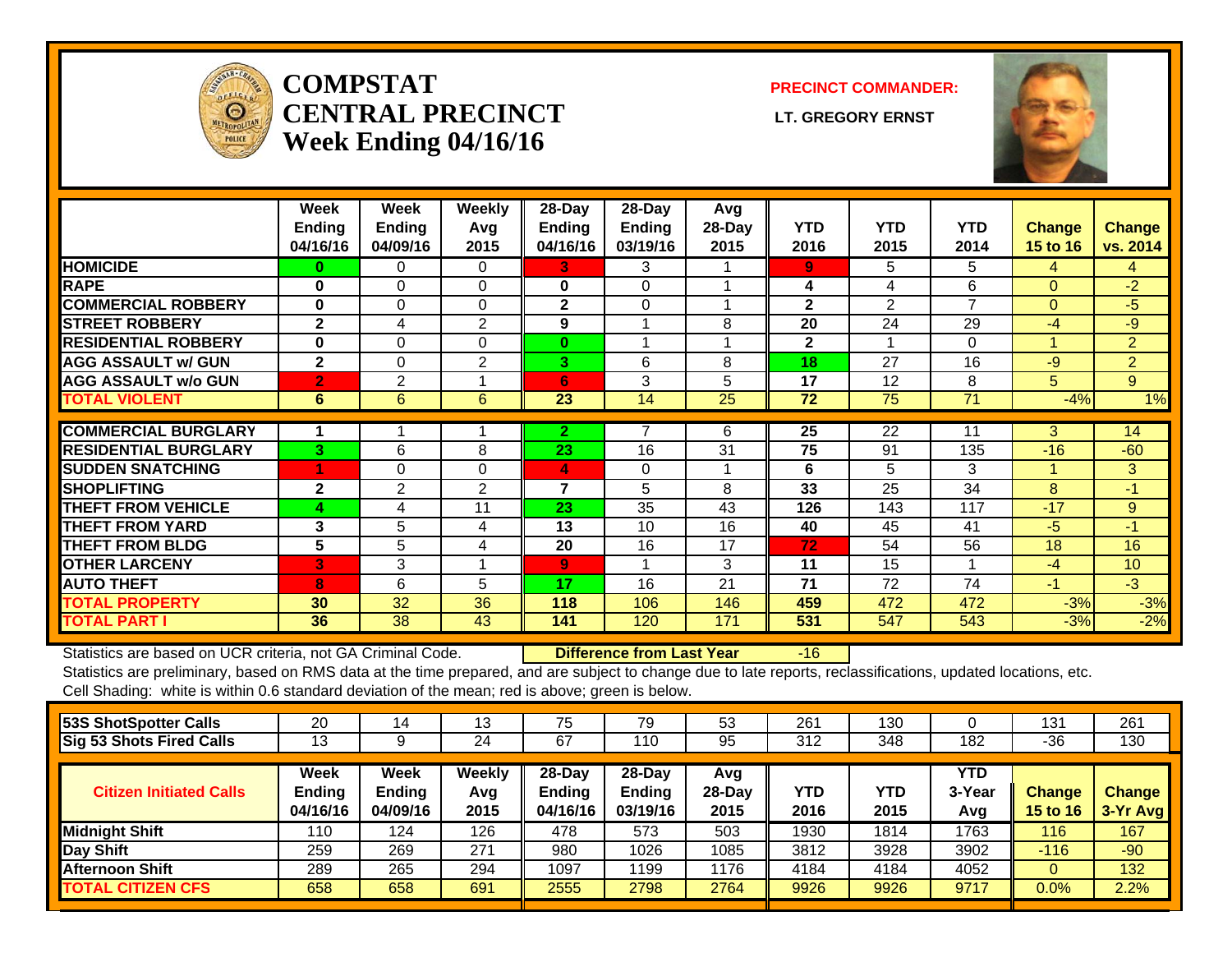# COMPSTAT
# CENTRAL PRECINCT
# Week Ending 04/16/16

**PRECINCT COMMANDER:**

**LT. GREGORY ERNST**

| | Week Ending 04/16/16 | Week Ending 04/09/16 | Weekly Avg 2015 | 28-Day Ending 04/16/16 | 28-Day Ending 03/19/16 | Avg 28-Day 2015 | YTD 2016 | YTD 2015 | YTD 2014 | Change 15 to 16 | Change vs. 2014 |
|---|---|---|---|---|---|---|---|---|---|---|---|
| HOMICIDE | 0 | 0 | 0 | 3 | 3 | 1 | 9 | 5 | 5 | 4 | 4 |
| RAPE | 0 | 0 | 0 | 0 | 0 | 1 | 4 | 4 | 6 | 0 | -2 |
| COMMERCIAL ROBBERY | 0 | 0 | 0 | 2 | 0 | 1 | 2 | 2 | 7 | 0 | -5 |
| STREET ROBBERY | 2 | 4 | 2 | 9 | 1 | 8 | 20 | 24 | 29 | -4 | -9 |
| RESIDENTIAL ROBBERY | 0 | 0 | 0 | 0 | 1 | 1 | 2 | 1 | 0 | 1 | 2 |
| AGG ASSAULT w/ GUN | 2 | 0 | 2 | 3 | 6 | 8 | 18 | 27 | 16 | -9 | 2 |
| AGG ASSAULT w/o GUN | 2 | 2 | 1 | 6 | 3 | 5 | 17 | 12 | 8 | 5 | 9 |
| TOTAL VIOLENT | 6 | 6 | 6 | 23 | 14 | 25 | 72 | 75 | 71 | -4% | 1% |
| COMMERCIAL BURGLARY | 1 | 1 | 1 | 2 | 7 | 6 | 25 | 22 | 11 | 3 | 14 |
| RESIDENTIAL BURGLARY | 3 | 6 | 8 | 23 | 16 | 31 | 75 | 91 | 135 | -16 | -60 |
| SUDDEN SNATCHING | 1 | 0 | 0 | 4 | 0 | 1 | 6 | 5 | 3 | 1 | 3 |
| SHOPLIFTING | 2 | 2 | 2 | 7 | 5 | 8 | 33 | 25 | 34 | 8 | -1 |
| THEFT FROM VEHICLE | 4 | 4 | 11 | 23 | 35 | 43 | 126 | 143 | 117 | -17 | 9 |
| THEFT FROM YARD | 3 | 5 | 4 | 13 | 10 | 16 | 40 | 45 | 41 | -5 | -1 |
| THEFT FROM BLDG | 5 | 5 | 4 | 20 | 16 | 17 | 72 | 54 | 56 | 18 | 16 |
| OTHER LARCENY | 3 | 3 | 1 | 9 | 1 | 3 | 11 | 15 | 1 | -4 | 10 |
| AUTO THEFT | 8 | 6 | 5 | 17 | 16 | 21 | 71 | 72 | 74 | -1 | -3 |
| TOTAL PROPERTY | 30 | 32 | 36 | 118 | 106 | 146 | 459 | 472 | 472 | -3% | -3% |
| TOTAL PART I | 36 | 38 | 43 | 141 | 120 | 171 | 531 | 547 | 543 | -3% | -2% |

Statistics are based on UCR criteria, not GA Criminal Code. **Difference from Last Year** -16

Statistics are preliminary, based on RMS data at the time prepared, and are subject to change due to late reports, reclassifications, updated locations, etc.

Cell Shading: white is within 0.6 standard deviation of the mean; red is above; green is below.

| | | | | | | | | | | | |
|---|---|---|---|---|---|---|---|---|---|---|---|
| 53S ShotSpotter Calls | 20 | 14 | 13 | 75 | 79 | 53 | 261 | 130 | 0 | 131 | 261 |
| Sig 53 Shots Fired Calls | 13 | 9 | 24 | 67 | 110 | 95 | 312 | 348 | 182 | -36 | 130 |

| Citizen Initiated Calls | Week Ending 04/16/16 | Week Ending 04/09/16 | Weekly Avg 2015 | 28-Day Ending 04/16/16 | 28-Day Ending 03/19/16 | Avg 28-Day 2015 | YTD 2016 | YTD 2015 | YTD 3-Year Avg | Change 15 to 16 | Change 3-Yr Avg |
|---|---|---|---|---|---|---|---|---|---|---|---|
| Midnight Shift | 110 | 124 | 126 | 478 | 573 | 503 | 1930 | 1814 | 1763 | 116 | 167 |
| Day Shift | 259 | 269 | 271 | 980 | 1026 | 1085 | 3812 | 3928 | 3902 | -116 | -90 |
| Afternoon Shift | 289 | 265 | 294 | 1097 | 1199 | 1176 | 4184 | 4184 | 4052 | 0 | 132 |
| TOTAL CITIZEN CFS | 658 | 658 | 691 | 2555 | 2798 | 2764 | 9926 | 9926 | 9717 | 0.0% | 2.2% |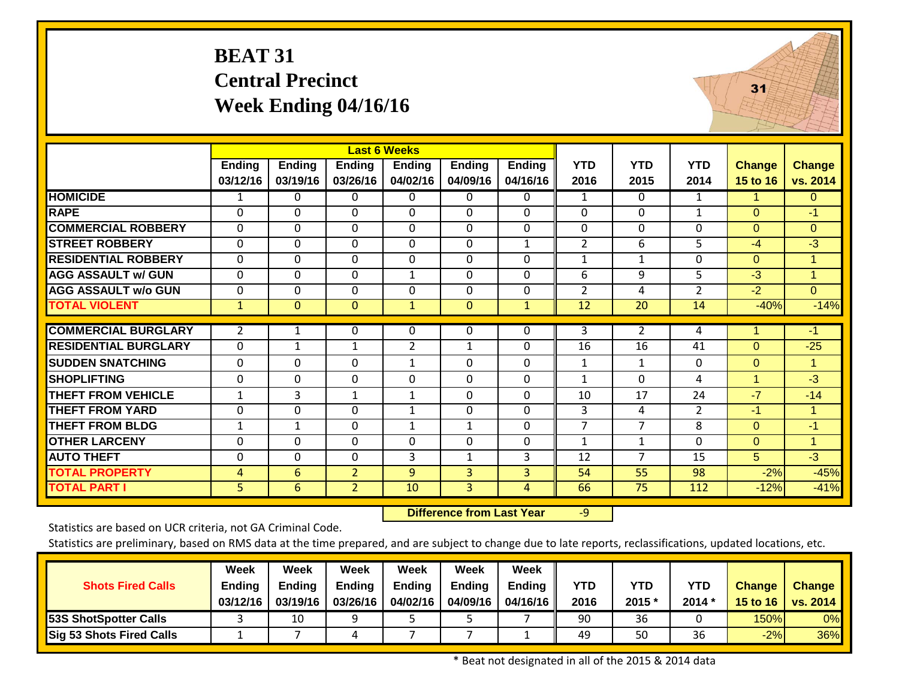# BEAT 31
## Central Precinct
## Week Ending 04/16/16

| | Last 6 Weeks | | | | | | | | | | |
|---|---|---|---|---|---|---|---|---|---|---|---|
| | Ending 03/12/16 | Ending 03/19/16 | Ending 03/26/16 | Ending 04/02/16 | Ending 04/09/16 | Ending 04/16/16 | YTD 2016 | YTD 2015 | YTD 2014 | Change 15 to 16 | Change vs. 2014 |
| HOMICIDE | 1 | 0 | 0 | 0 | 0 | 0 | 1 | 0 | 1 | 1 | 0 |
| RAPE | 0 | 0 | 0 | 0 | 0 | 0 | 0 | 0 | 1 | 0 | -1 |
| COMMERCIAL ROBBERY | 0 | 0 | 0 | 0 | 0 | 0 | 0 | 0 | 0 | 0 | 0 |
| STREET ROBBERY | 0 | 0 | 0 | 0 | 0 | 1 | 2 | 6 | 5 | -4 | -3 |
| RESIDENTIAL ROBBERY | 0 | 0 | 0 | 0 | 0 | 0 | 1 | 1 | 0 | 0 | 1 |
| AGG ASSAULT w/ GUN | 0 | 0 | 0 | 1 | 0 | 0 | 6 | 9 | 5 | -3 | 1 |
| AGG ASSAULT w/o GUN | 0 | 0 | 0 | 0 | 0 | 0 | 2 | 4 | 2 | -2 | 0 |
| TOTAL VIOLENT | 1 | 0 | 0 | 1 | 0 | 1 | 12 | 20 | 14 | -40% | -14% |
| COMMERCIAL BURGLARY | 2 | 1 | 0 | 0 | 0 | 0 | 3 | 2 | 4 | 1 | -1 |
| RESIDENTIAL BURGLARY | 0 | 1 | 1 | 2 | 1 | 0 | 16 | 16 | 41 | 0 | -25 |
| SUDDEN SNATCHING | 0 | 0 | 0 | 1 | 0 | 0 | 1 | 1 | 0 | 0 | 1 |
| SHOPLIFTING | 0 | 0 | 0 | 0 | 0 | 0 | 1 | 0 | 4 | 1 | -3 |
| THEFT FROM VEHICLE | 1 | 3 | 1 | 1 | 0 | 0 | 10 | 17 | 24 | -7 | -14 |
| THEFT FROM YARD | 0 | 0 | 0 | 1 | 0 | 0 | 3 | 4 | 2 | -1 | 1 |
| THEFT FROM BLDG | 1 | 1 | 0 | 1 | 1 | 0 | 7 | 7 | 8 | 0 | -1 |
| OTHER LARCENY | 0 | 0 | 0 | 0 | 0 | 0 | 1 | 1 | 0 | 0 | 1 |
| AUTO THEFT | 0 | 0 | 0 | 3 | 1 | 3 | 12 | 7 | 15 | 5 | -3 |
| TOTAL PROPERTY | 4 | 6 | 2 | 9 | 3 | 3 | 54 | 55 | 98 | -2% | -45% |
| TOTAL PART I | 5 | 6 | 2 | 10 | 3 | 4 | 66 | 75 | 112 | -12% | -41% |

**Difference from Last Year** -9

Statistics are based on UCR criteria, not GA Criminal Code.

Statistics are preliminary, based on RMS data at the time prepared, and are subject to change due to late reports, reclassifications, updated locations, etc.

| Shots Fired Calls | Week Ending 03/12/16 | Week Ending 03/19/16 | Week Ending 03/26/16 | Week Ending 04/02/16 | Week Ending 04/09/16 | Week Ending 04/16/16 | YTD 2016 | YTD 2015 * | YTD 2014 * | Change 15 to 16 | Change vs. 2014 |
|---|---|---|---|---|---|---|---|---|---|---|---|
| 53S ShotSpotter Calls | 3 | 10 | 9 | 5 | 5 | 7 | 90 | 36 | 0 | 150% | 0% |
| Sig 53 Shots Fired Calls | 1 | 7 | 4 | 7 | 7 | 1 | 49 | 50 | 36 | -2% | 36% |

* Beat not designated in all of the 2015 & 2014 data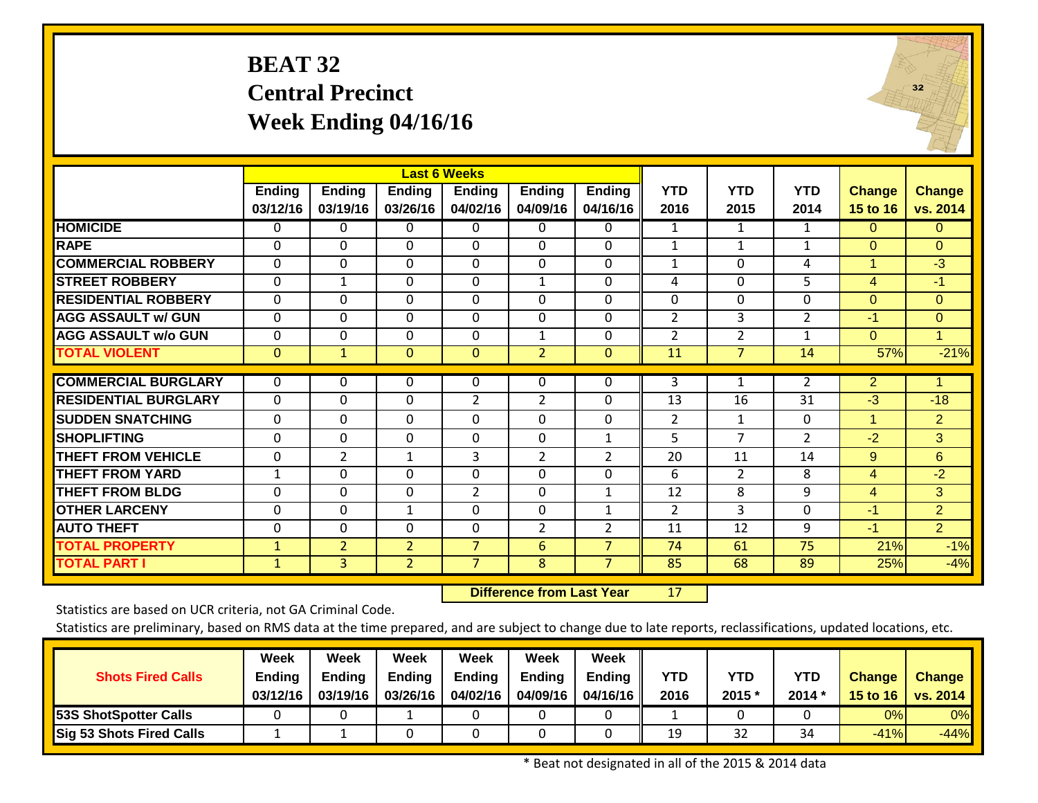# BEAT 32
## Central Precinct
## Week Ending 04/16/16

| | Last 6 Weeks | | | | | | | | | | |
|---|---|---|---|---|---|---|---|---|---|---|---|
| | Ending 03/12/16 | Ending 03/19/16 | Ending 03/26/16 | Ending 04/02/16 | Ending 04/09/16 | Ending 04/16/16 | YTD 2016 | YTD 2015 | YTD 2014 | Change 15 to 16 | Change vs. 2014 |
| **HOMICIDE** | 0 | 0 | 0 | 0 | 0 | 0 | 1 | 1 | 1 | 0 | 0 |
| **RAPE** | 0 | 0 | 0 | 0 | 0 | 0 | 1 | 1 | 1 | 0 | 0 |
| **COMMERCIAL ROBBERY** | 0 | 0 | 0 | 0 | 0 | 0 | 1 | 0 | 4 | 1 | -3 |
| **STREET ROBBERY** | 0 | 1 | 0 | 0 | 1 | 0 | 4 | 0 | 5 | 4 | -1 |
| **RESIDENTIAL ROBBERY** | 0 | 0 | 0 | 0 | 0 | 0 | 0 | 0 | 0 | 0 | 0 |
| **AGG ASSAULT w/ GUN** | 0 | 0 | 0 | 0 | 0 | 0 | 2 | 3 | 2 | -1 | 0 |
| **AGG ASSAULT w/o GUN** | 0 | 0 | 0 | 0 | 1 | 0 | 2 | 2 | 1 | 0 | 1 |
| **TOTAL VIOLENT** | 0 | 1 | 0 | 0 | 2 | 0 | 11 | 7 | 14 | 57% | -21% |
| **COMMERCIAL BURGLARY** | 0 | 0 | 0 | 0 | 0 | 0 | 3 | 1 | 2 | 2 | 1 |
| **RESIDENTIAL BURGLARY** | 0 | 0 | 0 | 2 | 2 | 0 | 13 | 16 | 31 | -3 | -18 |
| **SUDDEN SNATCHING** | 0 | 0 | 0 | 0 | 0 | 0 | 2 | 1 | 0 | 1 | 2 |
| **SHOPLIFTING** | 0 | 0 | 0 | 0 | 0 | 1 | 5 | 7 | 2 | -2 | 3 |
| **THEFT FROM VEHICLE** | 0 | 2 | 1 | 3 | 2 | 2 | 20 | 11 | 14 | 9 | 6 |
| **THEFT FROM YARD** | 1 | 0 | 0 | 0 | 0 | 0 | 6 | 2 | 8 | 4 | -2 |
| **THEFT FROM BLDG** | 0 | 0 | 0 | 2 | 0 | 1 | 12 | 8 | 9 | 4 | 3 |
| **OTHER LARCENY** | 0 | 0 | 1 | 0 | 0 | 1 | 2 | 3 | 0 | -1 | 2 |
| **AUTO THEFT** | 0 | 0 | 0 | 0 | 2 | 2 | 11 | 12 | 9 | -1 | 2 |
| **TOTAL PROPERTY** | 1 | 2 | 2 | 7 | 6 | 7 | 74 | 61 | 75 | 21% | -1% |
| **TOTAL PART I** | 1 | 3 | 2 | 7 | 8 | 7 | 85 | 68 | 89 | 25% | -4% |

**Difference from Last Year** 17

Statistics are based on UCR criteria, not GA Criminal Code.

Statistics are preliminary, based on RMS data at the time prepared, and are subject to change due to late reports, reclassifications, updated locations, etc.

| Shots Fired Calls | Week Ending 03/12/16 | Week Ending 03/19/16 | Week Ending 03/26/16 | Week Ending 04/02/16 | Week Ending 04/09/16 | Week Ending 04/16/16 | YTD 2016 | YTD 2015 * | YTD 2014 * | Change 15 to 16 | Change vs. 2014 |
|---|---|---|---|---|---|---|---|---|---|---|---|
| **53S ShotSpotter Calls** | 0 | 0 | 1 | 0 | 0 | 0 | 1 | 0 | 0 | 0% | 0% |
| **Sig 53 Shots Fired Calls** | 1 | 1 | 0 | 0 | 0 | 0 | 19 | 32 | 34 | -41% | -44% |

\* Beat not designated in all of the 2015 & 2014 data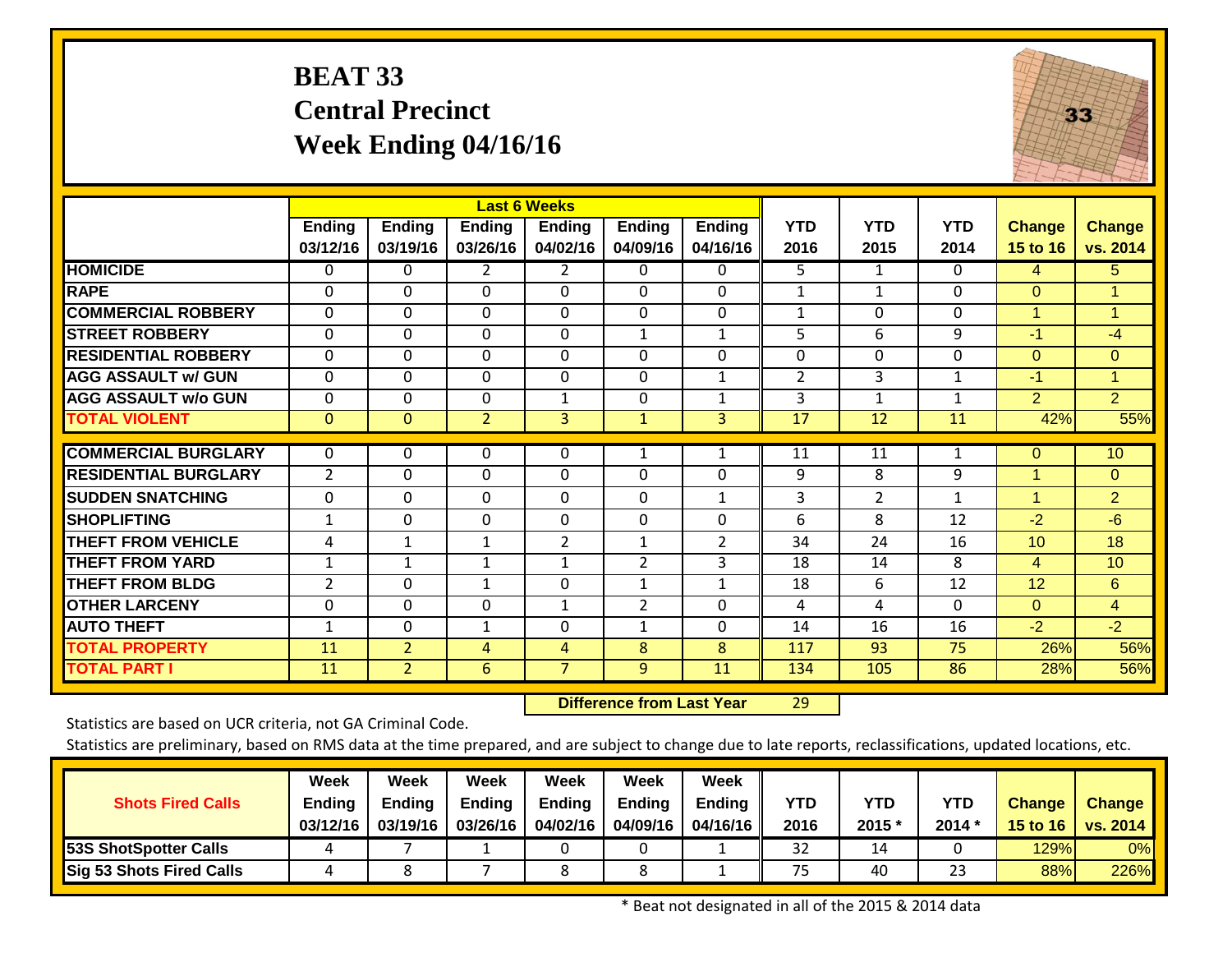# BEAT 33
## Central Precinct
## Week Ending 04/16/16

| | Last 6 Weeks | | | | | | | | | | |
|---|---|---|---|---|---|---|---|---|---|---|---|
| | Ending 03/12/16 | Ending 03/19/16 | Ending 03/26/16 | Ending 04/02/16 | Ending 04/09/16 | Ending 04/16/16 | YTD 2016 | YTD 2015 | YTD 2014 | Change 15 to 16 | Change vs. 2014 |
| HOMICIDE | 0 | 0 | 2 | 2 | 0 | 0 | 5 | 1 | 0 | 4 | 5 |
| RAPE | 0 | 0 | 0 | 0 | 0 | 0 | 1 | 1 | 0 | 0 | 1 |
| COMMERCIAL ROBBERY | 0 | 0 | 0 | 0 | 0 | 0 | 1 | 0 | 0 | 1 | 1 |
| STREET ROBBERY | 0 | 0 | 0 | 0 | 1 | 1 | 5 | 6 | 9 | -1 | -4 |
| RESIDENTIAL ROBBERY | 0 | 0 | 0 | 0 | 0 | 0 | 0 | 0 | 0 | 0 | 0 |
| AGG ASSAULT w/ GUN | 0 | 0 | 0 | 0 | 0 | 1 | 2 | 3 | 1 | -1 | 1 |
| AGG ASSAULT w/o GUN | 0 | 0 | 0 | 1 | 0 | 1 | 3 | 1 | 1 | 2 | 2 |
| TOTAL VIOLENT | 0 | 0 | 2 | 3 | 1 | 3 | 17 | 12 | 11 | 42% | 55% |
| COMMERCIAL BURGLARY | 0 | 0 | 0 | 0 | 1 | 1 | 11 | 11 | 1 | 0 | 10 |
| RESIDENTIAL BURGLARY | 2 | 0 | 0 | 0 | 0 | 0 | 9 | 8 | 9 | 1 | 0 |
| SUDDEN SNATCHING | 0 | 0 | 0 | 0 | 0 | 1 | 3 | 2 | 1 | 1 | 2 |
| SHOPLIFTING | 1 | 0 | 0 | 0 | 0 | 0 | 6 | 8 | 12 | -2 | -6 |
| THEFT FROM VEHICLE | 4 | 1 | 1 | 2 | 1 | 2 | 34 | 24 | 16 | 10 | 18 |
| THEFT FROM YARD | 1 | 1 | 1 | 1 | 2 | 3 | 18 | 14 | 8 | 4 | 10 |
| THEFT FROM BLDG | 2 | 0 | 1 | 0 | 1 | 1 | 18 | 6 | 12 | 12 | 6 |
| OTHER LARCENY | 0 | 0 | 0 | 1 | 2 | 0 | 4 | 4 | 0 | 0 | 4 |
| AUTO THEFT | 1 | 0 | 1 | 0 | 1 | 0 | 14 | 16 | 16 | -2 | -2 |
| TOTAL PROPERTY | 11 | 2 | 4 | 4 | 8 | 8 | 117 | 93 | 75 | 26% | 56% |
| TOTAL PART I | 11 | 2 | 6 | 7 | 9 | 11 | 134 | 105 | 86 | 28% | 56% |

**Difference from Last Year** 29

Statistics are based on UCR criteria, not GA Criminal Code.

Statistics are preliminary, based on RMS data at the time prepared, and are subject to change due to late reports, reclassifications, updated locations, etc.

| Shots Fired Calls | Week Ending 03/12/16 | Week Ending 03/19/16 | Week Ending 03/26/16 | Week Ending 04/02/16 | Week Ending 04/09/16 | Week Ending 04/16/16 | YTD 2016 | YTD 2015 * | YTD 2014 * | Change 15 to 16 | Change vs. 2014 |
|---|---|---|---|---|---|---|---|---|---|---|---|
| 53S ShotSpotter Calls | 4 | 7 | 1 | 0 | 0 | 1 | 32 | 14 | 0 | 129% | 0% |
| Sig 53 Shots Fired Calls | 4 | 8 | 7 | 8 | 8 | 1 | 75 | 40 | 23 | 88% | 226% |

* Beat not designated in all of the 2015 & 2014 data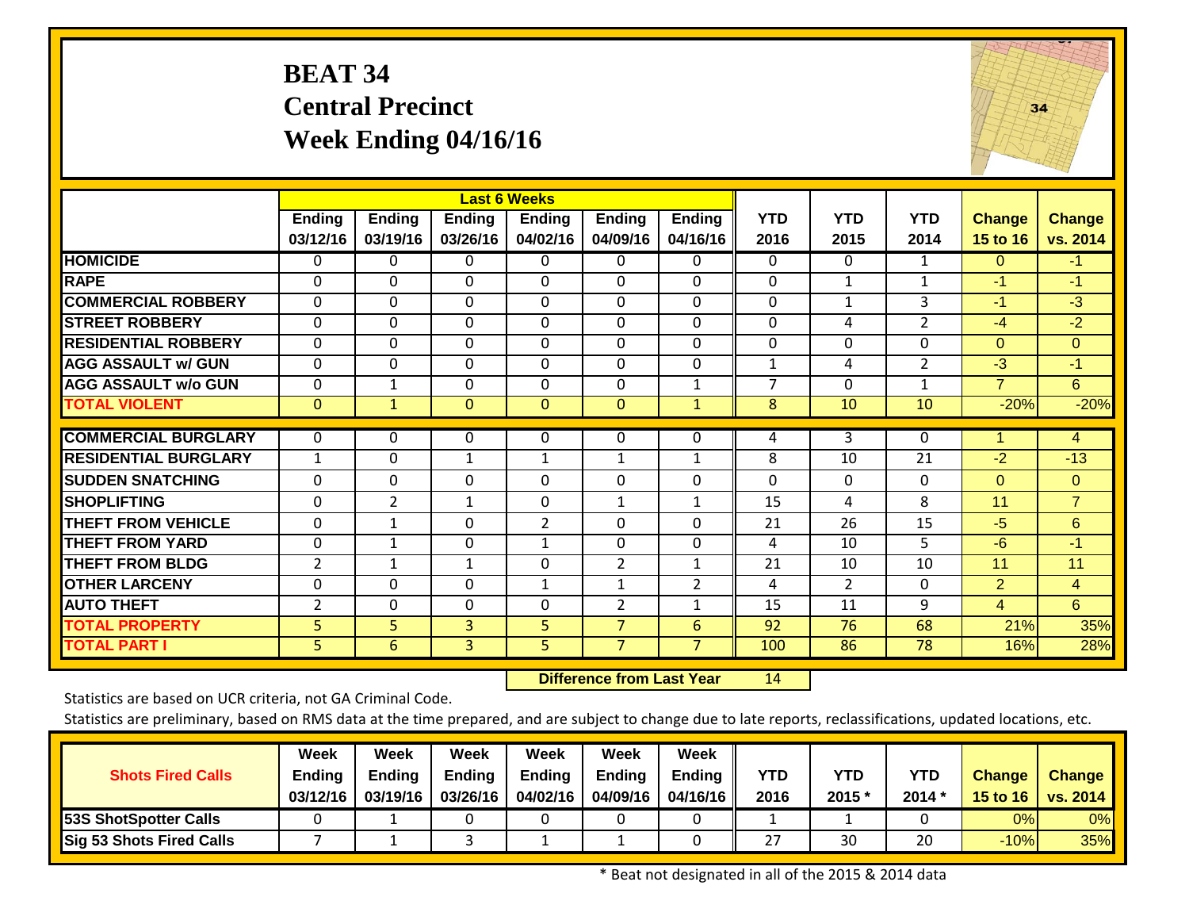# BEAT 34
## Central Precinct
## Week Ending 04/16/16

| | Last 6 Weeks | | | | | | | | | | |
|---|---|---|---|---|---|---|---|---|---|---|---|
| | Ending 03/12/16 | Ending 03/19/16 | Ending 03/26/16 | Ending 04/02/16 | Ending 04/09/16 | Ending 04/16/16 | YTD 2016 | YTD 2015 | YTD 2014 | Change 15 to 16 | Change vs. 2014 |
| HOMICIDE | 0 | 0 | 0 | 0 | 0 | 0 | 0 | 0 | 1 | 0 | -1 |
| RAPE | 0 | 0 | 0 | 0 | 0 | 0 | 0 | 1 | 1 | -1 | -1 |
| COMMERCIAL ROBBERY | 0 | 0 | 0 | 0 | 0 | 0 | 0 | 1 | 3 | -1 | -3 |
| STREET ROBBERY | 0 | 0 | 0 | 0 | 0 | 0 | 0 | 4 | 2 | -4 | -2 |
| RESIDENTIAL ROBBERY | 0 | 0 | 0 | 0 | 0 | 0 | 0 | 0 | 0 | 0 | 0 |
| AGG ASSAULT w/ GUN | 0 | 0 | 0 | 0 | 0 | 0 | 1 | 4 | 2 | -3 | -1 |
| AGG ASSAULT w/o GUN | 0 | 1 | 0 | 0 | 0 | 1 | 7 | 0 | 1 | 7 | 6 |
| TOTAL VIOLENT | 0 | 1 | 0 | 0 | 0 | 1 | 8 | 10 | 10 | -20% | -20% |
| COMMERCIAL BURGLARY | 0 | 0 | 0 | 0 | 0 | 0 | 4 | 3 | 0 | 1 | 4 |
| RESIDENTIAL BURGLARY | 1 | 0 | 1 | 1 | 1 | 1 | 8 | 10 | 21 | -2 | -13 |
| SUDDEN SNATCHING | 0 | 0 | 0 | 0 | 0 | 0 | 0 | 0 | 0 | 0 | 0 |
| SHOPLIFTING | 0 | 2 | 1 | 0 | 1 | 1 | 15 | 4 | 8 | 11 | 7 |
| THEFT FROM VEHICLE | 0 | 1 | 0 | 2 | 0 | 0 | 21 | 26 | 15 | -5 | 6 |
| THEFT FROM YARD | 0 | 1 | 0 | 1 | 0 | 0 | 4 | 10 | 5 | -6 | -1 |
| THEFT FROM BLDG | 2 | 1 | 1 | 0 | 2 | 1 | 21 | 10 | 10 | 11 | 11 |
| OTHER LARCENY | 0 | 0 | 0 | 1 | 1 | 2 | 4 | 2 | 0 | 2 | 4 |
| AUTO THEFT | 2 | 0 | 0 | 0 | 2 | 1 | 15 | 11 | 9 | 4 | 6 |
| TOTAL PROPERTY | 5 | 5 | 3 | 5 | 7 | 6 | 92 | 76 | 68 | 21% | 35% |
| TOTAL PART I | 5 | 6 | 3 | 5 | 7 | 7 | 100 | 86 | 78 | 16% | 28% |

**Difference from Last Year** 14

Statistics are based on UCR criteria, not GA Criminal Code.

Statistics are preliminary, based on RMS data at the time prepared, and are subject to change due to late reports, reclassifications, updated locations, etc.

| Shots Fired Calls | Week Ending 03/12/16 | Week Ending 03/19/16 | Week Ending 03/26/16 | Week Ending 04/02/16 | Week Ending 04/09/16 | Week Ending 04/16/16 | YTD 2016 | YTD 2015 * | YTD 2014 * | Change 15 to 16 | Change vs. 2014 |
|---|---|---|---|---|---|---|---|---|---|---|---|
| 53S ShotSpotter Calls | 0 | 1 | 0 | 0 | 0 | 0 | 1 | 1 | 0 | 0% | 0% |
| Sig 53 Shots Fired Calls | 7 | 1 | 3 | 1 | 1 | 0 | 27 | 30 | 20 | -10% | 35% |

* Beat not designated in all of the 2015 & 2014 data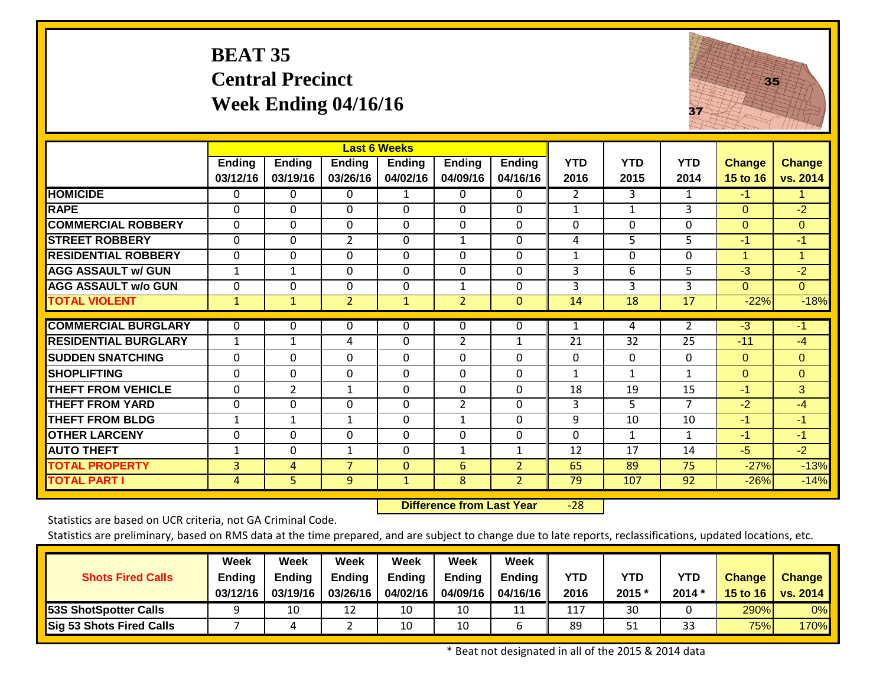# BEAT 35
## Central Precinct
## Week Ending 04/16/16

| | Last 6 Weeks | | | | | | | | | | |
|---|---|---|---|---|---|---|---|---|---|---|---|
| | Ending 03/12/16 | Ending 03/19/16 | Ending 03/26/16 | Ending 04/02/16 | Ending 04/09/16 | Ending 04/16/16 | YTD 2016 | YTD 2015 | YTD 2014 | Change 15 to 16 | Change vs. 2014 |
| HOMICIDE | 0 | 0 | 0 | 1 | 0 | 0 | 2 | 3 | 1 | -1 | 1 |
| RAPE | 0 | 0 | 0 | 0 | 0 | 0 | 1 | 1 | 3 | 0 | -2 |
| COMMERCIAL ROBBERY | 0 | 0 | 0 | 0 | 0 | 0 | 0 | 0 | 0 | 0 | 0 |
| STREET ROBBERY | 0 | 0 | 2 | 0 | 1 | 0 | 4 | 5 | 5 | -1 | -1 |
| RESIDENTIAL ROBBERY | 0 | 0 | 0 | 0 | 0 | 0 | 1 | 0 | 0 | 1 | 1 |
| AGG ASSAULT w/ GUN | 1 | 1 | 0 | 0 | 0 | 0 | 3 | 6 | 5 | -3 | -2 |
| AGG ASSAULT w/o GUN | 0 | 0 | 0 | 0 | 1 | 0 | 3 | 3 | 3 | 0 | 0 |
| TOTAL VIOLENT | 1 | 1 | 2 | 1 | 2 | 0 | 14 | 18 | 17 | -22% | -18% |
| COMMERCIAL BURGLARY | 0 | 0 | 0 | 0 | 0 | 0 | 1 | 4 | 2 | -3 | -1 |
| RESIDENTIAL BURGLARY | 1 | 1 | 4 | 0 | 2 | 1 | 21 | 32 | 25 | -11 | -4 |
| SUDDEN SNATCHING | 0 | 0 | 0 | 0 | 0 | 0 | 0 | 0 | 0 | 0 | 0 |
| SHOPLIFTING | 0 | 0 | 0 | 0 | 0 | 0 | 1 | 1 | 1 | 0 | 0 |
| THEFT FROM VEHICLE | 0 | 2 | 1 | 0 | 0 | 0 | 18 | 19 | 15 | -1 | 3 |
| THEFT FROM YARD | 0 | 0 | 0 | 0 | 2 | 0 | 3 | 5 | 7 | -2 | -4 |
| THEFT FROM BLDG | 1 | 1 | 1 | 0 | 1 | 0 | 9 | 10 | 10 | -1 | -1 |
| OTHER LARCENY | 0 | 0 | 0 | 0 | 0 | 0 | 0 | 1 | 1 | -1 | -1 |
| AUTO THEFT | 1 | 0 | 1 | 0 | 1 | 1 | 12 | 17 | 14 | -5 | -2 |
| TOTAL PROPERTY | 3 | 4 | 7 | 0 | 6 | 2 | 65 | 89 | 75 | -27% | -13% |
| TOTAL PART I | 4 | 5 | 9 | 1 | 8 | 2 | 79 | 107 | 92 | -26% | -14% |

**Difference from Last Year** -28

Statistics are based on UCR criteria, not GA Criminal Code.

Statistics are preliminary, based on RMS data at the time prepared, and are subject to change due to late reports, reclassifications, updated locations, etc.

| Shots Fired Calls | Week Ending 03/12/16 | Week Ending 03/19/16 | Week Ending 03/26/16 | Week Ending 04/02/16 | Week Ending 04/09/16 | Week Ending 04/16/16 | YTD 2016 | YTD 2015 * | YTD 2014 * | Change 15 to 16 | Change vs. 2014 |
|---|---|---|---|---|---|---|---|---|---|---|---|
| 53S ShotSpotter Calls | 9 | 10 | 12 | 10 | 10 | 11 | 117 | 30 | 0 | 290% | 0% |
| Sig 53 Shots Fired Calls | 7 | 4 | 2 | 10 | 10 | 6 | 89 | 51 | 33 | 75% | 170% |

* Beat not designated in all of the 2015 & 2014 data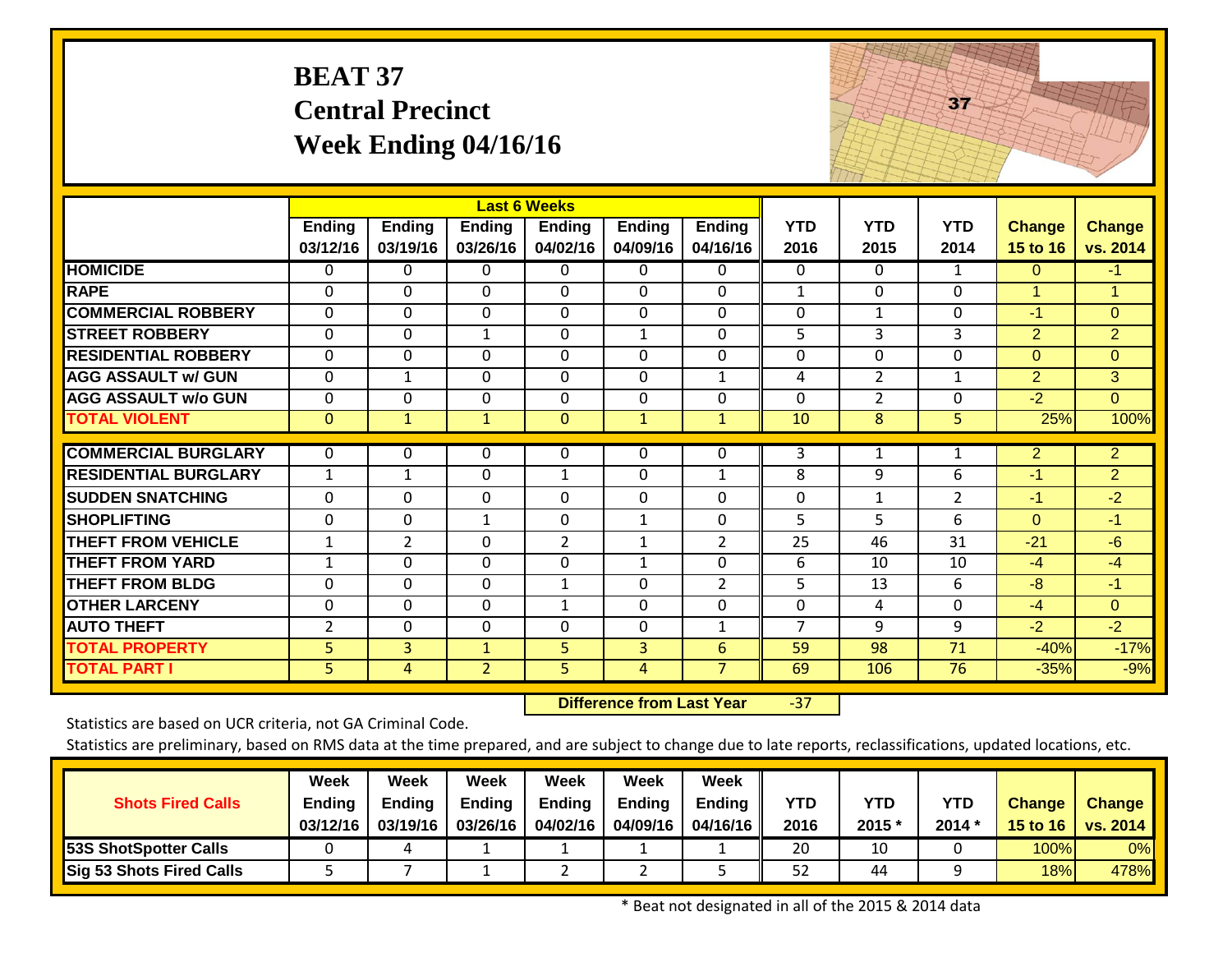# BEAT 37
## Central Precinct
## Week Ending 04/16/16

| | Last 6 Weeks | | | | | | | | | | |
|---|---|---|---|---|---|---|---|---|---|---|---|
| | Ending 03/12/16 | Ending 03/19/16 | Ending 03/26/16 | Ending 04/02/16 | Ending 04/09/16 | Ending 04/16/16 | YTD 2016 | YTD 2015 | YTD 2014 | Change 15 to 16 | Change vs. 2014 |
| HOMICIDE | 0 | 0 | 0 | 0 | 0 | 0 | 0 | 0 | 1 | 0 | -1 |
| RAPE | 0 | 0 | 0 | 0 | 0 | 0 | 1 | 0 | 0 | 1 | 1 |
| COMMERCIAL ROBBERY | 0 | 0 | 0 | 0 | 0 | 0 | 0 | 1 | 0 | -1 | 0 |
| STREET ROBBERY | 0 | 0 | 1 | 0 | 1 | 0 | 5 | 3 | 3 | 2 | 2 |
| RESIDENTIAL ROBBERY | 0 | 0 | 0 | 0 | 0 | 0 | 0 | 0 | 0 | 0 | 0 |
| AGG ASSAULT w/ GUN | 0 | 1 | 0 | 0 | 0 | 1 | 4 | 2 | 1 | 2 | 3 |
| AGG ASSAULT w/o GUN | 0 | 0 | 0 | 0 | 0 | 0 | 0 | 2 | 0 | -2 | 0 |
| TOTAL VIOLENT | 0 | 1 | 1 | 0 | 1 | 1 | 10 | 8 | 5 | 25% | 100% |
| COMMERCIAL BURGLARY | 0 | 0 | 0 | 0 | 0 | 0 | 3 | 1 | 1 | 2 | 2 |
| RESIDENTIAL BURGLARY | 1 | 1 | 0 | 1 | 0 | 1 | 8 | 9 | 6 | -1 | 2 |
| SUDDEN SNATCHING | 0 | 0 | 0 | 0 | 0 | 0 | 0 | 1 | 2 | -1 | -2 |
| SHOPLIFTING | 0 | 0 | 1 | 0 | 1 | 0 | 5 | 5 | 6 | 0 | -1 |
| THEFT FROM VEHICLE | 1 | 2 | 0 | 2 | 1 | 2 | 25 | 46 | 31 | -21 | -6 |
| THEFT FROM YARD | 1 | 0 | 0 | 0 | 1 | 0 | 6 | 10 | 10 | -4 | -4 |
| THEFT FROM BLDG | 0 | 0 | 0 | 1 | 0 | 2 | 5 | 13 | 6 | -8 | -1 |
| OTHER LARCENY | 0 | 0 | 0 | 1 | 0 | 0 | 0 | 4 | 0 | -4 | 0 |
| AUTO THEFT | 2 | 0 | 0 | 0 | 0 | 1 | 7 | 9 | 9 | -2 | -2 |
| TOTAL PROPERTY | 5 | 3 | 1 | 5 | 3 | 6 | 59 | 98 | 71 | -40% | -17% |
| TOTAL PART I | 5 | 4 | 2 | 5 | 4 | 7 | 69 | 106 | 76 | -35% | -9% |

**Difference from Last Year** -37

Statistics are based on UCR criteria, not GA Criminal Code.

Statistics are preliminary, based on RMS data at the time prepared, and are subject to change due to late reports, reclassifications, updated locations, etc.

| Shots Fired Calls | Week Ending 03/12/16 | Week Ending 03/19/16 | Week Ending 03/26/16 | Week Ending 04/02/16 | Week Ending 04/09/16 | Week Ending 04/16/16 | YTD 2016 | YTD 2015 * | YTD 2014 * | Change 15 to 16 | Change vs. 2014 |
|---|---|---|---|---|---|---|---|---|---|---|---|
| 53S ShotSpotter Calls | 0 | 4 | 1 | 1 | 1 | 1 | 20 | 10 | 0 | 100% | 0% |
| Sig 53 Shots Fired Calls | 5 | 7 | 1 | 2 | 2 | 5 | 52 | 44 | 9 | 18% | 478% |

\* Beat not designated in all of the 2015 & 2014 data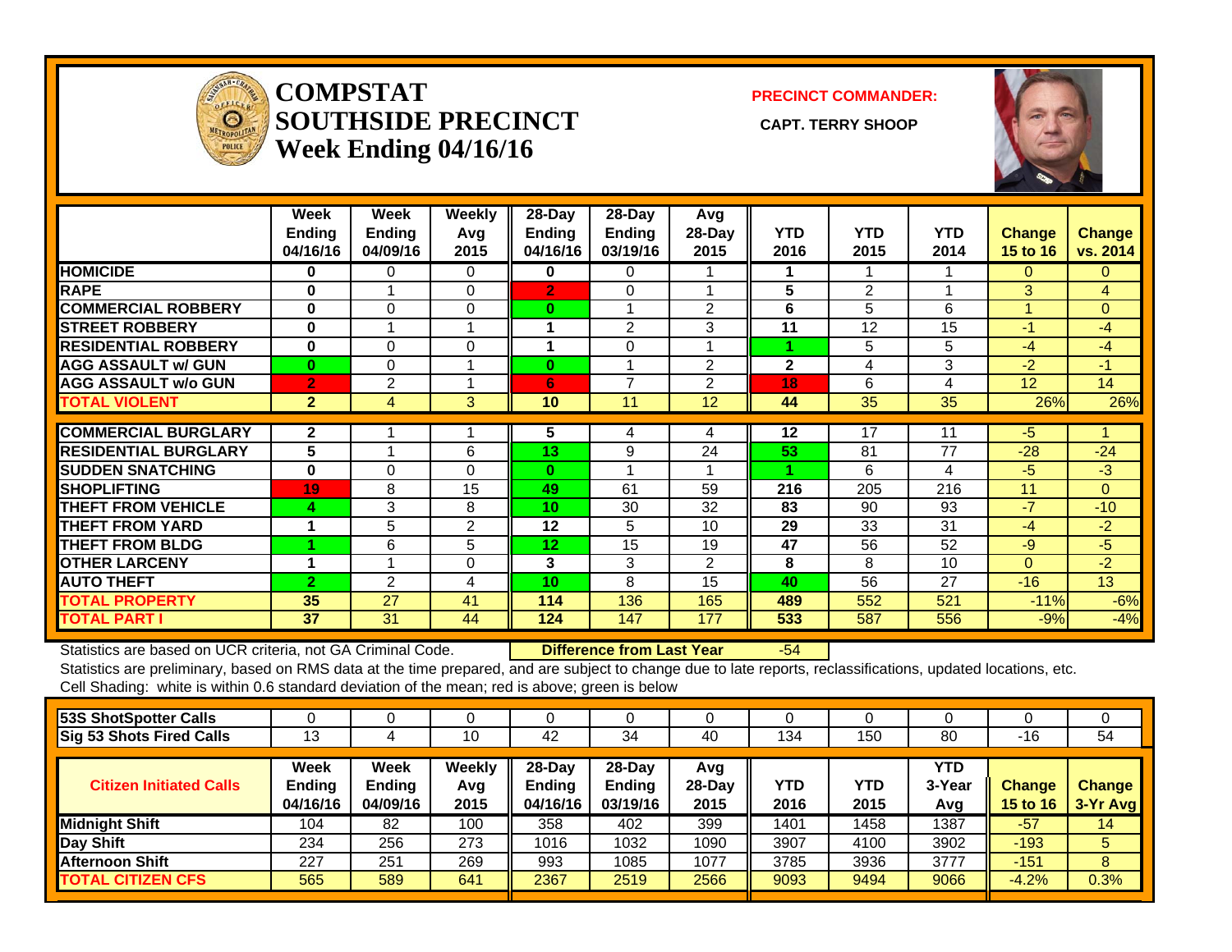# COMPSTAT SOUTHSIDE PRECINCT Week Ending 04/16/16

**PRECINCT COMMANDER:** CAPT. TERRY SHOOP

| | Week Ending 04/16/16 | Week Ending 04/09/16 | Weekly Avg 2015 | 28-Day Ending 04/16/16 | 28-Day Ending 03/19/16 | Avg 28-Day 2015 | YTD 2016 | YTD 2015 | YTD 2014 | Change 15 to 16 | Change vs. 2014 |
|---|---|---|---|---|---|---|---|---|---|---|---|
| HOMICIDE | 0 | 0 | 0 | 0 | 0 | 1 | 1 | 1 | 1 | 0 | 0 |
| RAPE | 0 | 1 | 0 | 2 | 0 | 1 | 5 | 2 | 1 | 3 | 4 |
| COMMERCIAL ROBBERY | 0 | 0 | 0 | 0 | 1 | 2 | 6 | 5 | 6 | 1 | 0 |
| STREET ROBBERY | 0 | 1 | 1 | 1 | 2 | 3 | 11 | 12 | 15 | -1 | -4 |
| RESIDENTIAL ROBBERY | 0 | 0 | 0 | 1 | 0 | 1 | 1 | 5 | 5 | -4 | -4 |
| AGG ASSAULT w/ GUN | 0 | 0 | 1 | 0 | 1 | 2 | 2 | 4 | 3 | -2 | -1 |
| AGG ASSAULT w/o GUN | 2 | 2 | 1 | 6 | 7 | 2 | 18 | 6 | 4 | 12 | 14 |
| TOTAL VIOLENT | 2 | 4 | 3 | 10 | 11 | 12 | 44 | 35 | 35 | 26% | 26% |
| COMMERCIAL BURGLARY | 2 | 1 | 1 | 5 | 4 | 4 | 12 | 17 | 11 | -5 | 1 |
| RESIDENTIAL BURGLARY | 5 | 1 | 6 | 13 | 9 | 24 | 53 | 81 | 77 | -28 | -24 |
| SUDDEN SNATCHING | 0 | 0 | 0 | 0 | 1 | 1 | 1 | 6 | 4 | -5 | -3 |
| SHOPLIFTING | 19 | 8 | 15 | 49 | 61 | 59 | 216 | 205 | 216 | 11 | 0 |
| THEFT FROM VEHICLE | 4 | 3 | 8 | 10 | 30 | 32 | 83 | 90 | 93 | -7 | -10 |
| THEFT FROM YARD | 1 | 5 | 2 | 12 | 5 | 10 | 29 | 33 | 31 | -4 | -2 |
| THEFT FROM BLDG | 1 | 6 | 5 | 12 | 15 | 19 | 47 | 56 | 52 | -9 | -5 |
| OTHER LARCENY | 1 | 1 | 0 | 3 | 3 | 2 | 8 | 8 | 10 | 0 | -2 |
| AUTO THEFT | 2 | 2 | 4 | 10 | 8 | 15 | 40 | 56 | 27 | -16 | 13 |
| TOTAL PROPERTY | 35 | 27 | 41 | 114 | 136 | 165 | 489 | 552 | 521 | -11% | -6% |
| TOTAL PART I | 37 | 31 | 44 | 124 | 147 | 177 | 533 | 587 | 556 | -9% | -4% |

Statistics are based on UCR criteria, not GA Criminal Code. **Difference from Last Year** -54

Statistics are preliminary, based on RMS data at the time prepared, and are subject to change due to late reports, reclassifications, updated locations, etc.

Cell Shading: white is within 0.6 standard deviation of the mean; red is above; green is below

| | | | | | | | | | | | |
|---|---|---|---|---|---|---|---|---|---|---|---|
| 53S ShotSpotter Calls | 0 | 0 | 0 | 0 | 0 | 0 | 0 | 0 | 0 | 0 | 0 |
| Sig 53 Shots Fired Calls | 13 | 4 | 10 | 42 | 34 | 40 | 134 | 150 | 80 | -16 | 54 |

| Citizen Initiated Calls | Week Ending 04/16/16 | Week Ending 04/09/16 | Weekly Avg 2015 | 28-Day Ending 04/16/16 | 28-Day Ending 03/19/16 | Avg 28-Day 2015 | YTD 2016 | YTD 2015 | YTD 3-Year Avg | Change 15 to 16 | Change 3-Yr Avg |
|---|---|---|---|---|---|---|---|---|---|---|---|
| Midnight Shift | 104 | 82 | 100 | 358 | 402 | 399 | 1401 | 1458 | 1387 | -57 | 14 |
| Day Shift | 234 | 256 | 273 | 1016 | 1032 | 1090 | 3907 | 4100 | 3902 | -193 | 5 |
| Afternoon Shift | 227 | 251 | 269 | 993 | 1085 | 1077 | 3785 | 3936 | 3777 | -151 | 8 |
| TOTAL CITIZEN CFS | 565 | 589 | 641 | 2367 | 2519 | 2566 | 9093 | 9494 | 9066 | -4.2% | 0.3% |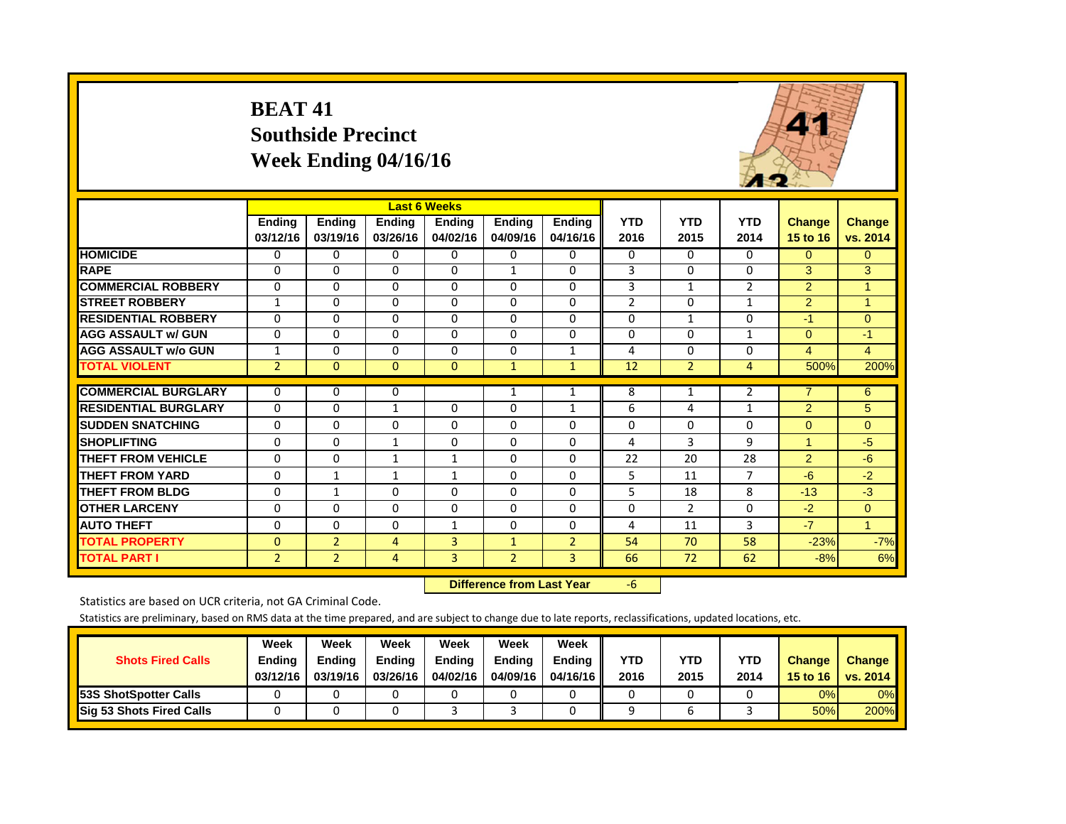# BEAT 41
# Southside Precinct
# Week Ending 04/16/16

| | Last 6 Weeks | | | | | | | | | | |
|---|---|---|---|---|---|---|---|---|---|---|---|
| | Ending 03/12/16 | Ending 03/19/16 | Ending 03/26/16 | Ending 04/02/16 | Ending 04/09/16 | Ending 04/16/16 | YTD 2016 | YTD 2015 | YTD 2014 | Change 15 to 16 | Change vs. 2014 |
| HOMICIDE | 0 | 0 | 0 | 0 | 0 | 0 | 0 | 0 | 0 | 0 | 0 |
| RAPE | 0 | 0 | 0 | 0 | 1 | 0 | 3 | 0 | 0 | 3 | 3 |
| COMMERCIAL ROBBERY | 0 | 0 | 0 | 0 | 0 | 0 | 3 | 1 | 2 | 2 | 1 |
| STREET ROBBERY | 1 | 0 | 0 | 0 | 0 | 0 | 2 | 0 | 1 | 2 | 1 |
| RESIDENTIAL ROBBERY | 0 | 0 | 0 | 0 | 0 | 0 | 0 | 1 | 0 | -1 | 0 |
| AGG ASSAULT w/ GUN | 0 | 0 | 0 | 0 | 0 | 0 | 0 | 0 | 1 | 0 | -1 |
| AGG ASSAULT w/o GUN | 1 | 0 | 0 | 0 | 0 | 1 | 4 | 0 | 0 | 4 | 4 |
| TOTAL VIOLENT | 2 | 0 | 0 | 0 | 1 | 1 | 12 | 2 | 4 | 500% | 200% |
| COMMERCIAL BURGLARY | 0 | 0 | 0 | | 1 | 1 | 8 | 1 | 2 | 7 | 6 |
| RESIDENTIAL BURGLARY | 0 | 0 | 1 | 0 | 0 | 1 | 6 | 4 | 1 | 2 | 5 |
| SUDDEN SNATCHING | 0 | 0 | 0 | 0 | 0 | 0 | 0 | 0 | 0 | 0 | 0 |
| SHOPLIFTING | 0 | 0 | 1 | 0 | 0 | 0 | 4 | 3 | 9 | 1 | -5 |
| THEFT FROM VEHICLE | 0 | 0 | 1 | 1 | 0 | 0 | 22 | 20 | 28 | 2 | -6 |
| THEFT FROM YARD | 0 | 1 | 1 | 1 | 0 | 0 | 5 | 11 | 7 | -6 | -2 |
| THEFT FROM BLDG | 0 | 1 | 0 | 0 | 0 | 0 | 5 | 18 | 8 | -13 | -3 |
| OTHER LARCENY | 0 | 0 | 0 | 0 | 0 | 0 | 0 | 2 | 0 | -2 | 0 |
| AUTO THEFT | 0 | 0 | 0 | 1 | 0 | 0 | 4 | 11 | 3 | -7 | 1 |
| TOTAL PROPERTY | 0 | 2 | 4 | 3 | 1 | 2 | 54 | 70 | 58 | -23% | -7% |
| TOTAL PART I | 2 | 2 | 4 | 3 | 2 | 3 | 66 | 72 | 62 | -8% | 6% |

**Difference from Last Year** -6

Statistics are based on UCR criteria, not GA Criminal Code.

Statistics are preliminary, based on RMS data at the time prepared, and are subject to change due to late reports, reclassifications, updated locations, etc.

| Shots Fired Calls | Week Ending 03/12/16 | Week Ending 03/19/16 | Week Ending 03/26/16 | Week Ending 04/02/16 | Week Ending 04/09/16 | Week Ending 04/16/16 | YTD 2016 | YTD 2015 | YTD 2014 | Change 15 to 16 | Change vs. 2014 |
|---|---|---|---|---|---|---|---|---|---|---|---|
| 53S ShotSpotter Calls | 0 | 0 | 0 | 0 | 0 | 0 | 0 | 0 | 0 | 0% | 0% |
| Sig 53 Shots Fired Calls | 0 | 0 | 0 | 3 | 3 | 0 | 9 | 6 | 3 | 50% | 200% |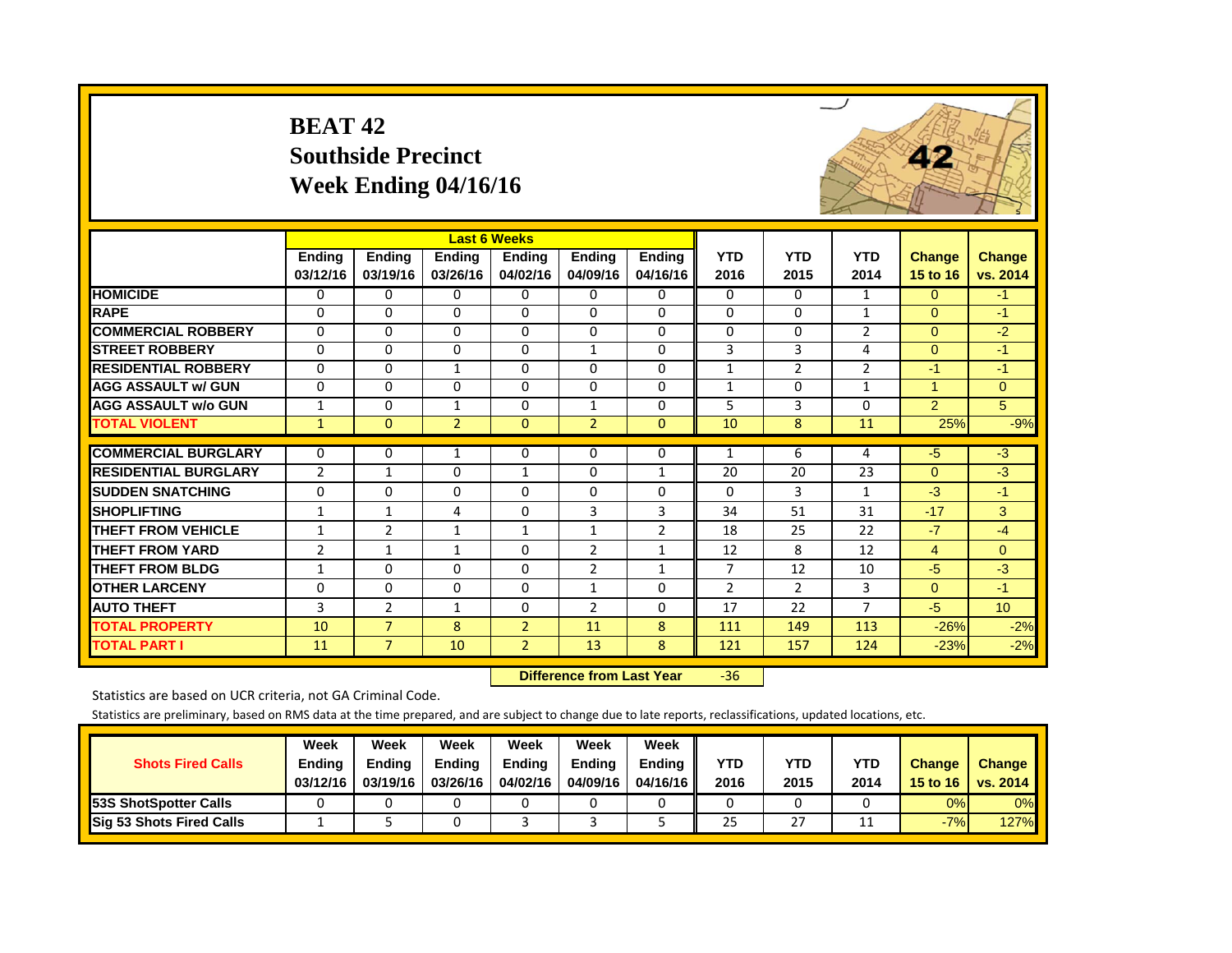# BEAT 42
## Southside Precinct
## Week Ending 04/16/16

| | Last 6 Weeks | | | | | | | | | | |
|---|---|---|---|---|---|---|---|---|---|---|---|
| | Ending 03/12/16 | Ending 03/19/16 | Ending 03/26/16 | Ending 04/02/16 | Ending 04/09/16 | Ending 04/16/16 | YTD 2016 | YTD 2015 | YTD 2014 | Change 15 to 16 | Change vs. 2014 |
| **HOMICIDE** | 0 | 0 | 0 | 0 | 0 | 0 | 0 | 0 | 1 | 0 | -1 |
| **RAPE** | 0 | 0 | 0 | 0 | 0 | 0 | 0 | 0 | 1 | 0 | -1 |
| **COMMERCIAL ROBBERY** | 0 | 0 | 0 | 0 | 0 | 0 | 0 | 0 | 2 | 0 | -2 |
| **STREET ROBBERY** | 0 | 0 | 0 | 0 | 1 | 0 | 3 | 3 | 4 | 0 | -1 |
| **RESIDENTIAL ROBBERY** | 0 | 0 | 1 | 0 | 0 | 0 | 1 | 2 | 2 | -1 | -1 |
| **AGG ASSAULT w/ GUN** | 0 | 0 | 0 | 0 | 0 | 0 | 1 | 0 | 1 | 1 | 0 |
| **AGG ASSAULT w/o GUN** | 1 | 0 | 1 | 0 | 1 | 0 | 5 | 3 | 0 | 2 | 5 |
| **TOTAL VIOLENT** | 1 | 0 | 2 | 0 | 2 | 0 | 10 | 8 | 11 | 25% | -9% |
| **COMMERCIAL BURGLARY** | 0 | 0 | 1 | 0 | 0 | 0 | 1 | 6 | 4 | -5 | -3 |
| **RESIDENTIAL BURGLARY** | 2 | 1 | 0 | 1 | 0 | 1 | 20 | 20 | 23 | 0 | -3 |
| **SUDDEN SNATCHING** | 0 | 0 | 0 | 0 | 0 | 0 | 0 | 3 | 1 | -3 | -1 |
| **SHOPLIFTING** | 1 | 1 | 4 | 0 | 3 | 3 | 34 | 51 | 31 | -17 | 3 |
| **THEFT FROM VEHICLE** | 1 | 2 | 1 | 1 | 1 | 2 | 18 | 25 | 22 | -7 | -4 |
| **THEFT FROM YARD** | 2 | 1 | 1 | 0 | 2 | 1 | 12 | 8 | 12 | 4 | 0 |
| **THEFT FROM BLDG** | 1 | 0 | 0 | 0 | 2 | 1 | 7 | 12 | 10 | -5 | -3 |
| **OTHER LARCENY** | 0 | 0 | 0 | 0 | 1 | 0 | 2 | 2 | 3 | 0 | -1 |
| **AUTO THEFT** | 3 | 2 | 1 | 0 | 2 | 0 | 17 | 22 | 7 | -5 | 10 |
| **TOTAL PROPERTY** | 10 | 7 | 8 | 2 | 11 | 8 | 111 | 149 | 113 | -26% | -2% |
| **TOTAL PART I** | 11 | 7 | 10 | 2 | 13 | 8 | 121 | 157 | 124 | -23% | -2% |

**Difference from Last Year** -36

Statistics are based on UCR criteria, not GA Criminal Code.

Statistics are preliminary, based on RMS data at the time prepared, and are subject to change due to late reports, reclassifications, updated locations, etc.

| Shots Fired Calls | Week Ending 03/12/16 | Week Ending 03/19/16 | Week Ending 03/26/16 | Week Ending 04/02/16 | Week Ending 04/09/16 | Week Ending 04/16/16 | YTD 2016 | YTD 2015 | YTD 2014 | Change 15 to 16 | Change vs. 2014 |
|---|---|---|---|---|---|---|---|---|---|---|---|
| **53S ShotSpotter Calls** | 0 | 0 | 0 | 0 | 0 | 0 | 0 | 0 | 0 | 0% | 0% |
| **Sig 53 Shots Fired Calls** | 1 | 5 | 0 | 3 | 3 | 5 | 25 | 27 | 11 | -7% | 127% |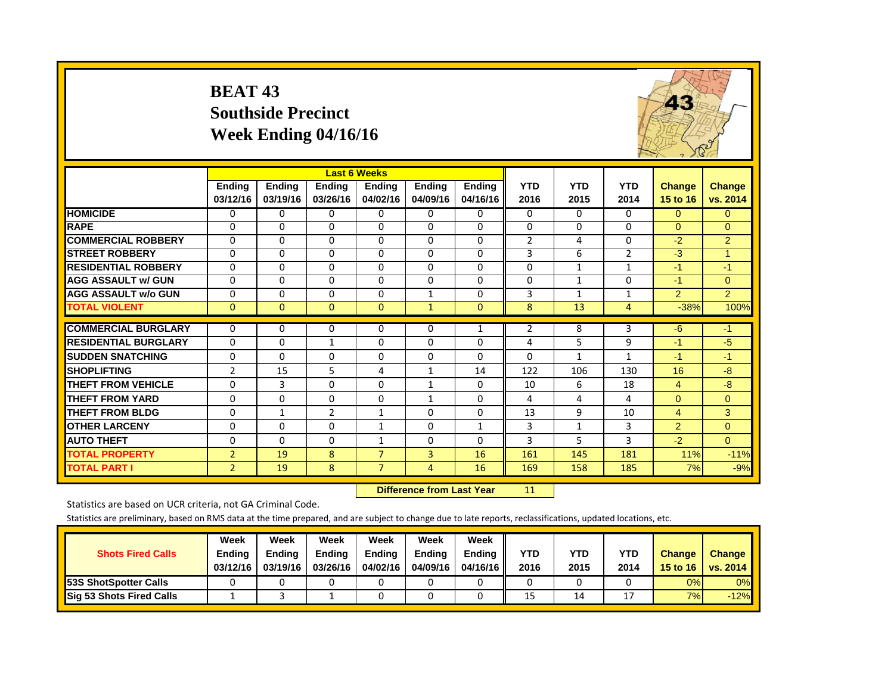# BEAT 43
## Southside Precinct
## Week Ending 04/16/16

| | Last 6 Weeks | | | | | | | | | | |
|---|---|---|---|---|---|---|---|---|---|---|---|
| | Ending 03/12/16 | Ending 03/19/16 | Ending 03/26/16 | Ending 04/02/16 | Ending 04/09/16 | Ending 04/16/16 | YTD 2016 | YTD 2015 | YTD 2014 | Change 15 to 16 | Change vs. 2014 |
| **HOMICIDE** | 0 | 0 | 0 | 0 | 0 | 0 | 0 | 0 | 0 | 0 | 0 |
| **RAPE** | 0 | 0 | 0 | 0 | 0 | 0 | 0 | 0 | 0 | 0 | 0 |
| **COMMERCIAL ROBBERY** | 0 | 0 | 0 | 0 | 0 | 0 | 2 | 4 | 0 | -2 | 2 |
| **STREET ROBBERY** | 0 | 0 | 0 | 0 | 0 | 0 | 3 | 6 | 2 | -3 | 1 |
| **RESIDENTIAL ROBBERY** | 0 | 0 | 0 | 0 | 0 | 0 | 0 | 1 | 1 | -1 | -1 |
| **AGG ASSAULT w/ GUN** | 0 | 0 | 0 | 0 | 0 | 0 | 0 | 1 | 0 | -1 | 0 |
| **AGG ASSAULT w/o GUN** | 0 | 0 | 0 | 0 | 1 | 0 | 3 | 1 | 1 | 2 | 2 |
| **TOTAL VIOLENT** | 0 | 0 | 0 | 0 | 1 | 0 | 8 | 13 | 4 | -38% | 100% |
| **COMMERCIAL BURGLARY** | 0 | 0 | 0 | 0 | 0 | 1 | 2 | 8 | 3 | -6 | -1 |
| **RESIDENTIAL BURGLARY** | 0 | 0 | 1 | 0 | 0 | 0 | 4 | 5 | 9 | -1 | -5 |
| **SUDDEN SNATCHING** | 0 | 0 | 0 | 0 | 0 | 0 | 0 | 1 | 1 | -1 | -1 |
| **SHOPLIFTING** | 2 | 15 | 5 | 4 | 1 | 14 | 122 | 106 | 130 | 16 | -8 |
| **THEFT FROM VEHICLE** | 0 | 3 | 0 | 0 | 1 | 0 | 10 | 6 | 18 | 4 | -8 |
| **THEFT FROM YARD** | 0 | 0 | 0 | 0 | 1 | 0 | 4 | 4 | 4 | 0 | 0 |
| **THEFT FROM BLDG** | 0 | 1 | 2 | 1 | 0 | 0 | 13 | 9 | 10 | 4 | 3 |
| **OTHER LARCENY** | 0 | 0 | 0 | 1 | 0 | 1 | 3 | 1 | 3 | 2 | 0 |
| **AUTO THEFT** | 0 | 0 | 0 | 1 | 0 | 0 | 3 | 5 | 3 | -2 | 0 |
| **TOTAL PROPERTY** | 2 | 19 | 8 | 7 | 3 | 16 | 161 | 145 | 181 | 11% | -11% |
| **TOTAL PART I** | 2 | 19 | 8 | 7 | 4 | 16 | 169 | 158 | 185 | 7% | -9% |

**Difference from Last Year** 11

Statistics are based on UCR criteria, not GA Criminal Code.

Statistics are preliminary, based on RMS data at the time prepared, and are subject to change due to late reports, reclassifications, updated locations, etc.

| Shots Fired Calls | Week Ending 03/12/16 | Week Ending 03/19/16 | Week Ending 03/26/16 | Week Ending 04/02/16 | Week Ending 04/09/16 | Week Ending 04/16/16 | YTD 2016 | YTD 2015 | YTD 2014 | Change 15 to 16 | Change vs. 2014 |
|---|---|---|---|---|---|---|---|---|---|---|---|
| **53S ShotSpotter Calls** | 0 | 0 | 0 | 0 | 0 | 0 | 0 | 0 | 0 | 0% | 0% |
| **Sig 53 Shots Fired Calls** | 1 | 3 | 1 | 0 | 0 | 0 | 15 | 14 | 17 | 7% | -12% |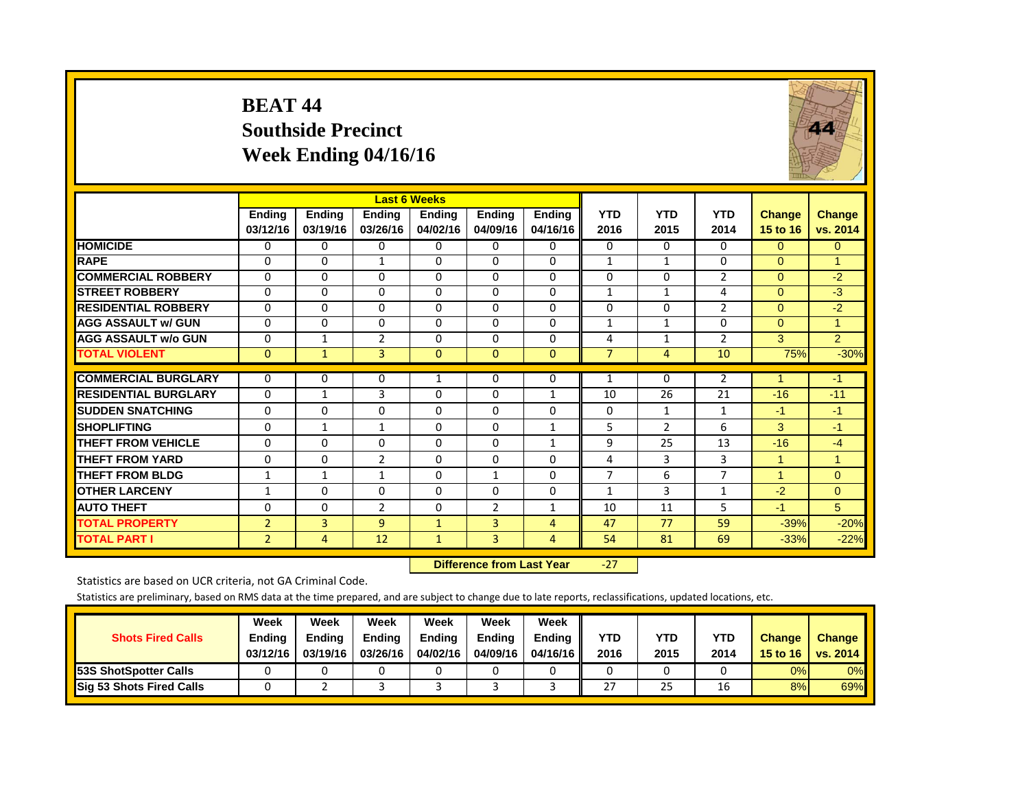# BEAT 44
## Southside Precinct
## Week Ending 04/16/16

| | Last 6 Weeks | | | | | | | | | | |
|---|---|---|---|---|---|---|---|---|---|---|---|
| | Ending 03/12/16 | Ending 03/19/16 | Ending 03/26/16 | Ending 04/02/16 | Ending 04/09/16 | Ending 04/16/16 | YTD 2016 | YTD 2015 | YTD 2014 | Change 15 to 16 | Change vs. 2014 |
| **HOMICIDE** | 0 | 0 | 0 | 0 | 0 | 0 | 0 | 0 | 0 | 0 | 0 |
| **RAPE** | 0 | 0 | 1 | 0 | 0 | 0 | 1 | 1 | 0 | 0 | 1 |
| **COMMERCIAL ROBBERY** | 0 | 0 | 0 | 0 | 0 | 0 | 0 | 0 | 2 | 0 | -2 |
| **STREET ROBBERY** | 0 | 0 | 0 | 0 | 0 | 0 | 1 | 1 | 4 | 0 | -3 |
| **RESIDENTIAL ROBBERY** | 0 | 0 | 0 | 0 | 0 | 0 | 0 | 0 | 2 | 0 | -2 |
| **AGG ASSAULT w/ GUN** | 0 | 0 | 0 | 0 | 0 | 0 | 1 | 1 | 0 | 0 | 1 |
| **AGG ASSAULT w/o GUN** | 0 | 1 | 2 | 0 | 0 | 0 | 4 | 1 | 2 | 3 | 2 |
| **TOTAL VIOLENT** | 0 | 1 | 3 | 0 | 0 | 0 | 7 | 4 | 10 | 75% | -30% |
| **COMMERCIAL BURGLARY** | 0 | 0 | 0 | 1 | 0 | 0 | 1 | 0 | 2 | 1 | -1 |
| **RESIDENTIAL BURGLARY** | 0 | 1 | 3 | 0 | 0 | 1 | 10 | 26 | 21 | -16 | -11 |
| **SUDDEN SNATCHING** | 0 | 0 | 0 | 0 | 0 | 0 | 0 | 1 | 1 | -1 | -1 |
| **SHOPLIFTING** | 0 | 1 | 1 | 0 | 0 | 1 | 5 | 2 | 6 | 3 | -1 |
| **THEFT FROM VEHICLE** | 0 | 0 | 0 | 0 | 0 | 1 | 9 | 25 | 13 | -16 | -4 |
| **THEFT FROM YARD** | 0 | 0 | 2 | 0 | 0 | 0 | 4 | 3 | 3 | 1 | 1 |
| **THEFT FROM BLDG** | 1 | 1 | 1 | 0 | 1 | 0 | 7 | 6 | 7 | 1 | 0 |
| **OTHER LARCENY** | 1 | 0 | 0 | 0 | 0 | 0 | 1 | 3 | 1 | -2 | 0 |
| **AUTO THEFT** | 0 | 0 | 2 | 0 | 2 | 1 | 10 | 11 | 5 | -1 | 5 |
| **TOTAL PROPERTY** | 2 | 3 | 9 | 1 | 3 | 4 | 47 | 77 | 59 | -39% | -20% |
| **TOTAL PART I** | 2 | 4 | 12 | 1 | 3 | 4 | 54 | 81 | 69 | -33% | -22% |

**Difference from Last Year** -27

Statistics are based on UCR criteria, not GA Criminal Code.

Statistics are preliminary, based on RMS data at the time prepared, and are subject to change due to late reports, reclassifications, updated locations, etc.

| Shots Fired Calls | Week Ending 03/12/16 | Week Ending 03/19/16 | Week Ending 03/26/16 | Week Ending 04/02/16 | Week Ending 04/09/16 | Week Ending 04/16/16 | YTD 2016 | YTD 2015 | YTD 2014 | Change 15 to 16 | Change vs. 2014 |
|---|---|---|---|---|---|---|---|---|---|---|---|
| **53S ShotSpotter Calls** | 0 | 0 | 0 | 0 | 0 | 0 | 0 | 0 | 0 | 0% | 0% |
| **Sig 53 Shots Fired Calls** | 0 | 2 | 3 | 3 | 3 | 3 | 27 | 25 | 16 | 8% | 69% |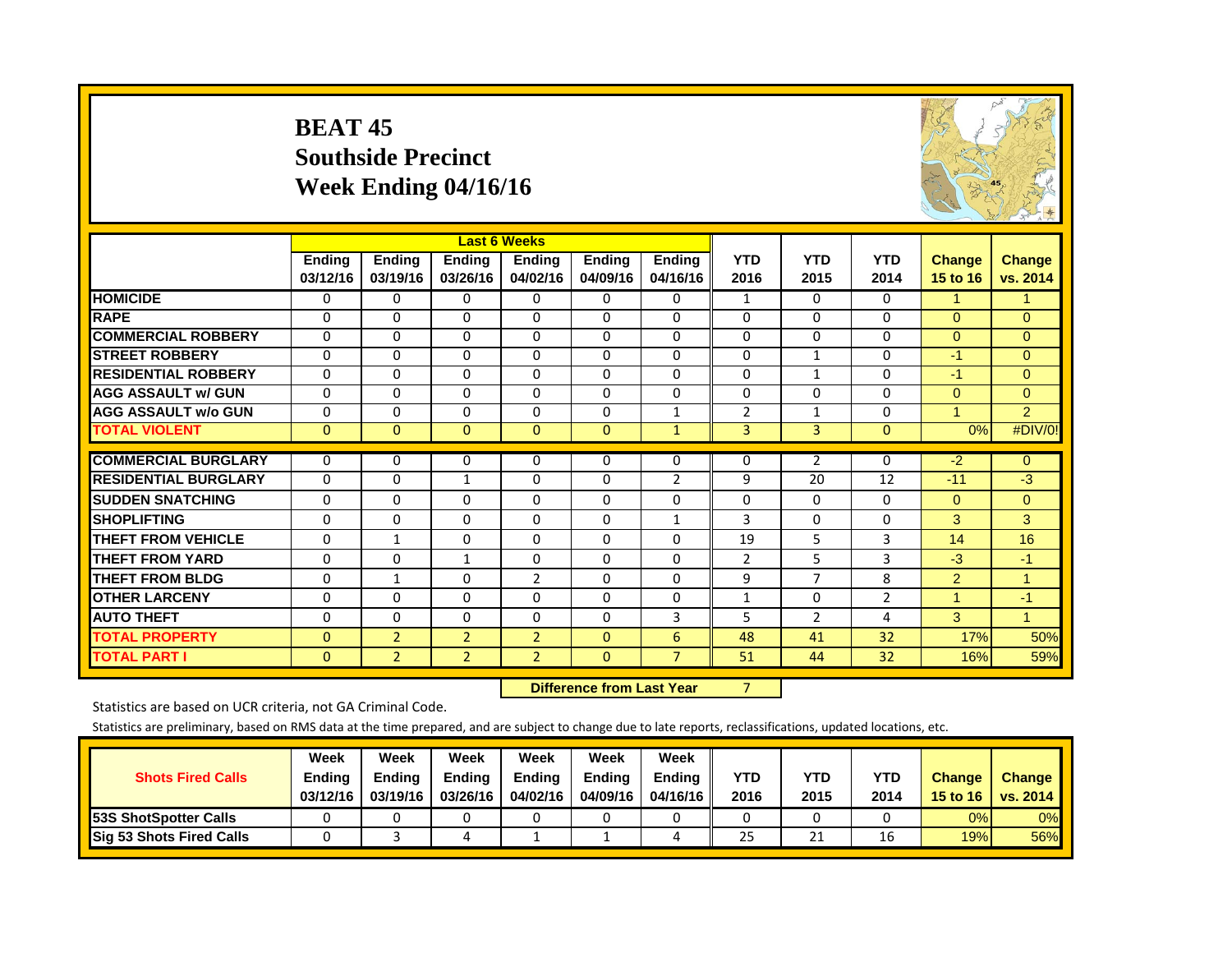# BEAT 45
## Southside Precinct
## Week Ending 04/16/16

| | Last 6 Weeks | | | | | | | | | | |
|---|---|---|---|---|---|---|---|---|---|---|---|
| | Ending 03/12/16 | Ending 03/19/16 | Ending 03/26/16 | Ending 04/02/16 | Ending 04/09/16 | Ending 04/16/16 | YTD 2016 | YTD 2015 | YTD 2014 | Change 15 to 16 | Change vs. 2014 |
| **HOMICIDE** | 0 | 0 | 0 | 0 | 0 | 0 | 1 | 0 | 0 | 1 | 1 |
| **RAPE** | 0 | 0 | 0 | 0 | 0 | 0 | 0 | 0 | 0 | 0 | 0 |
| **COMMERCIAL ROBBERY** | 0 | 0 | 0 | 0 | 0 | 0 | 0 | 0 | 0 | 0 | 0 |
| **STREET ROBBERY** | 0 | 0 | 0 | 0 | 0 | 0 | 0 | 1 | 0 | -1 | 0 |
| **RESIDENTIAL ROBBERY** | 0 | 0 | 0 | 0 | 0 | 0 | 0 | 1 | 0 | -1 | 0 |
| **AGG ASSAULT w/ GUN** | 0 | 0 | 0 | 0 | 0 | 0 | 0 | 0 | 0 | 0 | 0 |
| **AGG ASSAULT w/o GUN** | 0 | 0 | 0 | 0 | 0 | 1 | 2 | 1 | 0 | 1 | 2 |
| **TOTAL VIOLENT** | 0 | 0 | 0 | 0 | 0 | 1 | 3 | 3 | 0 | 0% | #DIV/0! |
| **COMMERCIAL BURGLARY** | 0 | 0 | 0 | 0 | 0 | 0 | 0 | 2 | 0 | -2 | 0 |
| **RESIDENTIAL BURGLARY** | 0 | 0 | 1 | 0 | 0 | 2 | 9 | 20 | 12 | -11 | -3 |
| **SUDDEN SNATCHING** | 0 | 0 | 0 | 0 | 0 | 0 | 0 | 0 | 0 | 0 | 0 |
| **SHOPLIFTING** | 0 | 0 | 0 | 0 | 0 | 1 | 3 | 0 | 0 | 3 | 3 |
| **THEFT FROM VEHICLE** | 0 | 1 | 0 | 0 | 0 | 0 | 19 | 5 | 3 | 14 | 16 |
| **THEFT FROM YARD** | 0 | 0 | 1 | 0 | 0 | 0 | 2 | 5 | 3 | -3 | -1 |
| **THEFT FROM BLDG** | 0 | 1 | 0 | 2 | 0 | 0 | 9 | 7 | 8 | 2 | 1 |
| **OTHER LARCENY** | 0 | 0 | 0 | 0 | 0 | 0 | 1 | 0 | 2 | 1 | -1 |
| **AUTO THEFT** | 0 | 0 | 0 | 0 | 0 | 3 | 5 | 2 | 4 | 3 | 1 |
| **TOTAL PROPERTY** | 0 | 2 | 2 | 2 | 0 | 6 | 48 | 41 | 32 | 17% | 50% |
| **TOTAL PART I** | 0 | 2 | 2 | 2 | 0 | 7 | 51 | 44 | 32 | 16% | 59% |

**Difference from Last Year** 7

Statistics are based on UCR criteria, not GA Criminal Code.

Statistics are preliminary, based on RMS data at the time prepared, and are subject to change due to late reports, reclassifications, updated locations, etc.

| Shots Fired Calls | Week Ending 03/12/16 | Week Ending 03/19/16 | Week Ending 03/26/16 | Week Ending 04/02/16 | Week Ending 04/09/16 | Week Ending 04/16/16 | YTD 2016 | YTD 2015 | YTD 2014 | Change 15 to 16 | Change vs. 2014 |
|---|---|---|---|---|---|---|---|---|---|---|---|
| **53S ShotSpotter Calls** | 0 | 0 | 0 | 0 | 0 | 0 | 0 | 0 | 0 | 0% | 0% |
| **Sig 53 Shots Fired Calls** | 0 | 3 | 4 | 1 | 1 | 4 | 25 | 21 | 16 | 19% | 56% |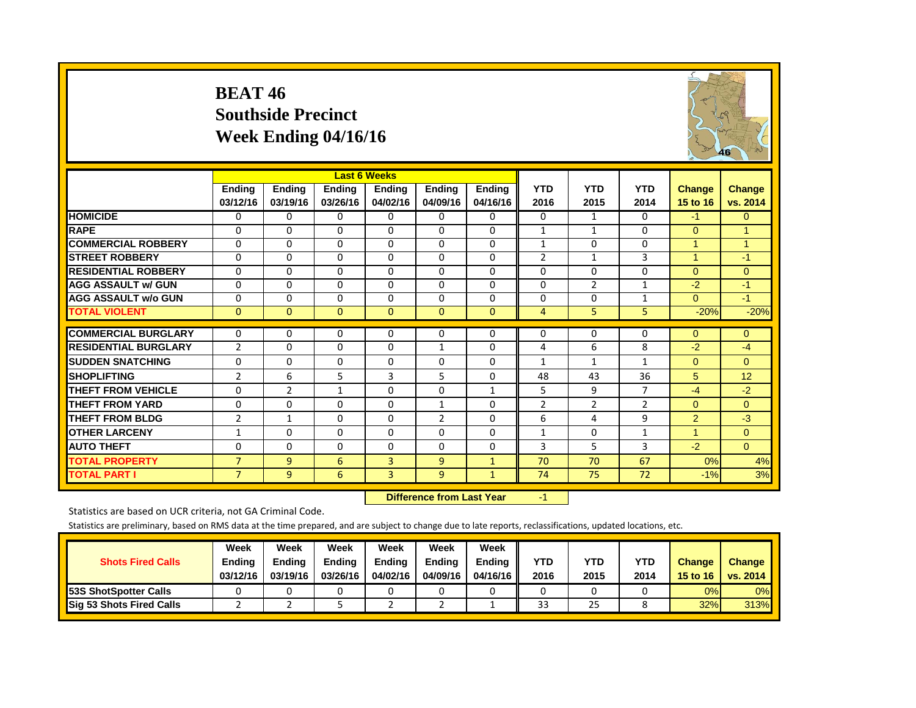# BEAT 46
## Southside Precinct
## Week Ending 04/16/16

| | Last 6 Weeks | | | | | | | | | | |
|---|---|---|---|---|---|---|---|---|---|---|---|
| | Ending 03/12/16 | Ending 03/19/16 | Ending 03/26/16 | Ending 04/02/16 | Ending 04/09/16 | Ending 04/16/16 | YTD 2016 | YTD 2015 | YTD 2014 | Change 15 to 16 | Change vs. 2014 |
| **HOMICIDE** | 0 | 0 | 0 | 0 | 0 | 0 | 0 | 1 | 0 | -1 | 0 |
| **RAPE** | 0 | 0 | 0 | 0 | 0 | 0 | 1 | 1 | 0 | 0 | 1 |
| **COMMERCIAL ROBBERY** | 0 | 0 | 0 | 0 | 0 | 0 | 1 | 0 | 0 | 1 | 1 |
| **STREET ROBBERY** | 0 | 0 | 0 | 0 | 0 | 0 | 2 | 1 | 3 | 1 | -1 |
| **RESIDENTIAL ROBBERY** | 0 | 0 | 0 | 0 | 0 | 0 | 0 | 0 | 0 | 0 | 0 |
| **AGG ASSAULT w/ GUN** | 0 | 0 | 0 | 0 | 0 | 0 | 0 | 2 | 1 | -2 | -1 |
| **AGG ASSAULT w/o GUN** | 0 | 0 | 0 | 0 | 0 | 0 | 0 | 0 | 1 | 0 | -1 |
| **TOTAL VIOLENT** | 0 | 0 | 0 | 0 | 0 | 0 | 4 | 5 | 5 | -20% | -20% |
| **COMMERCIAL BURGLARY** | 0 | 0 | 0 | 0 | 0 | 0 | 0 | 0 | 0 | 0 | 0 |
| **RESIDENTIAL BURGLARY** | 2 | 0 | 0 | 0 | 1 | 0 | 4 | 6 | 8 | -2 | -4 |
| **SUDDEN SNATCHING** | 0 | 0 | 0 | 0 | 0 | 0 | 1 | 1 | 1 | 0 | 0 |
| **SHOPLIFTING** | 2 | 6 | 5 | 3 | 5 | 0 | 48 | 43 | 36 | 5 | 12 |
| **THEFT FROM VEHICLE** | 0 | 2 | 1 | 0 | 0 | 1 | 5 | 9 | 7 | -4 | -2 |
| **THEFT FROM YARD** | 0 | 0 | 0 | 0 | 1 | 0 | 2 | 2 | 2 | 0 | 0 |
| **THEFT FROM BLDG** | 2 | 1 | 0 | 0 | 2 | 0 | 6 | 4 | 9 | 2 | -3 |
| **OTHER LARCENY** | 1 | 0 | 0 | 0 | 0 | 0 | 1 | 0 | 1 | 1 | 0 |
| **AUTO THEFT** | 0 | 0 | 0 | 0 | 0 | 0 | 3 | 5 | 3 | -2 | 0 |
| **TOTAL PROPERTY** | 7 | 9 | 6 | 3 | 9 | 1 | 70 | 70 | 67 | 0% | 4% |
| **TOTAL PART I** | 7 | 9 | 6 | 3 | 9 | 1 | 74 | 75 | 72 | -1% | 3% |

**Difference from Last Year** -1

Statistics are based on UCR criteria, not GA Criminal Code.

Statistics are preliminary, based on RMS data at the time prepared, and are subject to change due to late reports, reclassifications, updated locations, etc.

| Shots Fired Calls | Week Ending 03/12/16 | Week Ending 03/19/16 | Week Ending 03/26/16 | Week Ending 04/02/16 | Week Ending 04/09/16 | Week Ending 04/16/16 | YTD 2016 | YTD 2015 | YTD 2014 | Change 15 to 16 | Change vs. 2014 |
|---|---|---|---|---|---|---|---|---|---|---|---|
| **53S ShotSpotter Calls** | 0 | 0 | 0 | 0 | 0 | 0 | 0 | 0 | 0 | 0% | 0% |
| **Sig 53 Shots Fired Calls** | 2 | 2 | 5 | 2 | 2 | 1 | 33 | 25 | 8 | 32% | 313% |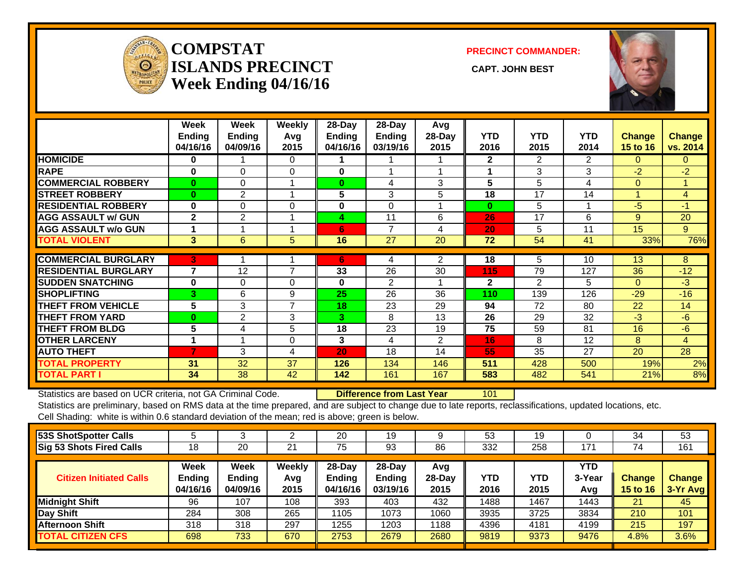# COMPSTAT
# ISLANDS PRECINCT
# Week Ending 04/16/16

**PRECINCT COMMANDER:**

**CAPT. JOHN BEST**

| | Week Ending 04/16/16 | Week Ending 04/09/16 | Weekly Avg 2015 | 28-Day Ending 04/16/16 | 28-Day Ending 03/19/16 | Avg 28-Day 2015 | YTD 2016 | YTD 2015 | YTD 2014 | Change 15 to 16 | Change vs. 2014 |
|---|---|---|---|---|---|---|---|---|---|---|---|
| HOMICIDE | 0 | 1 | 0 | 1 | 1 | 1 | 2 | 2 | 2 | 0 | 0 |
| RAPE | 0 | 0 | 0 | 0 | 1 | 1 | 1 | 3 | 3 | -2 | -2 |
| COMMERCIAL ROBBERY | 0 | 0 | 1 | 0 | 4 | 3 | 5 | 5 | 4 | 0 | 1 |
| STREET ROBBERY | 0 | 2 | 1 | 5 | 3 | 5 | 18 | 17 | 14 | 1 | 4 |
| RESIDENTIAL ROBBERY | 0 | 0 | 0 | 0 | 0 | 1 | 0 | 5 | 1 | -5 | -1 |
| AGG ASSAULT w/ GUN | 2 | 2 | 1 | 4 | 11 | 6 | 26 | 17 | 6 | 9 | 20 |
| AGG ASSAULT w/o GUN | 1 | 1 | 1 | 6 | 7 | 4 | 20 | 5 | 11 | 15 | 9 |
| TOTAL VIOLENT | 3 | 6 | 5 | 16 | 27 | 20 | 72 | 54 | 41 | 33% | 76% |
| COMMERCIAL BURGLARY | 3 | 1 | 1 | 6 | 4 | 2 | 18 | 5 | 10 | 13 | 8 |
| RESIDENTIAL BURGLARY | 7 | 12 | 7 | 33 | 26 | 30 | 115 | 79 | 127 | 36 | -12 |
| SUDDEN SNATCHING | 0 | 0 | 0 | 0 | 2 | 1 | 2 | 2 | 5 | 0 | -3 |
| SHOPLIFTING | 3 | 6 | 9 | 25 | 26 | 36 | 110 | 139 | 126 | -29 | -16 |
| THEFT FROM VEHICLE | 5 | 3 | 7 | 18 | 23 | 29 | 94 | 72 | 80 | 22 | 14 |
| THEFT FROM YARD | 0 | 2 | 3 | 3 | 8 | 13 | 26 | 29 | 32 | -3 | -6 |
| THEFT FROM BLDG | 5 | 4 | 5 | 18 | 23 | 19 | 75 | 59 | 81 | 16 | -6 |
| OTHER LARCENY | 1 | 1 | 0 | 3 | 4 | 2 | 16 | 8 | 12 | 8 | 4 |
| AUTO THEFT | 7 | 3 | 4 | 20 | 18 | 14 | 55 | 35 | 27 | 20 | 28 |
| TOTAL PROPERTY | 31 | 32 | 37 | 126 | 134 | 146 | 511 | 428 | 500 | 19% | 2% |
| TOTAL PART I | 34 | 38 | 42 | 142 | 161 | 167 | 583 | 482 | 541 | 21% | 8% |

Statistics are based on UCR criteria, not GA Criminal Code. **Difference from Last Year** 101

Statistics are preliminary, based on RMS data at the time prepared, and are subject to change due to late reports, reclassifications, updated locations, etc.

Cell Shading: white is within 0.6 standard deviation of the mean; red is above; green is below.

| | | | | | | | | | | | |
|---|---|---|---|---|---|---|---|---|---|---|---|
| 53S ShotSpotter Calls | 5 | 3 | 2 | 20 | 19 | 9 | 53 | 19 | 0 | 34 | 53 |
| Sig 53 Shots Fired Calls | 18 | 20 | 21 | 75 | 93 | 86 | 332 | 258 | 171 | 74 | 161 |

| Citizen Initiated Calls | Week Ending 04/16/16 | Week Ending 04/09/16 | Weekly Avg 2015 | 28-Day Ending 04/16/16 | 28-Day Ending 03/19/16 | Avg 28-Day 2015 | YTD 2016 | YTD 2015 | YTD 3-Year Avg | Change 15 to 16 | Change 3-Yr Avg |
|---|---|---|---|---|---|---|---|---|---|---|---|
| Midnight Shift | 96 | 107 | 108 | 393 | 403 | 432 | 1488 | 1467 | 1443 | 21 | 45 |
| Day Shift | 284 | 308 | 265 | 1105 | 1073 | 1060 | 3935 | 3725 | 3834 | 210 | 101 |
| Afternoon Shift | 318 | 318 | 297 | 1255 | 1203 | 1188 | 4396 | 4181 | 4199 | 215 | 197 |
| TOTAL CITIZEN CFS | 698 | 733 | 670 | 2753 | 2679 | 2680 | 9819 | 9373 | 9476 | 4.8% | 3.6% |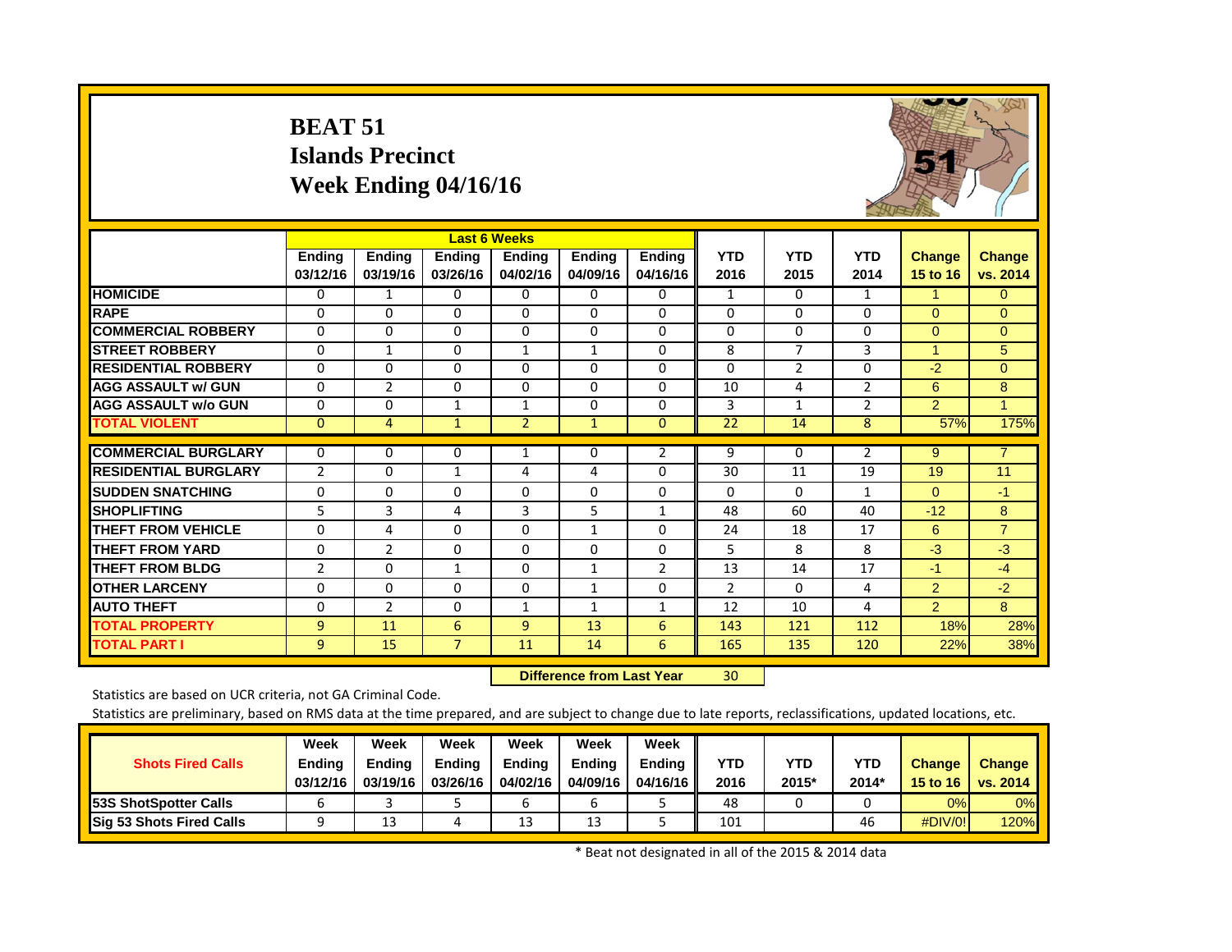# BEAT 51
## Islands Precinct
## Week Ending 04/16/16

| | Last 6 Weeks | | | | | | | | | | |
|---|---|---|---|---|---|---|---|---|---|---|---|
| | Ending 03/12/16 | Ending 03/19/16 | Ending 03/26/16 | Ending 04/02/16 | Ending 04/09/16 | Ending 04/16/16 | YTD 2016 | YTD 2015 | YTD 2014 | Change 15 to 16 | Change vs. 2014 |
| **HOMICIDE** | 0 | 1 | 0 | 0 | 0 | 0 | 1 | 0 | 1 | 1 | 0 |
| **RAPE** | 0 | 0 | 0 | 0 | 0 | 0 | 0 | 0 | 0 | 0 | 0 |
| **COMMERCIAL ROBBERY** | 0 | 0 | 0 | 0 | 0 | 0 | 0 | 0 | 0 | 0 | 0 |
| **STREET ROBBERY** | 0 | 1 | 0 | 1 | 1 | 0 | 8 | 7 | 3 | 1 | 5 |
| **RESIDENTIAL ROBBERY** | 0 | 0 | 0 | 0 | 0 | 0 | 0 | 2 | 0 | -2 | 0 |
| **AGG ASSAULT w/ GUN** | 0 | 2 | 0 | 0 | 0 | 0 | 10 | 4 | 2 | 6 | 8 |
| **AGG ASSAULT w/o GUN** | 0 | 0 | 1 | 1 | 0 | 0 | 3 | 1 | 2 | 2 | 1 |
| **TOTAL VIOLENT** | 0 | 4 | 1 | 2 | 1 | 0 | 22 | 14 | 8 | 57% | 175% |
| **COMMERCIAL BURGLARY** | 0 | 0 | 0 | 1 | 0 | 2 | 9 | 0 | 2 | 9 | 7 |
| **RESIDENTIAL BURGLARY** | 2 | 0 | 1 | 4 | 4 | 0 | 30 | 11 | 19 | 19 | 11 |
| **SUDDEN SNATCHING** | 0 | 0 | 0 | 0 | 0 | 0 | 0 | 0 | 1 | 0 | -1 |
| **SHOPLIFTING** | 5 | 3 | 4 | 3 | 5 | 1 | 48 | 60 | 40 | -12 | 8 |
| **THEFT FROM VEHICLE** | 0 | 4 | 0 | 0 | 1 | 0 | 24 | 18 | 17 | 6 | 7 |
| **THEFT FROM YARD** | 0 | 2 | 0 | 0 | 0 | 0 | 5 | 8 | 8 | -3 | -3 |
| **THEFT FROM BLDG** | 2 | 0 | 1 | 0 | 1 | 2 | 13 | 14 | 17 | -1 | -4 |
| **OTHER LARCENY** | 0 | 0 | 0 | 0 | 1 | 0 | 2 | 0 | 4 | 2 | -2 |
| **AUTO THEFT** | 0 | 2 | 0 | 1 | 1 | 1 | 12 | 10 | 4 | 2 | 8 |
| **TOTAL PROPERTY** | 9 | 11 | 6 | 9 | 13 | 6 | 143 | 121 | 112 | 18% | 28% |
| **TOTAL PART I** | 9 | 15 | 7 | 11 | 14 | 6 | 165 | 135 | 120 | 22% | 38% |

**Difference from Last Year** 30

Statistics are based on UCR criteria, not GA Criminal Code.

Statistics are preliminary, based on RMS data at the time prepared, and are subject to change due to late reports, reclassifications, updated locations, etc.

| Shots Fired Calls | Week Ending 03/12/16 | Week Ending 03/19/16 | Week Ending 03/26/16 | Week Ending 04/02/16 | Week Ending 04/09/16 | Week Ending 04/16/16 | YTD 2016 | YTD 2015* | YTD 2014* | Change 15 to 16 | Change vs. 2014 |
|---|---|---|---|---|---|---|---|---|---|---|---|
| **53S ShotSpotter Calls** | 6 | 3 | 5 | 6 | 6 | 5 | 48 | 0 | 0 | 0% | 0% |
| **Sig 53 Shots Fired Calls** | 9 | 13 | 4 | 13 | 13 | 5 | 101 | | 46 | #DIV/0! | 120% |

\* Beat not designated in all of the 2015 & 2014 data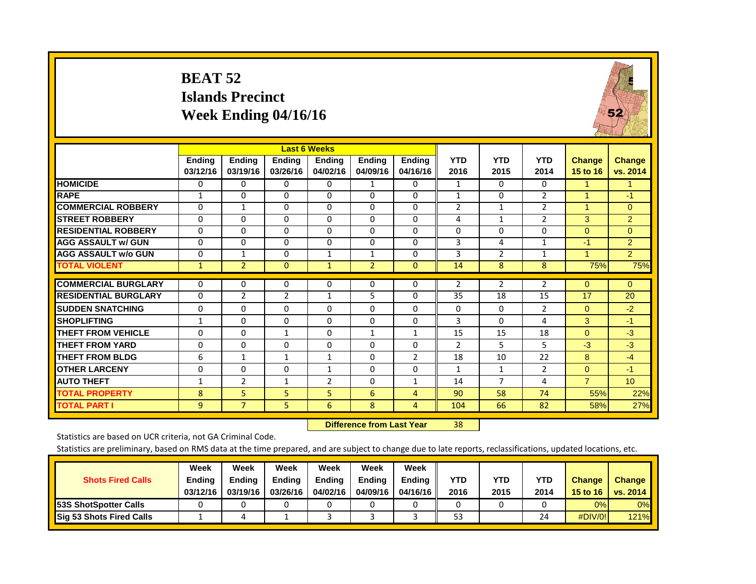# BEAT 52
## Islands Precinct
## Week Ending 04/16/16

| | Last 6 Weeks | | | | | | | | | | |
|---|---|---|---|---|---|---|---|---|---|---|---|
| | Ending 03/12/16 | Ending 03/19/16 | Ending 03/26/16 | Ending 04/02/16 | Ending 04/09/16 | Ending 04/16/16 | YTD 2016 | YTD 2015 | YTD 2014 | Change 15 to 16 | Change vs. 2014 |
| HOMICIDE | 0 | 0 | 0 | 0 | 1 | 0 | 1 | 0 | 0 | 1 | 1 |
| RAPE | 1 | 0 | 0 | 0 | 0 | 0 | 1 | 0 | 2 | 1 | -1 |
| COMMERCIAL ROBBERY | 0 | 1 | 0 | 0 | 0 | 0 | 2 | 1 | 2 | 1 | 0 |
| STREET ROBBERY | 0 | 0 | 0 | 0 | 0 | 0 | 4 | 1 | 2 | 3 | 2 |
| RESIDENTIAL ROBBERY | 0 | 0 | 0 | 0 | 0 | 0 | 0 | 0 | 0 | 0 | 0 |
| AGG ASSAULT w/ GUN | 0 | 0 | 0 | 0 | 0 | 0 | 3 | 4 | 1 | -1 | 2 |
| AGG ASSAULT w/o GUN | 0 | 1 | 0 | 1 | 1 | 0 | 3 | 2 | 1 | 1 | 2 |
| TOTAL VIOLENT | 1 | 2 | 0 | 1 | 2 | 0 | 14 | 8 | 8 | 75% | 75% |
| COMMERCIAL BURGLARY | 0 | 0 | 0 | 0 | 0 | 0 | 2 | 2 | 2 | 0 | 0 |
| RESIDENTIAL BURGLARY | 0 | 2 | 2 | 1 | 5 | 0 | 35 | 18 | 15 | 17 | 20 |
| SUDDEN SNATCHING | 0 | 0 | 0 | 0 | 0 | 0 | 0 | 0 | 2 | 0 | -2 |
| SHOPLIFTING | 1 | 0 | 0 | 0 | 0 | 0 | 3 | 0 | 4 | 3 | -1 |
| THEFT FROM VEHICLE | 0 | 0 | 1 | 0 | 1 | 1 | 15 | 15 | 18 | 0 | -3 |
| THEFT FROM YARD | 0 | 0 | 0 | 0 | 0 | 0 | 2 | 5 | 5 | -3 | -3 |
| THEFT FROM BLDG | 6 | 1 | 1 | 1 | 0 | 2 | 18 | 10 | 22 | 8 | -4 |
| OTHER LARCENY | 0 | 0 | 0 | 1 | 0 | 0 | 1 | 1 | 2 | 0 | -1 |
| AUTO THEFT | 1 | 2 | 1 | 2 | 0 | 1 | 14 | 7 | 4 | 7 | 10 |
| TOTAL PROPERTY | 8 | 5 | 5 | 5 | 6 | 4 | 90 | 58 | 74 | 55% | 22% |
| TOTAL PART I | 9 | 7 | 5 | 6 | 8 | 4 | 104 | 66 | 82 | 58% | 27% |

**Difference from Last Year** 38

Statistics are based on UCR criteria, not GA Criminal Code.

Statistics are preliminary, based on RMS data at the time prepared, and are subject to change due to late reports, reclassifications, updated locations, etc.

| Shots Fired Calls | Week Ending 03/12/16 | Week Ending 03/19/16 | Week Ending 03/26/16 | Week Ending 04/02/16 | Week Ending 04/09/16 | Week Ending 04/16/16 | YTD 2016 | YTD 2015 | YTD 2014 | Change 15 to 16 | Change vs. 2014 |
|---|---|---|---|---|---|---|---|---|---|---|---|
| 53S ShotSpotter Calls | 0 | 0 | 0 | 0 | 0 | 0 | 0 | 0 | 0 | 0% | 0% |
| Sig 53 Shots Fired Calls | 1 | 4 | 1 | 3 | 3 | 3 | 53 | | 24 | #DIV/0! | 121% |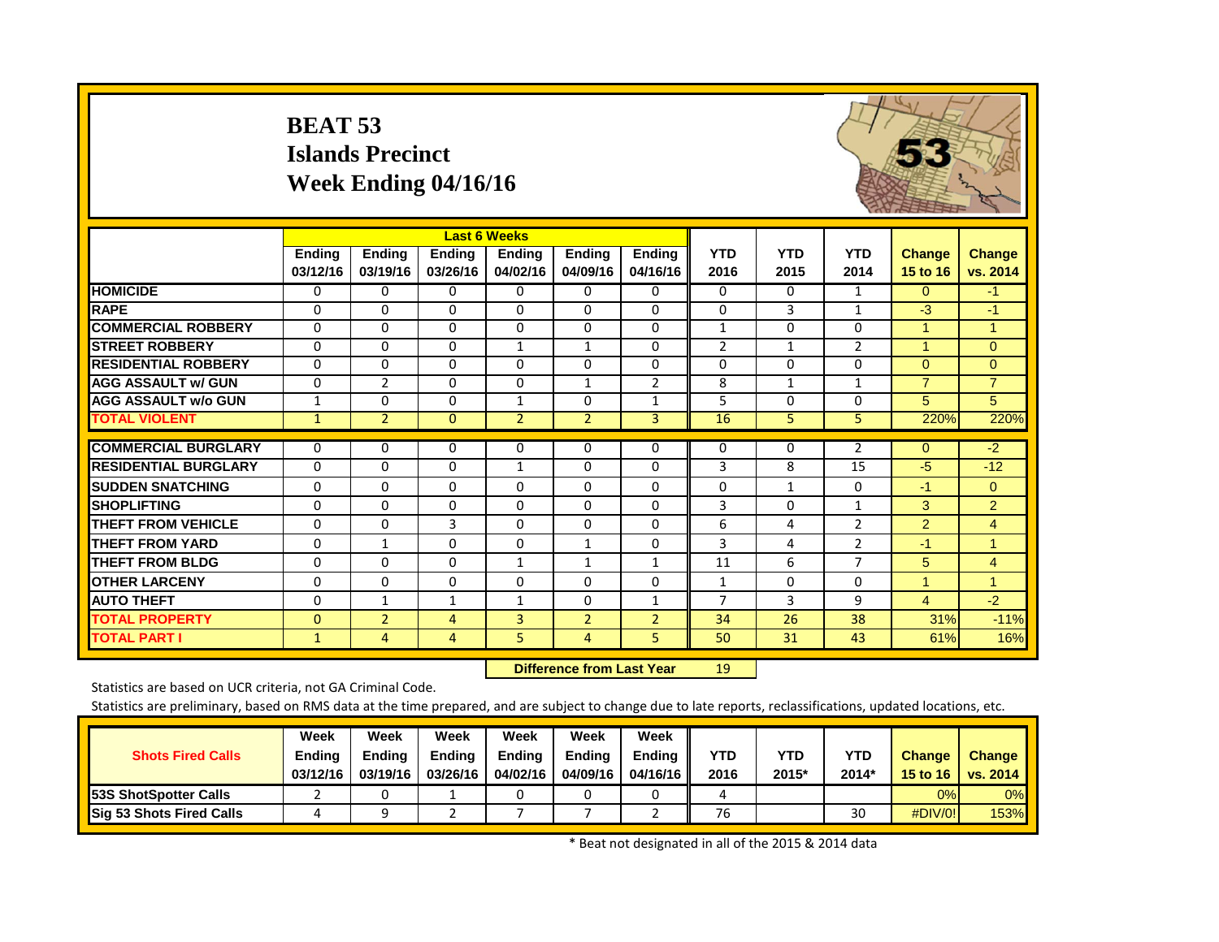# BEAT 53
# Islands Precinct
# Week Ending 04/16/16

| | Last 6 Weeks | | | | | | | | | | |
|---|---|---|---|---|---|---|---|---|---|---|---|
| | Ending 03/12/16 | Ending 03/19/16 | Ending 03/26/16 | Ending 04/02/16 | Ending 04/09/16 | Ending 04/16/16 | YTD 2016 | YTD 2015 | YTD 2014 | Change 15 to 16 | Change vs. 2014 |
| **HOMICIDE** | 0 | 0 | 0 | 0 | 0 | 0 | 0 | 0 | 1 | 0 | -1 |
| **RAPE** | 0 | 0 | 0 | 0 | 0 | 0 | 0 | 3 | 1 | -3 | -1 |
| **COMMERCIAL ROBBERY** | 0 | 0 | 0 | 0 | 0 | 0 | 1 | 0 | 0 | 1 | 1 |
| **STREET ROBBERY** | 0 | 0 | 0 | 1 | 1 | 0 | 2 | 1 | 2 | 1 | 0 |
| **RESIDENTIAL ROBBERY** | 0 | 0 | 0 | 0 | 0 | 0 | 0 | 0 | 0 | 0 | 0 |
| **AGG ASSAULT w/ GUN** | 0 | 2 | 0 | 0 | 1 | 2 | 8 | 1 | 1 | 7 | 7 |
| **AGG ASSAULT w/o GUN** | 1 | 0 | 0 | 1 | 0 | 1 | 5 | 0 | 0 | 5 | 5 |
| **TOTAL VIOLENT** | 1 | 2 | 0 | 2 | 2 | 3 | 16 | 5 | 5 | 220% | 220% |
| **COMMERCIAL BURGLARY** | 0 | 0 | 0 | 0 | 0 | 0 | 0 | 0 | 2 | 0 | -2 |
| **RESIDENTIAL BURGLARY** | 0 | 0 | 0 | 1 | 0 | 0 | 3 | 8 | 15 | -5 | -12 |
| **SUDDEN SNATCHING** | 0 | 0 | 0 | 0 | 0 | 0 | 0 | 1 | 0 | -1 | 0 |
| **SHOPLIFTING** | 0 | 0 | 0 | 0 | 0 | 0 | 3 | 0 | 1 | 3 | 2 |
| **THEFT FROM VEHICLE** | 0 | 0 | 3 | 0 | 0 | 0 | 6 | 4 | 2 | 2 | 4 |
| **THEFT FROM YARD** | 0 | 1 | 0 | 0 | 1 | 0 | 3 | 4 | 2 | -1 | 1 |
| **THEFT FROM BLDG** | 0 | 0 | 0 | 1 | 1 | 1 | 11 | 6 | 7 | 5 | 4 |
| **OTHER LARCENY** | 0 | 0 | 0 | 0 | 0 | 0 | 1 | 0 | 0 | 1 | 1 |
| **AUTO THEFT** | 0 | 1 | 1 | 1 | 0 | 1 | 7 | 3 | 9 | 4 | -2 |
| **TOTAL PROPERTY** | 0 | 2 | 4 | 3 | 2 | 2 | 34 | 26 | 38 | 31% | -11% |
| **TOTAL PART I** | 1 | 4 | 4 | 5 | 4 | 5 | 50 | 31 | 43 | 61% | 16% |

**Difference from Last Year** 19

Statistics are based on UCR criteria, not GA Criminal Code.

Statistics are preliminary, based on RMS data at the time prepared, and are subject to change due to late reports, reclassifications, updated locations, etc.

| Shots Fired Calls | Week Ending 03/12/16 | Week Ending 03/19/16 | Week Ending 03/26/16 | Week Ending 04/02/16 | Week Ending 04/09/16 | Week Ending 04/16/16 | YTD 2016 | YTD 2015* | YTD 2014* | Change 15 to 16 | Change vs. 2014 |
|---|---|---|---|---|---|---|---|---|---|---|---|
| **53S ShotSpotter Calls** | 2 | 0 | 1 | 0 | 0 | 0 | 4 | | | 0% | 0% |
| **Sig 53 Shots Fired Calls** | 4 | 9 | 2 | 7 | 7 | 2 | 76 | | 30 | #DIV/0! | 153% |

\* Beat not designated in all of the 2015 & 2014 data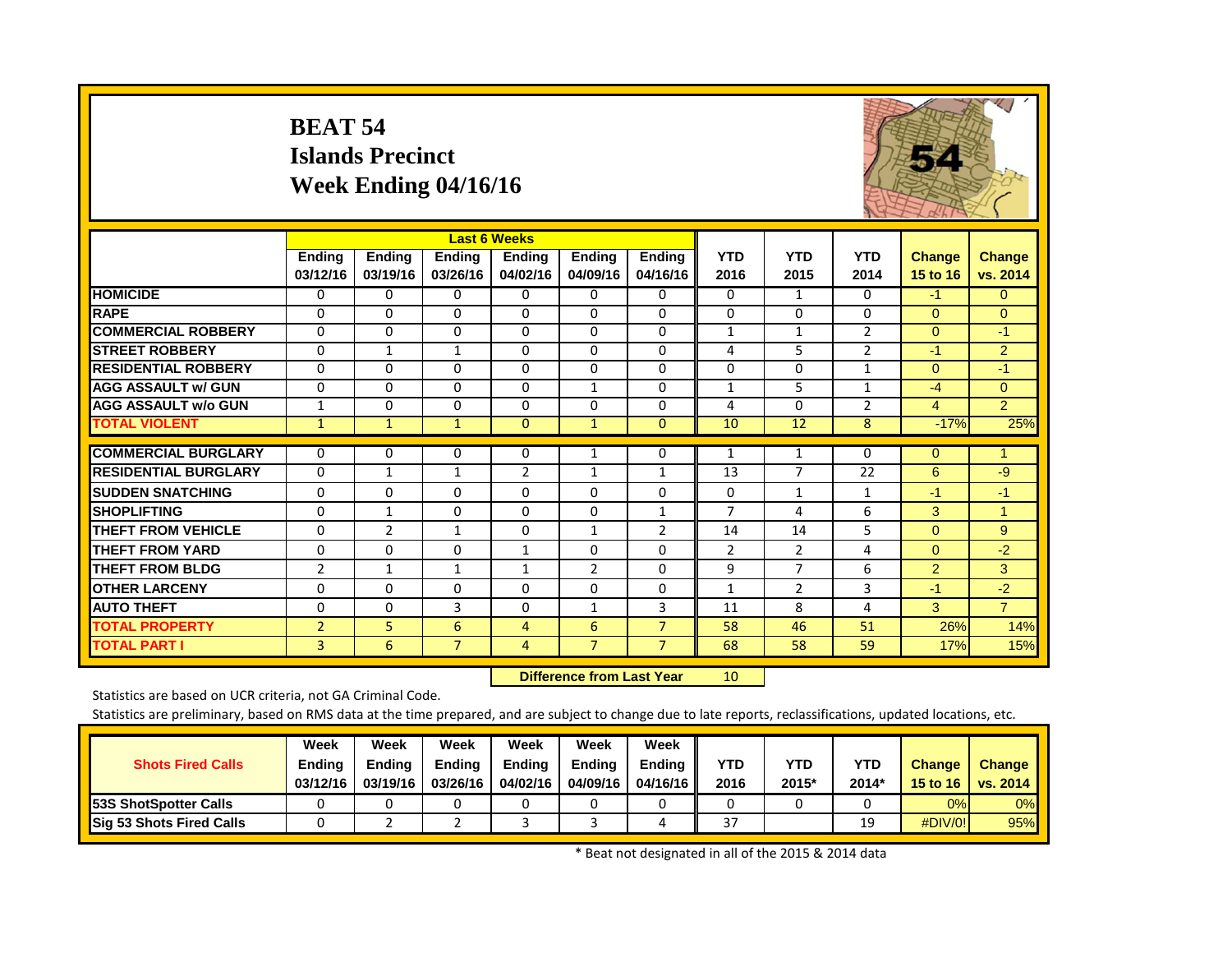# BEAT 54
# Islands Precinct
# Week Ending 04/16/16

| | Last 6 Weeks | | | | | | | | | | |
|---|---|---|---|---|---|---|---|---|---|---|---|
| | Ending 03/12/16 | Ending 03/19/16 | Ending 03/26/16 | Ending 04/02/16 | Ending 04/09/16 | Ending 04/16/16 | YTD 2016 | YTD 2015 | YTD 2014 | Change 15 to 16 | Change vs. 2014 |
| HOMICIDE | 0 | 0 | 0 | 0 | 0 | 0 | 0 | 1 | 0 | -1 | 0 |
| RAPE | 0 | 0 | 0 | 0 | 0 | 0 | 0 | 0 | 0 | 0 | 0 |
| COMMERCIAL ROBBERY | 0 | 0 | 0 | 0 | 0 | 0 | 1 | 1 | 2 | 0 | -1 |
| STREET ROBBERY | 0 | 1 | 1 | 0 | 0 | 0 | 4 | 5 | 2 | -1 | 2 |
| RESIDENTIAL ROBBERY | 0 | 0 | 0 | 0 | 0 | 0 | 0 | 0 | 1 | 0 | -1 |
| AGG ASSAULT w/ GUN | 0 | 0 | 0 | 0 | 1 | 0 | 1 | 5 | 1 | -4 | 0 |
| AGG ASSAULT w/o GUN | 1 | 0 | 0 | 0 | 0 | 0 | 4 | 0 | 2 | 4 | 2 |
| TOTAL VIOLENT | 1 | 1 | 1 | 0 | 1 | 0 | 10 | 12 | 8 | -17% | 25% |
| COMMERCIAL BURGLARY | 0 | 0 | 0 | 0 | 1 | 0 | 1 | 1 | 0 | 0 | 1 |
| RESIDENTIAL BURGLARY | 0 | 1 | 1 | 2 | 1 | 1 | 13 | 7 | 22 | 6 | -9 |
| SUDDEN SNATCHING | 0 | 0 | 0 | 0 | 0 | 0 | 0 | 1 | 1 | -1 | -1 |
| SHOPLIFTING | 0 | 1 | 0 | 0 | 0 | 1 | 7 | 4 | 6 | 3 | 1 |
| THEFT FROM VEHICLE | 0 | 2 | 1 | 0 | 1 | 2 | 14 | 14 | 5 | 0 | 9 |
| THEFT FROM YARD | 0 | 0 | 0 | 1 | 0 | 0 | 2 | 2 | 4 | 0 | -2 |
| THEFT FROM BLDG | 2 | 1 | 1 | 1 | 2 | 0 | 9 | 7 | 6 | 2 | 3 |
| OTHER LARCENY | 0 | 0 | 0 | 0 | 0 | 0 | 1 | 2 | 3 | -1 | -2 |
| AUTO THEFT | 0 | 0 | 3 | 0 | 1 | 3 | 11 | 8 | 4 | 3 | 7 |
| TOTAL PROPERTY | 2 | 5 | 6 | 4 | 6 | 7 | 58 | 46 | 51 | 26% | 14% |
| TOTAL PART I | 3 | 6 | 7 | 4 | 7 | 7 | 68 | 58 | 59 | 17% | 15% |

**Difference from Last Year** 10

Statistics are based on UCR criteria, not GA Criminal Code.

Statistics are preliminary, based on RMS data at the time prepared, and are subject to change due to late reports, reclassifications, updated locations, etc.

| Shots Fired Calls | Week Ending 03/12/16 | Week Ending 03/19/16 | Week Ending 03/26/16 | Week Ending 04/02/16 | Week Ending 04/09/16 | Week Ending 04/16/16 | YTD 2016 | YTD 2015* | YTD 2014* | Change 15 to 16 | Change vs. 2014 |
|---|---|---|---|---|---|---|---|---|---|---|---|
| 53S ShotSpotter Calls | 0 | 0 | 0 | 0 | 0 | 0 | 0 | 0 | 0 | 0% | 0% |
| Sig 53 Shots Fired Calls | 0 | 2 | 2 | 3 | 3 | 4 | 37 | | 19 | #DIV/0! | 95% |

\* Beat not designated in all of the 2015 & 2014 data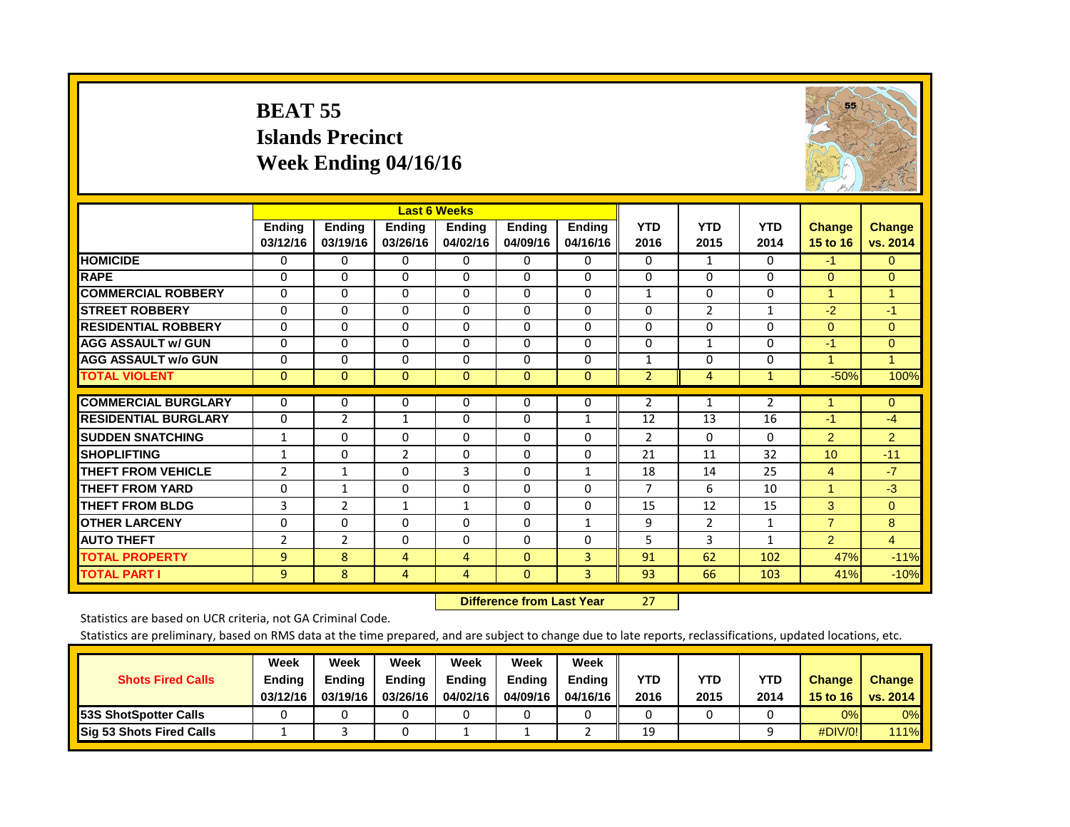# BEAT 55
## Islands Precinct
## Week Ending 04/16/16

| | Last 6 Weeks | | | | | | | | | | |
|---|---|---|---|---|---|---|---|---|---|---|---|
| | Ending 03/12/16 | Ending 03/19/16 | Ending 03/26/16 | Ending 04/02/16 | Ending 04/09/16 | Ending 04/16/16 | YTD 2016 | YTD 2015 | YTD 2014 | Change 15 to 16 | Change vs. 2014 |
| **HOMICIDE** | 0 | 0 | 0 | 0 | 0 | 0 | 0 | 1 | 0 | -1 | 0 |
| **RAPE** | 0 | 0 | 0 | 0 | 0 | 0 | 0 | 0 | 0 | 0 | 0 |
| **COMMERCIAL ROBBERY** | 0 | 0 | 0 | 0 | 0 | 0 | 1 | 0 | 0 | 1 | 1 |
| **STREET ROBBERY** | 0 | 0 | 0 | 0 | 0 | 0 | 0 | 2 | 1 | -2 | -1 |
| **RESIDENTIAL ROBBERY** | 0 | 0 | 0 | 0 | 0 | 0 | 0 | 0 | 0 | 0 | 0 |
| **AGG ASSAULT w/ GUN** | 0 | 0 | 0 | 0 | 0 | 0 | 0 | 1 | 0 | -1 | 0 |
| **AGG ASSAULT w/o GUN** | 0 | 0 | 0 | 0 | 0 | 0 | 1 | 0 | 0 | 1 | 1 |
| **TOTAL VIOLENT** | 0 | 0 | 0 | 0 | 0 | 0 | 2 | 4 | 1 | -50% | 100% |
| **COMMERCIAL BURGLARY** | 0 | 0 | 0 | 0 | 0 | 0 | 2 | 1 | 2 | 1 | 0 |
| **RESIDENTIAL BURGLARY** | 0 | 2 | 1 | 0 | 0 | 1 | 12 | 13 | 16 | -1 | -4 |
| **SUDDEN SNATCHING** | 1 | 0 | 0 | 0 | 0 | 0 | 2 | 0 | 0 | 2 | 2 |
| **SHOPLIFTING** | 1 | 0 | 2 | 0 | 0 | 0 | 21 | 11 | 32 | 10 | -11 |
| **THEFT FROM VEHICLE** | 2 | 1 | 0 | 3 | 0 | 1 | 18 | 14 | 25 | 4 | -7 |
| **THEFT FROM YARD** | 0 | 1 | 0 | 0 | 0 | 0 | 7 | 6 | 10 | 1 | -3 |
| **THEFT FROM BLDG** | 3 | 2 | 1 | 1 | 0 | 0 | 15 | 12 | 15 | 3 | 0 |
| **OTHER LARCENY** | 0 | 0 | 0 | 0 | 0 | 1 | 9 | 2 | 1 | 7 | 8 |
| **AUTO THEFT** | 2 | 2 | 0 | 0 | 0 | 0 | 5 | 3 | 1 | 2 | 4 |
| **TOTAL PROPERTY** | 9 | 8 | 4 | 4 | 0 | 3 | 91 | 62 | 102 | 47% | -11% |
| **TOTAL PART I** | 9 | 8 | 4 | 4 | 0 | 3 | 93 | 66 | 103 | 41% | -10% |

**Difference from Last Year** 27

Statistics are based on UCR criteria, not GA Criminal Code.

Statistics are preliminary, based on RMS data at the time prepared, and are subject to change due to late reports, reclassifications, updated locations, etc.

| Shots Fired Calls | Week Ending 03/12/16 | Week Ending 03/19/16 | Week Ending 03/26/16 | Week Ending 04/02/16 | Week Ending 04/09/16 | Week Ending 04/16/16 | YTD 2016 | YTD 2015 | YTD 2014 | Change 15 to 16 | Change vs. 2014 |
|---|---|---|---|---|---|---|---|---|---|---|---|
| **53S ShotSpotter Calls** | 0 | 0 | 0 | 0 | 0 | 0 | 0 | 0 | 0 | 0% | 0% |
| **Sig 53 Shots Fired Calls** | 1 | 3 | 0 | 1 | 1 | 2 | 19 | | 9 | #DIV/0! | 111% |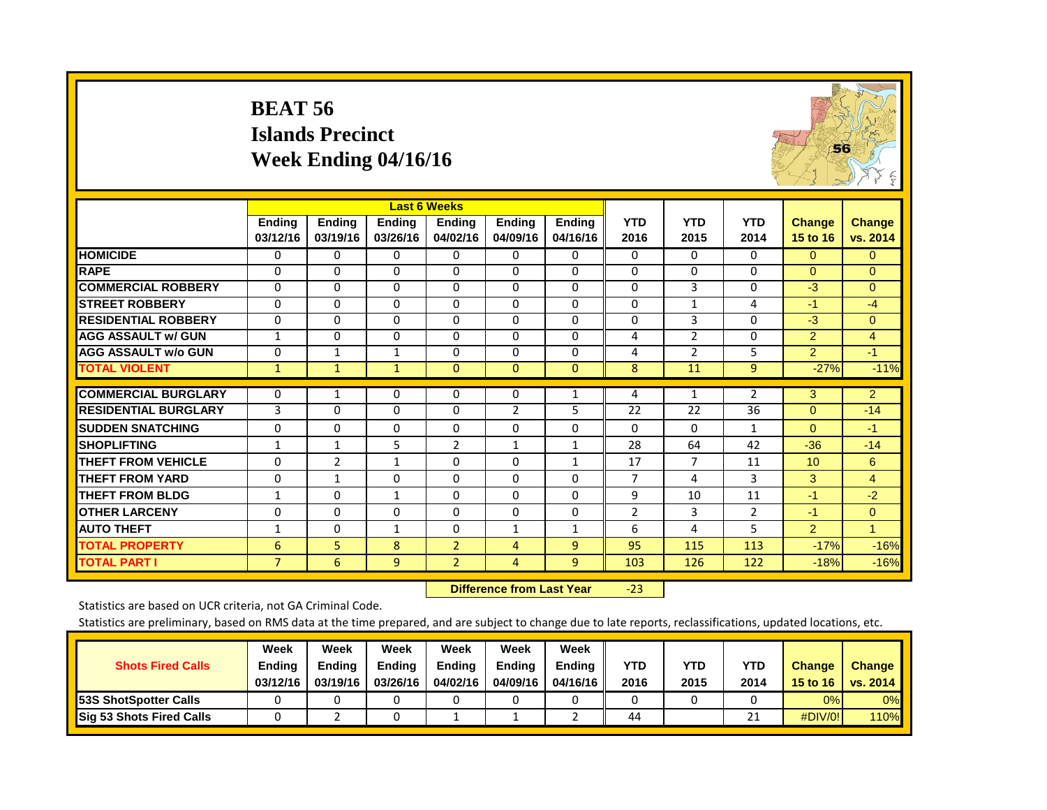# BEAT 56
## Islands Precinct
## Week Ending 04/16/16

| | Last 6 Weeks | | | | | | | | | | |
|---|---|---|---|---|---|---|---|---|---|---|---|
| | Ending 03/12/16 | Ending 03/19/16 | Ending 03/26/16 | Ending 04/02/16 | Ending 04/09/16 | Ending 04/16/16 | YTD 2016 | YTD 2015 | YTD 2014 | Change 15 to 16 | Change vs. 2014 |
| **HOMICIDE** | 0 | 0 | 0 | 0 | 0 | 0 | 0 | 0 | 0 | 0 | 0 |
| **RAPE** | 0 | 0 | 0 | 0 | 0 | 0 | 0 | 0 | 0 | 0 | 0 |
| **COMMERCIAL ROBBERY** | 0 | 0 | 0 | 0 | 0 | 0 | 0 | 3 | 0 | -3 | 0 |
| **STREET ROBBERY** | 0 | 0 | 0 | 0 | 0 | 0 | 0 | 1 | 4 | -1 | -4 |
| **RESIDENTIAL ROBBERY** | 0 | 0 | 0 | 0 | 0 | 0 | 0 | 3 | 0 | -3 | 0 |
| **AGG ASSAULT w/ GUN** | 1 | 0 | 0 | 0 | 0 | 0 | 4 | 2 | 0 | 2 | 4 |
| **AGG ASSAULT w/o GUN** | 0 | 1 | 1 | 0 | 0 | 0 | 4 | 2 | 5 | 2 | -1 |
| **TOTAL VIOLENT** | 1 | 1 | 1 | 0 | 0 | 0 | 8 | 11 | 9 | -27% | -11% |
| **COMMERCIAL BURGLARY** | 0 | 1 | 0 | 0 | 0 | 1 | 4 | 1 | 2 | 3 | 2 |
| **RESIDENTIAL BURGLARY** | 3 | 0 | 0 | 0 | 2 | 5 | 22 | 22 | 36 | 0 | -14 |
| **SUDDEN SNATCHING** | 0 | 0 | 0 | 0 | 0 | 0 | 0 | 0 | 1 | 0 | -1 |
| **SHOPLIFTING** | 1 | 1 | 5 | 2 | 1 | 1 | 28 | 64 | 42 | -36 | -14 |
| **THEFT FROM VEHICLE** | 0 | 2 | 1 | 0 | 0 | 1 | 17 | 7 | 11 | 10 | 6 |
| **THEFT FROM YARD** | 0 | 1 | 0 | 0 | 0 | 0 | 7 | 4 | 3 | 3 | 4 |
| **THEFT FROM BLDG** | 1 | 0 | 1 | 0 | 0 | 0 | 9 | 10 | 11 | -1 | -2 |
| **OTHER LARCENY** | 0 | 0 | 0 | 0 | 0 | 0 | 2 | 3 | 2 | -1 | 0 |
| **AUTO THEFT** | 1 | 0 | 1 | 0 | 1 | 1 | 6 | 4 | 5 | 2 | 1 |
| **TOTAL PROPERTY** | 6 | 5 | 8 | 2 | 4 | 9 | 95 | 115 | 113 | -17% | -16% |
| **TOTAL PART I** | 7 | 6 | 9 | 2 | 4 | 9 | 103 | 126 | 122 | -18% | -16% |

**Difference from Last Year** -23

Statistics are based on UCR criteria, not GA Criminal Code.

Statistics are preliminary, based on RMS data at the time prepared, and are subject to change due to late reports, reclassifications, updated locations, etc.

| Shots Fired Calls | Week Ending 03/12/16 | Week Ending 03/19/16 | Week Ending 03/26/16 | Week Ending 04/02/16 | Week Ending 04/09/16 | Week Ending 04/16/16 | YTD 2016 | YTD 2015 | YTD 2014 | Change 15 to 16 | Change vs. 2014 |
|---|---|---|---|---|---|---|---|---|---|---|---|
| **53S ShotSpotter Calls** | 0 | 0 | 0 | 0 | 0 | 0 | 0 | 0 | 0 | 0% | 0% |
| **Sig 53 Shots Fired Calls** | 0 | 2 | 0 | 1 | 1 | 2 | 44 | | 21 | #DIV/0! | 110% |